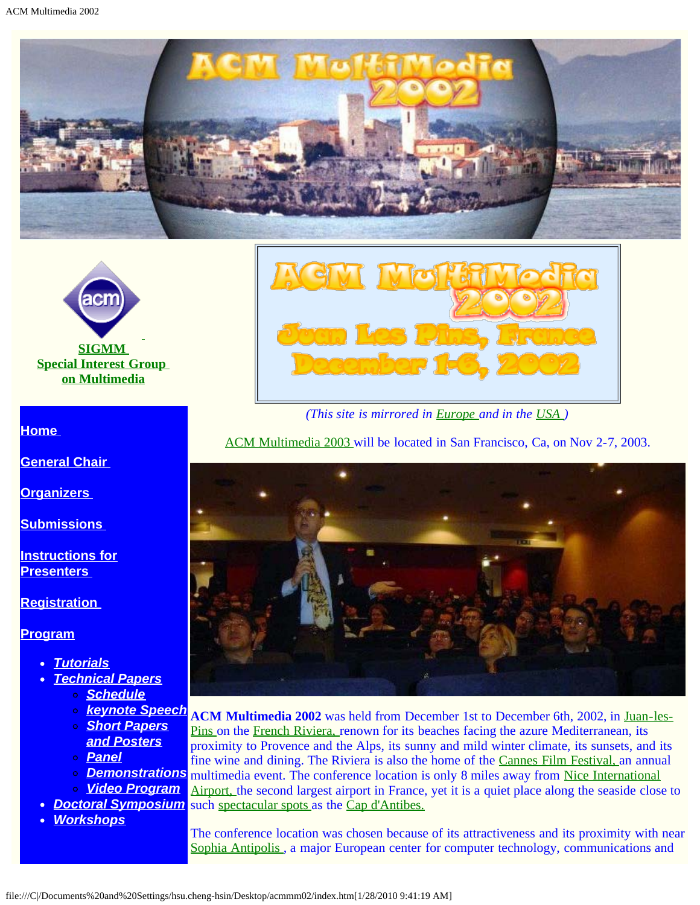# ACM MultiMedia 2002

SIGMM Special Interest Group on Multimedia

**ACM MultiMedia 2002**
**Juan Les Pins, France**
**December 1-6, 2002**

*(This site is mirrored in Europe and in the USA )*

ACM Multimedia 2003 will be located in San Francisco, Ca, on Nov 2-7, 2003.

- Home
- General Chair
- Organizers
- Submissions
- Instructions for Presenters
- Registration
- Program
  - *Tutorials*
  - *Technical Papers*
    - *Schedule*
    - *keynote Speech*
    - *Short Papers and Posters*
    - *Panel*
    - *Demonstrations*
    - *Video Program*
  - *Doctoral Symposium*
  - *Workshops*

**ACM Multimedia 2002** was held from December 1st to December 6th, 2002, in Juan-les-Pins on the French Riviera, renown for its beaches facing the azure Mediterranean, its proximity to Provence and the Alps, its sunny and mild winter climate, its sunsets, and its fine wine and dining. The Riviera is also the home of the Cannes Film Festival, an annual multimedia event. The conference location is only 8 miles away from Nice International Airport, the second largest airport in France, yet it is a quiet place along the seaside close to such spectacular spots as the Cap d'Antibes.

The conference location was chosen because of its attractiveness and its proximity with near Sophia Antipolis , a major European center for computer technology, communications and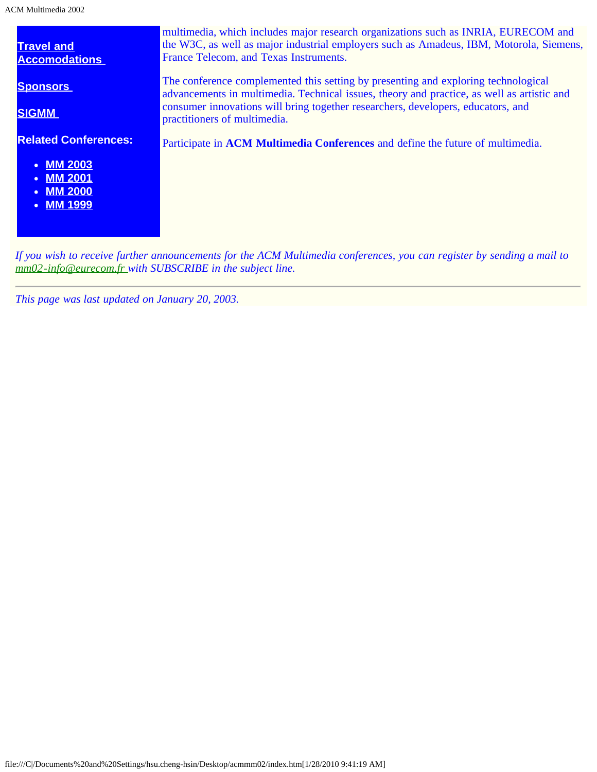**Travel and Accomodations**

**Sponsors**

**SIGMM**

**Related Conferences:**

- **MM 2003**
- **MM 2001**
- **MM 2000**
- **MM 1999**

multimedia, which includes major research organizations such as INRIA, EURECOM and the W3C, as well as major industrial employers such as Amadeus, IBM, Motorola, Siemens, France Telecom, and Texas Instruments.

The conference complemented this setting by presenting and exploring technological advancements in multimedia. Technical issues, theory and practice, as well as artistic and consumer innovations will bring together researchers, developers, educators, and practitioners of multimedia.

Participate in **ACM Multimedia Conferences** and define the future of multimedia.

*If you wish to receive further announcements for the ACM Multimedia conferences, you can register by sending a mail to mm02-info@eurecom.fr with SUBSCRIBE in the subject line.*

---

*This page was last updated on January 20, 2003.*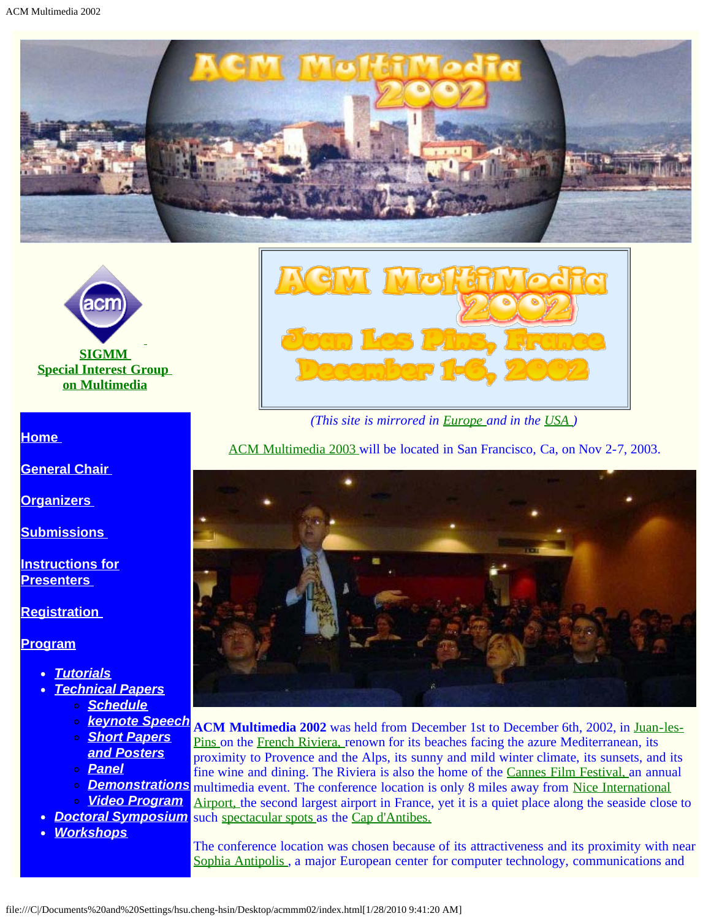SIGMM Special Interest Group on Multimedia

- Home
- General Chair
- Organizers
- Submissions
- Instructions for Presenters
- Registration
- Program
  - Tutorials
  - Technical Papers
    - Schedule
    - keynote Speech
    - Short Papers and Posters
    - Panel
    - Demonstrations
    - Video Program
  - Doctoral Symposium
  - Workshops

ACM MultiMedia 2002
Juan Les Pins, France
December 1-6, 2002

*(This site is mirrored in Europe and in the USA )*

ACM Multimedia 2003 will be located in San Francisco, Ca, on Nov 2-7, 2003.

**ACM Multimedia 2002** was held from December 1st to December 6th, 2002, in Juan-les-Pins on the French Riviera, renown for its beaches facing the azure Mediterranean, its proximity to Provence and the Alps, its sunny and mild winter climate, its sunsets, and its fine wine and dining. The Riviera is also the home of the Cannes Film Festival, an annual multimedia event. The conference location is only 8 miles away from Nice International Airport, the second largest airport in France, yet it is a quiet place along the seaside close to such spectacular spots as the Cap d'Antibes.

The conference location was chosen because of its attractiveness and its proximity with near Sophia Antipolis , a major European center for computer technology, communications and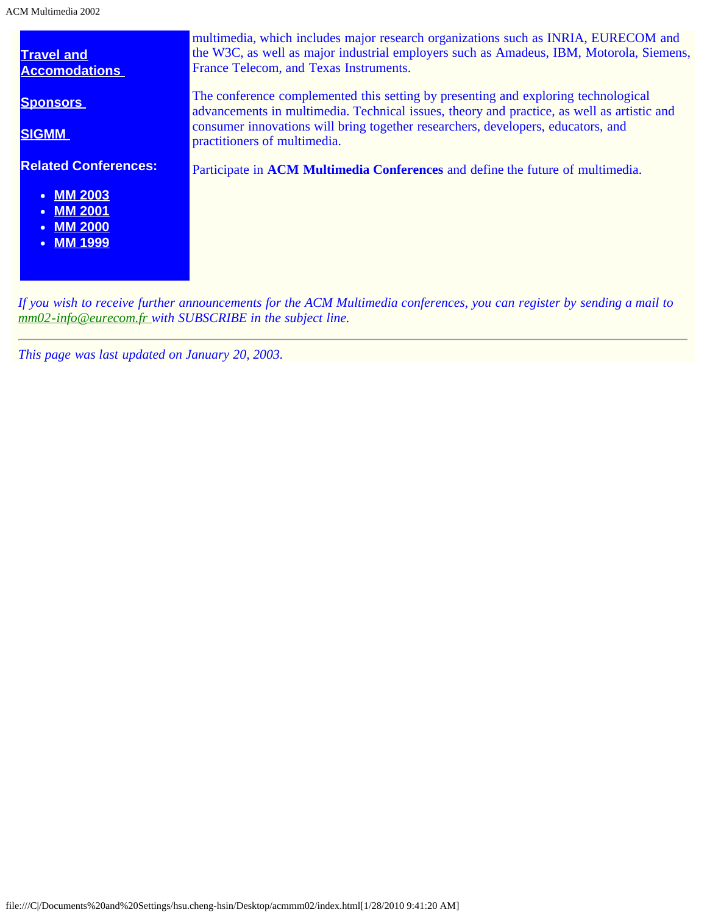**Travel and Accomodations**

**Sponsors**

**SIGMM**

**Related Conferences:**

- **MM 2003**
- **MM 2001**
- **MM 2000**
- **MM 1999**

multimedia, which includes major research organizations such as INRIA, EURECOM and the W3C, as well as major industrial employers such as Amadeus, IBM, Motorola, Siemens, France Telecom, and Texas Instruments.

The conference complemented this setting by presenting and exploring technological advancements in multimedia. Technical issues, theory and practice, as well as artistic and consumer innovations will bring together researchers, developers, educators, and practitioners of multimedia.

Participate in **ACM Multimedia Conferences** and define the future of multimedia.

*If you wish to receive further announcements for the ACM Multimedia conferences, you can register by sending a mail to mm02-info@eurecom.fr with SUBSCRIBE in the subject line.*

---

*This page was last updated on January 20, 2003.*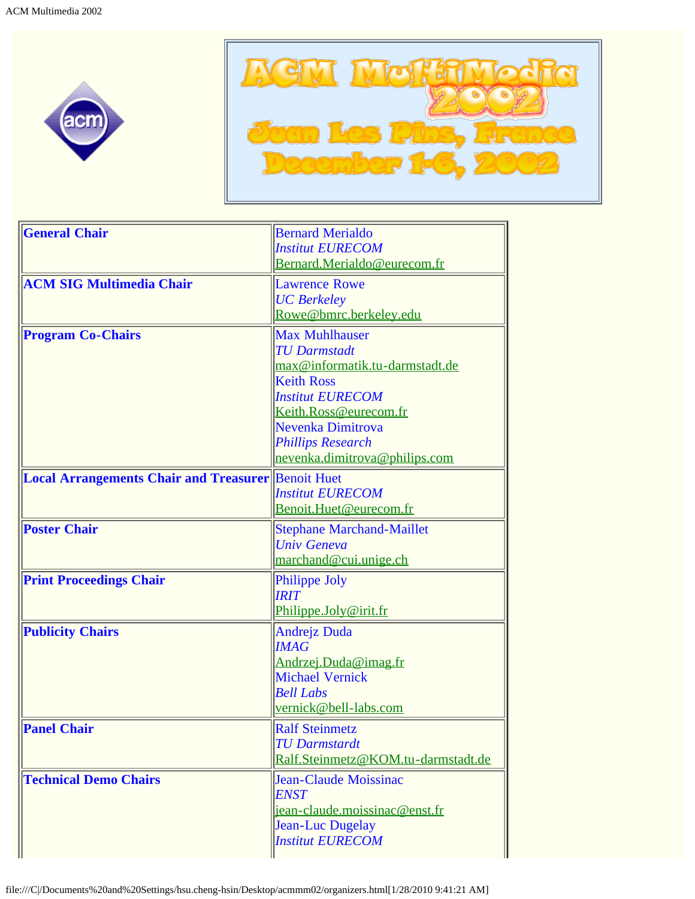# ACM MultiMedia 2002

## Juan Les Pins, France

## December 1-6, 2002

| | |
|---|---|
| **General Chair** | Bernard Merialdo<br>*Institut EURECOM*<br>Bernard.Merialdo@eurecom.fr |
| **ACM SIG Multimedia Chair** | Lawrence Rowe<br>*UC Berkeley*<br>Rowe@bmrc.berkeley.edu |
| **Program Co-Chairs** | Max Muhlhauser<br>*TU Darmstadt*<br>max@informatik.tu-darmstadt.de<br>Keith Ross<br>*Institut EURECOM*<br>Keith.Ross@eurecom.fr<br>Nevenka Dimitrova<br>*Phillips Research*<br>nevenka.dimitrova@philips.com |
| **Local Arrangements Chair and Treasurer** | Benoit Huet<br>*Institut EURECOM*<br>Benoit.Huet@eurecom.fr |
| **Poster Chair** | Stephane Marchand-Maillet<br>*Univ Geneva*<br>marchand@cui.unige.ch |
| **Print Proceedings Chair** | Philippe Joly<br>*IRIT*<br>Philippe.Joly@irit.fr |
| **Publicity Chairs** | Andrejz Duda<br>*IMAG*<br>Andrzej.Duda@imag.fr<br>Michael Vernick<br>*Bell Labs*<br>vernick@bell-labs.com |
| **Panel Chair** | Ralf Steinmetz<br>*TU Darmstardt*<br>Ralf.Steinmetz@KOM.tu-darmstadt.de |
| **Technical Demo Chairs** | Jean-Claude Moissinac<br>*ENST*<br>jean-claude.moissinac@enst.fr<br>Jean-Luc Dugelay<br>*Institut EURECOM* |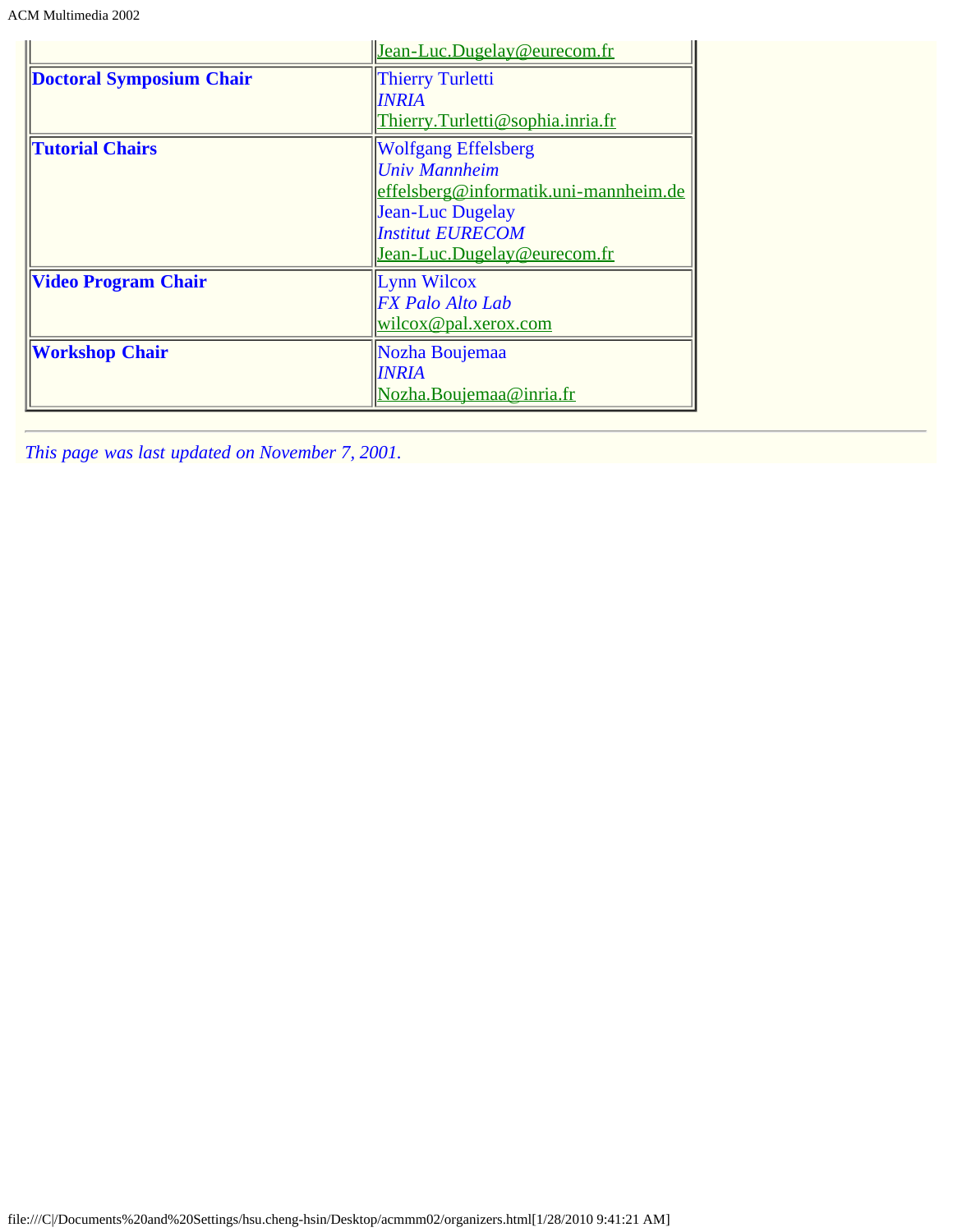| | |
|---|---|
| | Jean-Luc.Dugelay@eurecom.fr |
| **Doctoral Symposium Chair** | Thierry Turletti<br>*INRIA*<br>Thierry.Turletti@sophia.inria.fr |
| **Tutorial Chairs** | Wolfgang Effelsberg<br>*Univ Mannheim*<br>effelsberg@informatik.uni-mannheim.de<br>Jean-Luc Dugelay<br>*Institut EURECOM*<br>Jean-Luc.Dugelay@eurecom.fr |
| **Video Program Chair** | Lynn Wilcox<br>*FX Palo Alto Lab*<br>wilcox@pal.xerox.com |
| **Workshop Chair** | Nozha Boujemaa<br>*INRIA*<br>Nozha.Boujemaa@inria.fr |

---

*This page was last updated on November 7, 2001.*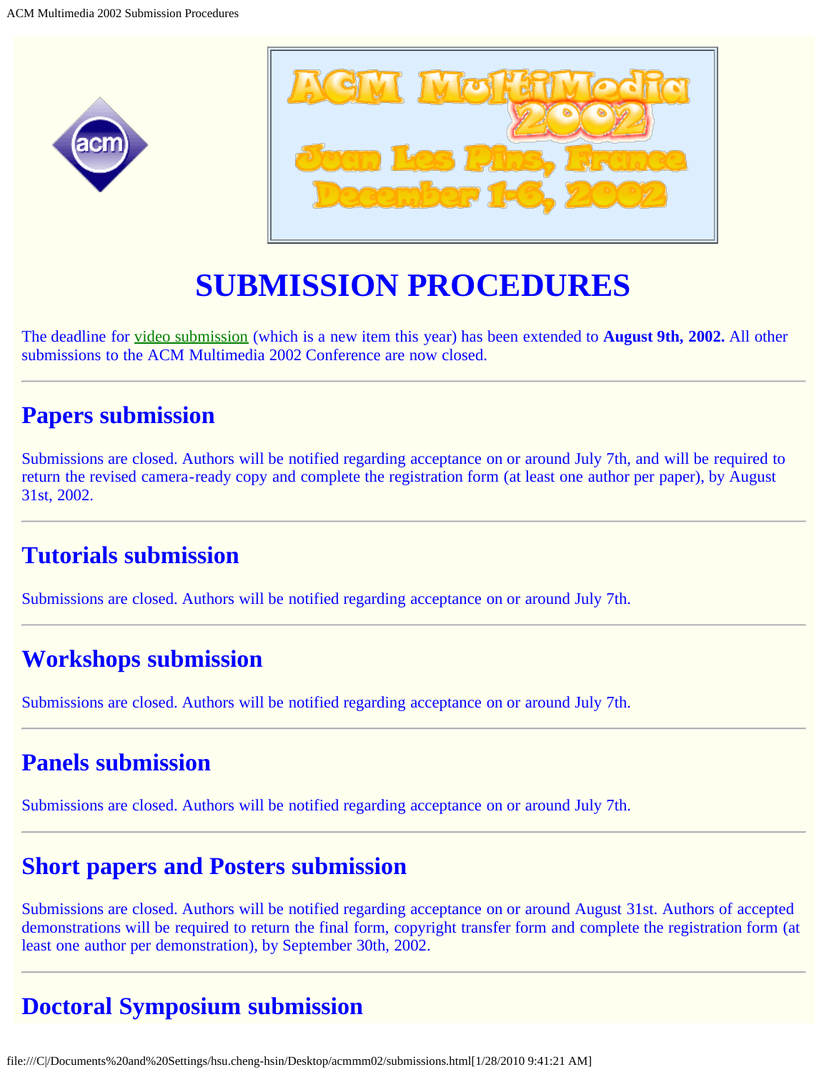# SUBMISSION PROCEDURES

The deadline for video submission (which is a new item this year) has been extended to **August 9th, 2002.** All other submissions to the ACM Multimedia 2002 Conference are now closed.

---

## Papers submission

Submissions are closed. Authors will be notified regarding acceptance on or around July 7th, and will be required to return the revised camera-ready copy and complete the registration form (at least one author per paper), by August 31st, 2002.

---

## Tutorials submission

Submissions are closed. Authors will be notified regarding acceptance on or around July 7th.

---

## Workshops submission

Submissions are closed. Authors will be notified regarding acceptance on or around July 7th.

---

## Panels submission

Submissions are closed. Authors will be notified regarding acceptance on or around July 7th.

---

## Short papers and Posters submission

Submissions are closed. Authors will be notified regarding acceptance on or around August 31st. Authors of accepted demonstrations will be required to return the final form, copyright transfer form and complete the registration form (at least one author per demonstration), by September 30th, 2002.

---

## Doctoral Symposium submission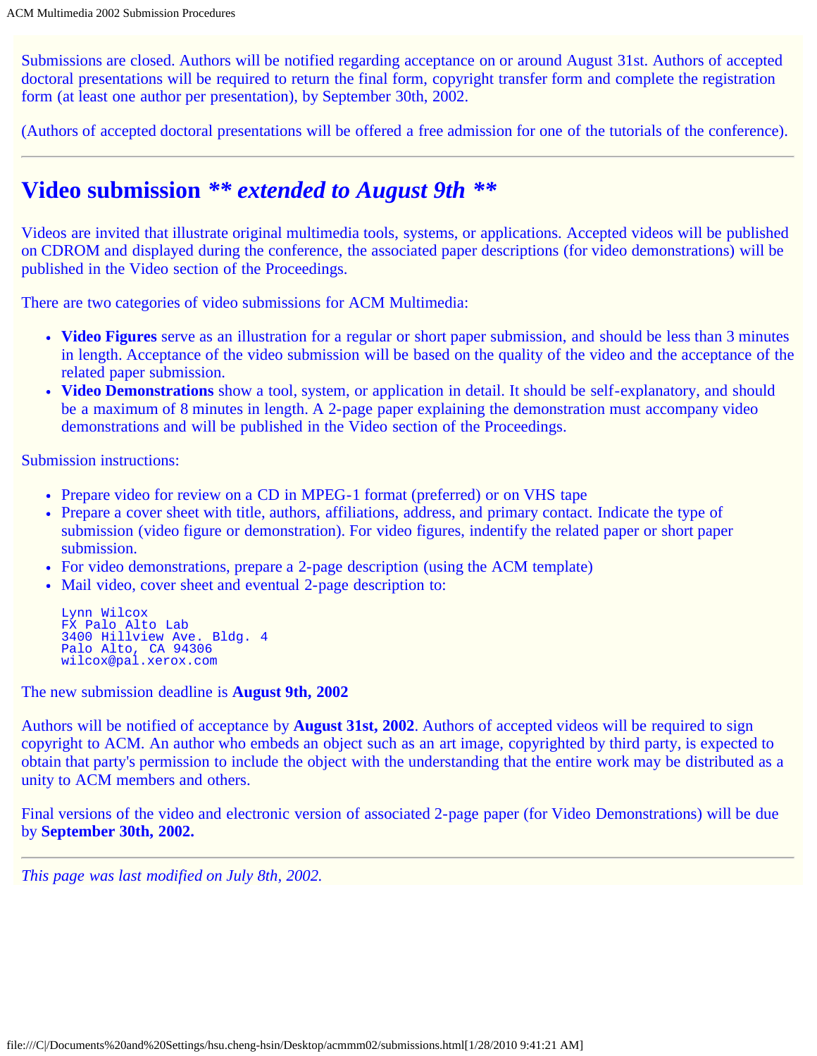Submissions are closed. Authors will be notified regarding acceptance on or around August 31st. Authors of accepted doctoral presentations will be required to return the final form, copyright transfer form and complete the registration form (at least one author per presentation), by September 30th, 2002.

(Authors of accepted doctoral presentations will be offered a free admission for one of the tutorials of the conference).

---

## Video submission *** extended to August 9th ***

Videos are invited that illustrate original multimedia tools, systems, or applications. Accepted videos will be published on CDROM and displayed during the conference, the associated paper descriptions (for video demonstrations) will be published in the Video section of the Proceedings.

There are two categories of video submissions for ACM Multimedia:

- **Video Figures** serve as an illustration for a regular or short paper submission, and should be less than 3 minutes in length. Acceptance of the video submission will be based on the quality of the video and the acceptance of the related paper submission.
- **Video Demonstrations** show a tool, system, or application in detail. It should be self-explanatory, and should be a maximum of 8 minutes in length. A 2-page paper explaining the demonstration must accompany video demonstrations and will be published in the Video section of the Proceedings.

Submission instructions:

- Prepare video for review on a CD in MPEG-1 format (preferred) or on VHS tape
- Prepare a cover sheet with title, authors, affiliations, address, and primary contact. Indicate the type of submission (video figure or demonstration). For video figures, indentify the related paper or short paper submission.
- For video demonstrations, prepare a 2-page description (using the ACM template)
- Mail video, cover sheet and eventual 2-page description to:

```
Lynn Wilcox
FX Palo Alto Lab
3400 Hillview Ave. Bldg. 4
Palo Alto, CA 94306
wilcox@pal.xerox.com
```

The new submission deadline is **August 9th, 2002**

Authors will be notified of acceptance by **August 31st, 2002**. Authors of accepted videos will be required to sign copyright to ACM. An author who embeds an object such as an art image, copyrighted by third party, is expected to obtain that party's permission to include the object with the understanding that the entire work may be distributed as a unity to ACM members and others.

Final versions of the video and electronic version of associated 2-page paper (for Video Demonstrations) will be due by **September 30th, 2002.**

---

*This page was last modified on July 8th, 2002.*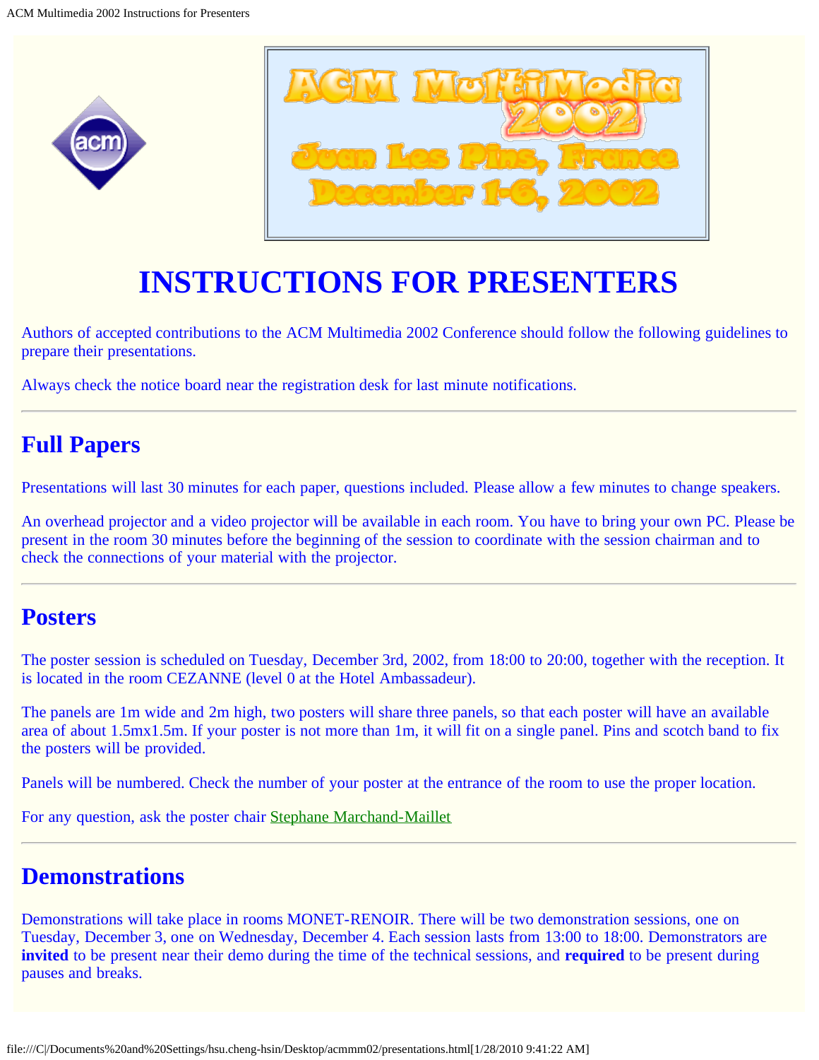# INSTRUCTIONS FOR PRESENTERS

Authors of accepted contributions to the ACM Multimedia 2002 Conference should follow the following guidelines to prepare their presentations.

Always check the notice board near the registration desk for last minute notifications.

---

## Full Papers

Presentations will last 30 minutes for each paper, questions included. Please allow a few minutes to change speakers.

An overhead projector and a video projector will be available in each room. You have to bring your own PC. Please be present in the room 30 minutes before the beginning of the session to coordinate with the session chairman and to check the connections of your material with the projector.

---

## Posters

The poster session is scheduled on Tuesday, December 3rd, 2002, from 18:00 to 20:00, together with the reception. It is located in the room CEZANNE (level 0 at the Hotel Ambassadeur).

The panels are 1m wide and 2m high, two posters will share three panels, so that each poster will have an available area of about 1.5mx1.5m. If your poster is not more than 1m, it will fit on a single panel. Pins and scotch band to fix the posters will be provided.

Panels will be numbered. Check the number of your poster at the entrance of the room to use the proper location.

For any question, ask the poster chair Stephane Marchand-Maillet

---

## Demonstrations

Demonstrations will take place in rooms MONET-RENOIR. There will be two demonstration sessions, one on Tuesday, December 3, one on Wednesday, December 4. Each session lasts from 13:00 to 18:00. Demonstrators are **invited** to be present near their demo during the time of the technical sessions, and **required** to be present during pauses and breaks.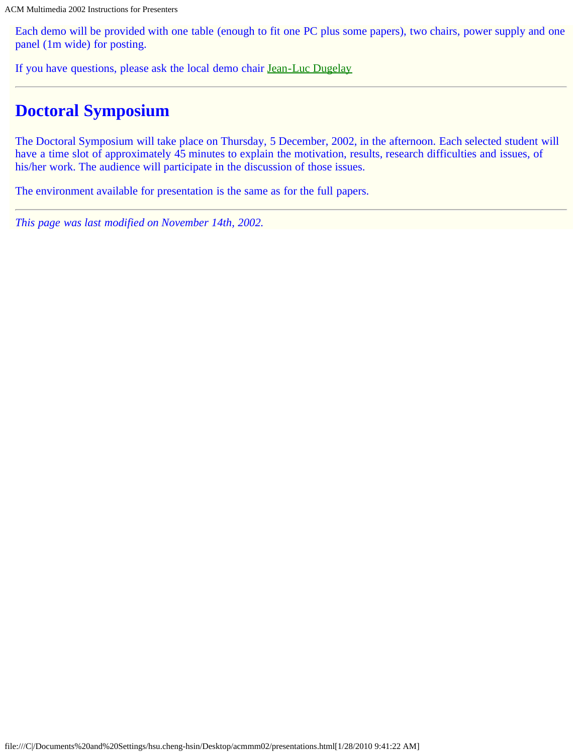Each demo will be provided with one table (enough to fit one PC plus some papers), two chairs, power supply and one panel (1m wide) for posting.

If you have questions, please ask the local demo chair Jean-Luc Dugelay

---

## Doctoral Symposium

The Doctoral Symposium will take place on Thursday, 5 December, 2002, in the afternoon. Each selected student will have a time slot of approximately 45 minutes to explain the motivation, results, research difficulties and issues, of his/her work. The audience will participate in the discussion of those issues.

The environment available for presentation is the same as for the full papers.

---

*This page was last modified on November 14th, 2002.*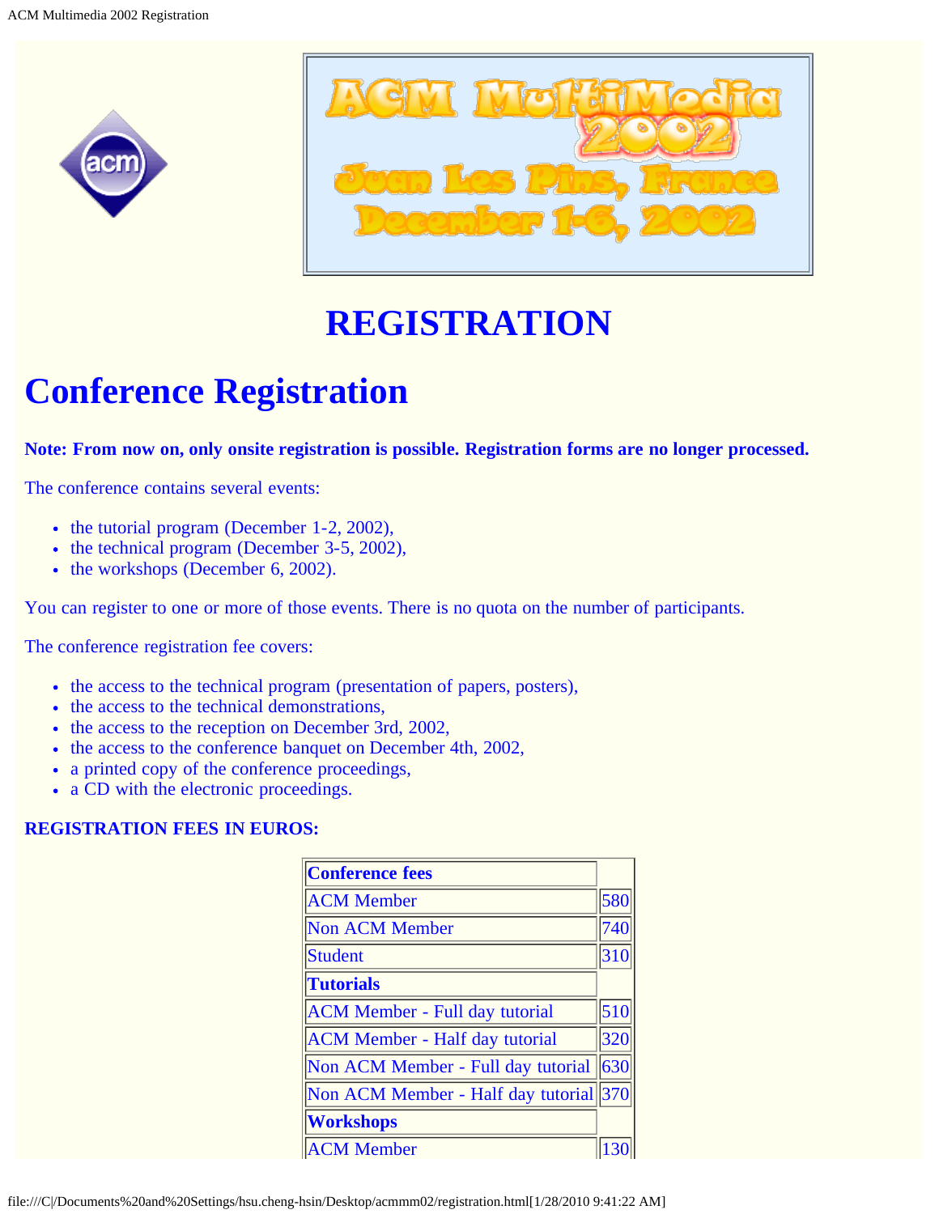ACM MultiMedia 2002
Juan Les Pins, France
December 1-6, 2002

# REGISTRATION

## Conference Registration

**Note: From now on, only onsite registration is possible. Registration forms are no longer processed.**

The conference contains several events:

- the tutorial program (December 1-2, 2002),
- the technical program (December 3-5, 2002),
- the workshops (December 6, 2002).

You can register to one or more of those events. There is no quota on the number of participants.

The conference registration fee covers:

- the access to the technical program (presentation of papers, posters),
- the access to the technical demonstrations,
- the access to the reception on December 3rd, 2002,
- the access to the conference banquet on December 4th, 2002,
- a printed copy of the conference proceedings,
- a CD with the electronic proceedings.

**REGISTRATION FEES IN EUROS:**

| **Conference fees** | |
|---|---|
| ACM Member | 580 |
| Non ACM Member | 740 |
| Student | 310 |
| **Tutorials** | |
| ACM Member - Full day tutorial | 510 |
| ACM Member - Half day tutorial | 320 |
| Non ACM Member - Full day tutorial | 630 |
| Non ACM Member - Half day tutorial | 370 |
| **Workshops** | |
| ACM Member | 130 |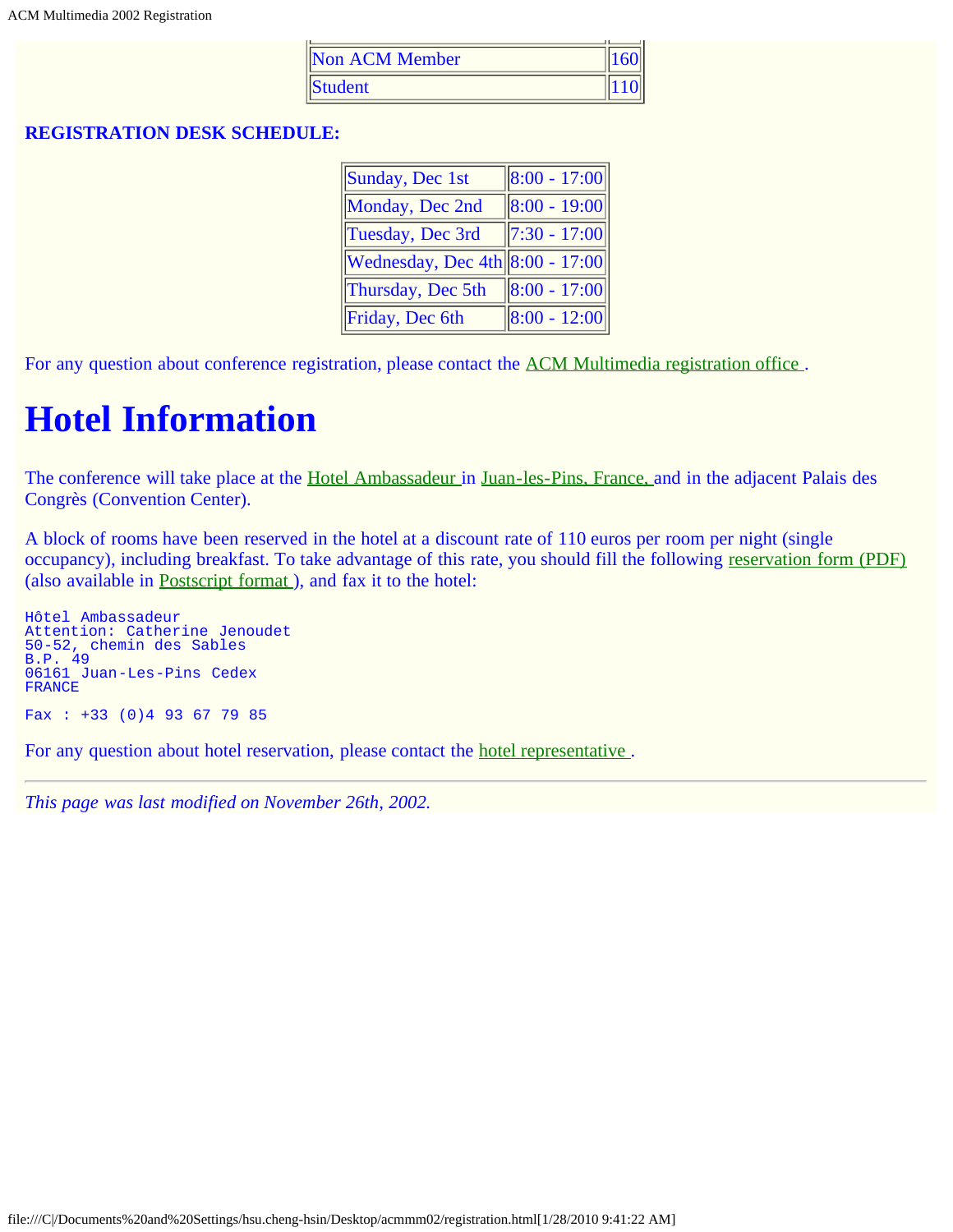| | |
|---|---|
| Non ACM Member | 160 |
| Student | 110 |

**REGISTRATION DESK SCHEDULE:**

| | |
|---|---|
| Sunday, Dec 1st | 8:00 - 17:00 |
| Monday, Dec 2nd | 8:00 - 19:00 |
| Tuesday, Dec 3rd | 7:30 - 17:00 |
| Wednesday, Dec 4th | 8:00 - 17:00 |
| Thursday, Dec 5th | 8:00 - 17:00 |
| Friday, Dec 6th | 8:00 - 12:00 |

For any question about conference registration, please contact the ACM Multimedia registration office .

# Hotel Information

The conference will take place at the Hotel Ambassadeur in Juan-les-Pins, France, and in the adjacent Palais des Congrès (Convention Center).

A block of rooms have been reserved in the hotel at a discount rate of 110 euros per room per night (single occupancy), including breakfast. To take advantage of this rate, you should fill the following reservation form (PDF) (also available in Postscript format ), and fax it to the hotel:

```
Hôtel Ambassadeur
Attention: Catherine Jenoudet
50-52, chemin des Sables
B.P. 49
06161 Juan-Les-Pins Cedex
FRANCE

Fax : +33 (0)4 93 67 79 85
```

For any question about hotel reservation, please contact the hotel representative .

---

*This page was last modified on November 26th, 2002.*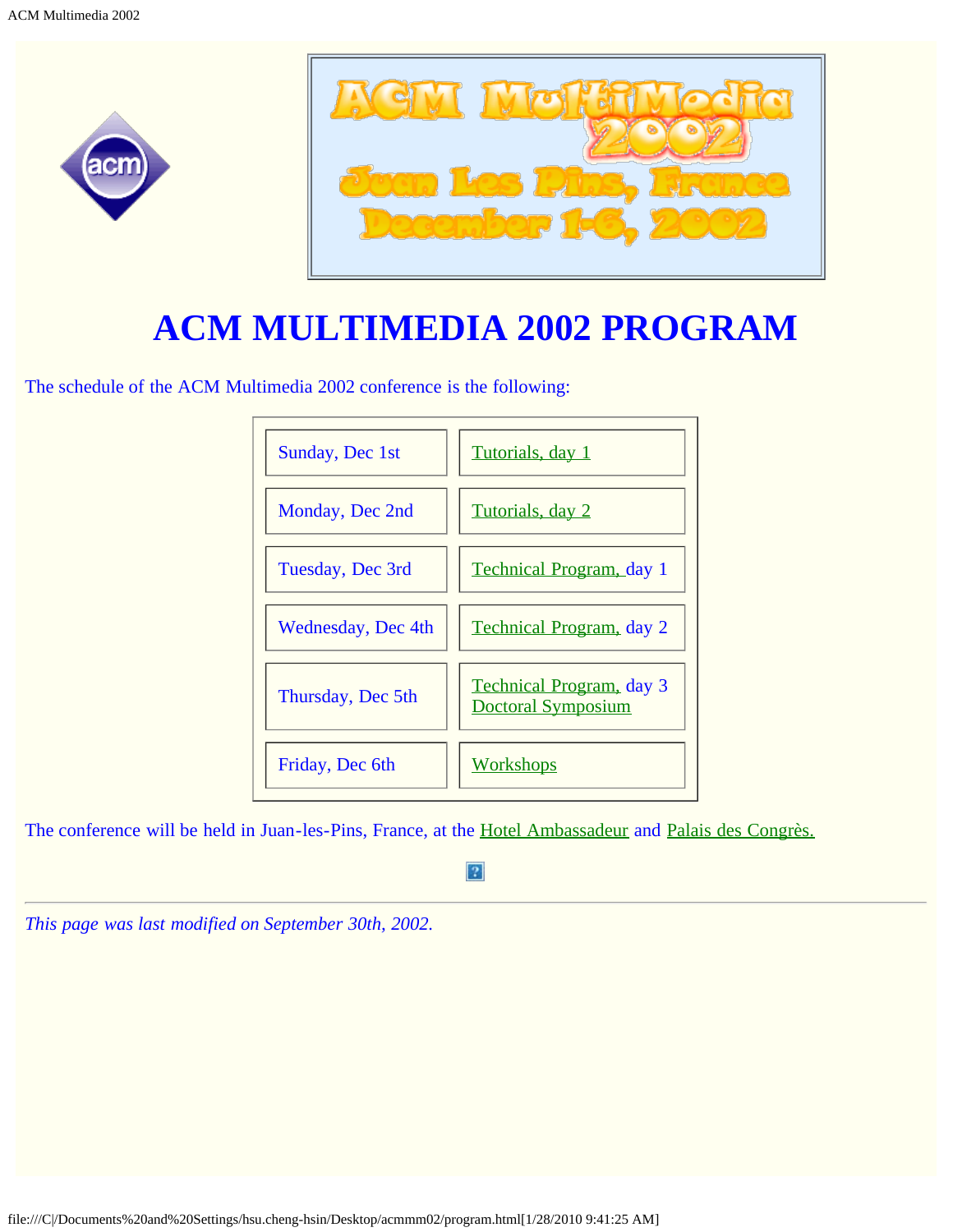# ACM MULTIMEDIA 2002 PROGRAM

The schedule of the ACM Multimedia 2002 conference is the following:

| | |
|---|---|
| Sunday, Dec 1st | Tutorials, day 1 |
| Monday, Dec 2nd | Tutorials, day 2 |
| Tuesday, Dec 3rd | Technical Program, day 1 |
| Wednesday, Dec 4th | Technical Program, day 2 |
| Thursday, Dec 5th | Technical Program, day 3<br>Doctoral Symposium |
| Friday, Dec 6th | Workshops |

The conference will be held in Juan-les-Pins, France, at the Hotel Ambassadeur and Palais des Congrès.

---

*This page was last modified on September 30th, 2002.*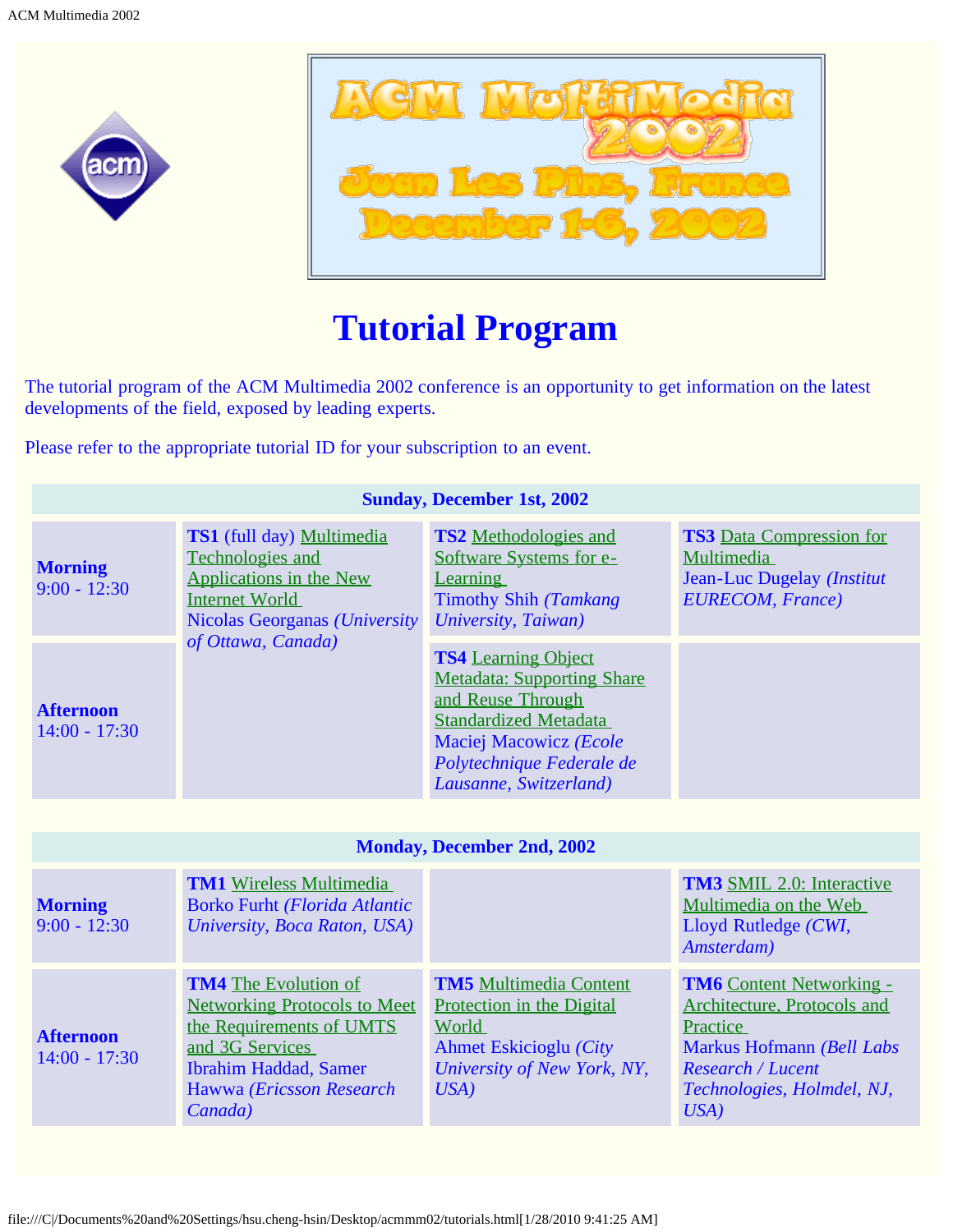# Tutorial Program

The tutorial program of the ACM Multimedia 2002 conference is an opportunity to get information on the latest developments of the field, exposed by leading experts.

Please refer to the appropriate tutorial ID for your subscription to an event.

**Sunday, December 1st, 2002**

| | | | |
|---|---|---|---|
| **Morning** 9:00 - 12:30 | **TS1** (full day) Multimedia Technologies and Applications in the New Internet World Nicolas Georganas *(University of Ottawa, Canada)* | **TS2** Methodologies and Software Systems for e-Learning Timothy Shih *(Tamkang University, Taiwan)* | **TS3** Data Compression for Multimedia Jean-Luc Dugelay *(Institut EURECOM, France)* |
| **Afternoon** 14:00 - 17:30 | | **TS4** Learning Object Metadata: Supporting Share and Reuse Through Standardized Metadata Maciej Macowicz *(Ecole Polytechnique Federale de Lausanne, Switzerland)* | |

**Monday, December 2nd, 2002**

| | | | |
|---|---|---|---|
| **Morning** 9:00 - 12:30 | **TM1** Wireless Multimedia Borko Furht *(Florida Atlantic University, Boca Raton, USA)* | | **TM3** SMIL 2.0: Interactive Multimedia on the Web Lloyd Rutledge *(CWI, Amsterdam)* |
| **Afternoon** 14:00 - 17:30 | **TM4** The Evolution of Networking Protocols to Meet the Requirements of UMTS and 3G Services Ibrahim Haddad, Samer Hawwa *(Ericsson Research Canada)* | **TM5** Multimedia Content Protection in the Digital World Ahmet Eskicioglu *(City University of New York, NY, USA)* | **TM6** Content Networking - Architecture, Protocols and Practice Markus Hofmann *(Bell Labs Research / Lucent Technologies, Holmdel, NJ, USA)* |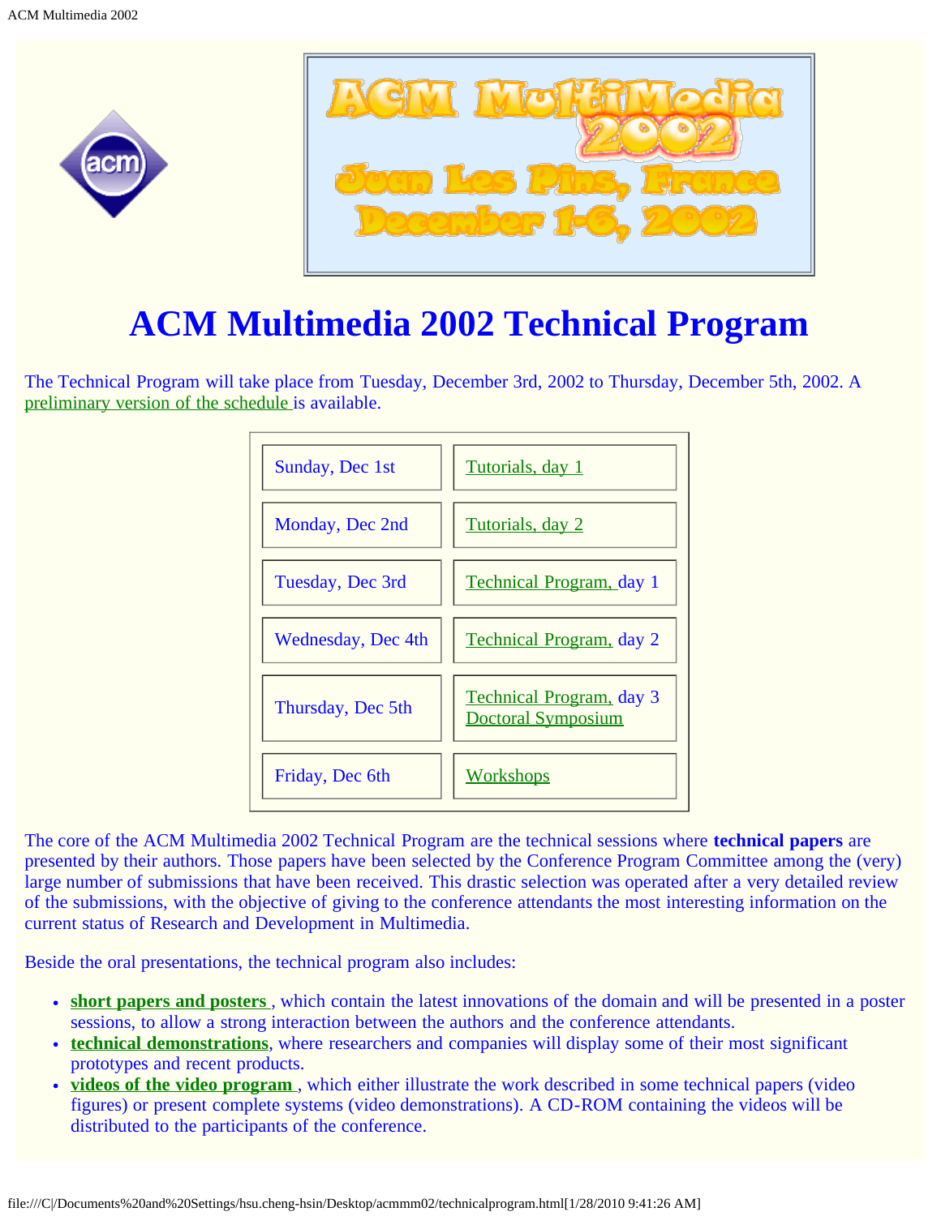# ACM Multimedia 2002 Technical Program

The Technical Program will take place from Tuesday, December 3rd, 2002 to Thursday, December 5th, 2002. A preliminary version of the schedule is available.

| | |
|---|---|
| Sunday, Dec 1st | Tutorials, day 1 |
| Monday, Dec 2nd | Tutorials, day 2 |
| Tuesday, Dec 3rd | Technical Program, day 1 |
| Wednesday, Dec 4th | Technical Program, day 2 |
| Thursday, Dec 5th | Technical Program, day 3<br>Doctoral Symposium |
| Friday, Dec 6th | Workshops |

The core of the ACM Multimedia 2002 Technical Program are the technical sessions where **technical papers** are presented by their authors. Those papers have been selected by the Conference Program Committee among the (very) large number of submissions that have been received. This drastic selection was operated after a very detailed review of the submissions, with the objective of giving to the conference attendants the most interesting information on the current status of Research and Development in Multimedia.

Beside the oral presentations, the technical program also includes:

- **short papers and posters**, which contain the latest innovations of the domain and will be presented in a poster sessions, to allow a strong interaction between the authors and the conference attendants.
- **technical demonstrations**, where researchers and companies will display some of their most significant prototypes and recent products.
- **videos of the video program**, which either illustrate the work described in some technical papers (video figures) or present complete systems (video demonstrations). A CD-ROM containing the videos will be distributed to the participants of the conference.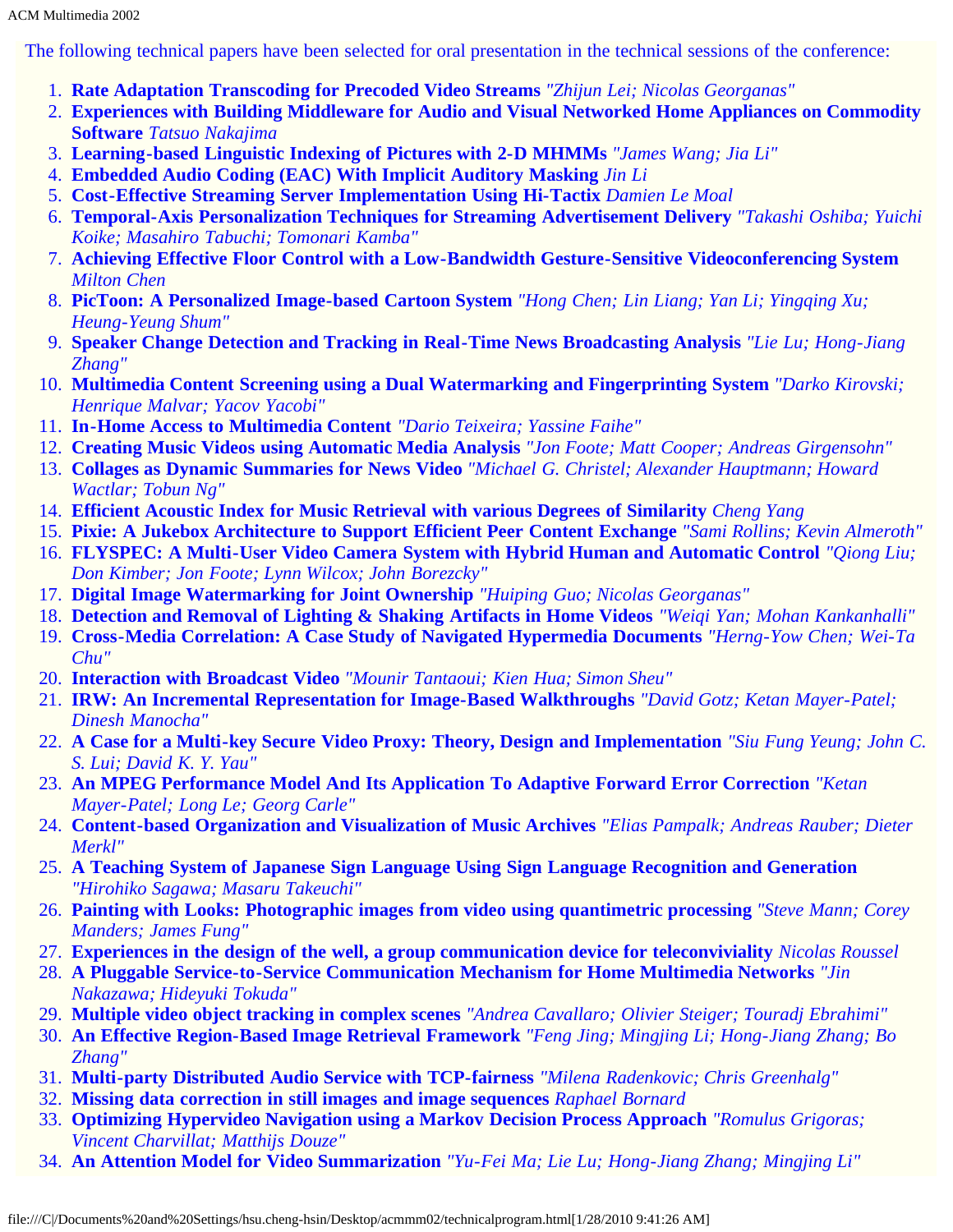The following technical papers have been selected for oral presentation in the technical sessions of the conference:

1. **Rate Adaptation Transcoding for Precoded Video Streams** *"Zhijun Lei; Nicolas Georganas"*
2. **Experiences with Building Middleware for Audio and Visual Networked Home Appliances on Commodity Software** *Tatsuo Nakajima*
3. **Learning-based Linguistic Indexing of Pictures with 2-D MHMMs** *"James Wang; Jia Li"*
4. **Embedded Audio Coding (EAC) With Implicit Auditory Masking** *Jin Li*
5. **Cost-Effective Streaming Server Implementation Using Hi-Tactix** *Damien Le Moal*
6. **Temporal-Axis Personalization Techniques for Streaming Advertisement Delivery** *"Takashi Oshiba; Yuichi Koike; Masahiro Tabuchi; Tomonari Kamba"*
7. **Achieving Effective Floor Control with a Low-Bandwidth Gesture-Sensitive Videoconferencing System** *Milton Chen*
8. **PicToon: A Personalized Image-based Cartoon System** *"Hong Chen; Lin Liang; Yan Li; Yingqing Xu; Heung-Yeung Shum"*
9. **Speaker Change Detection and Tracking in Real-Time News Broadcasting Analysis** *"Lie Lu; Hong-Jiang Zhang"*
10. **Multimedia Content Screening using a Dual Watermarking and Fingerprinting System** *"Darko Kirovski; Henrique Malvar; Yacov Yacobi"*
11. **In-Home Access to Multimedia Content** *"Dario Teixeira; Yassine Faihe"*
12. **Creating Music Videos using Automatic Media Analysis** *"Jon Foote; Matt Cooper; Andreas Girgensohn"*
13. **Collages as Dynamic Summaries for News Video** *"Michael G. Christel; Alexander Hauptmann; Howard Wactlar; Tobun Ng"*
14. **Efficient Acoustic Index for Music Retrieval with various Degrees of Similarity** *Cheng Yang*
15. **Pixie: A Jukebox Architecture to Support Efficient Peer Content Exchange** *"Sami Rollins; Kevin Almeroth"*
16. **FLYSPEC: A Multi-User Video Camera System with Hybrid Human and Automatic Control** *"Qiong Liu; Don Kimber; Jon Foote; Lynn Wilcox; John Borezcky"*
17. **Digital Image Watermarking for Joint Ownership** *"Huiping Guo; Nicolas Georganas"*
18. **Detection and Removal of Lighting & Shaking Artifacts in Home Videos** *"Weiqi Yan; Mohan Kankanhalli"*
19. **Cross-Media Correlation: A Case Study of Navigated Hypermedia Documents** *"Herng-Yow Chen; Wei-Ta Chu"*
20. **Interaction with Broadcast Video** *"Mounir Tantaoui; Kien Hua; Simon Sheu"*
21. **IRW: An Incremental Representation for Image-Based Walkthroughs** *"David Gotz; Ketan Mayer-Patel; Dinesh Manocha"*
22. **A Case for a Multi-key Secure Video Proxy: Theory, Design and Implementation** *"Siu Fung Yeung; John C. S. Lui; David K. Y. Yau"*
23. **An MPEG Performance Model And Its Application To Adaptive Forward Error Correction** *"Ketan Mayer-Patel; Long Le; Georg Carle"*
24. **Content-based Organization and Visualization of Music Archives** *"Elias Pampalk; Andreas Rauber; Dieter Merkl"*
25. **A Teaching System of Japanese Sign Language Using Sign Language Recognition and Generation** *"Hirohiko Sagawa; Masaru Takeuchi"*
26. **Painting with Looks: Photographic images from video using quantimetric processing** *"Steve Mann; Corey Manders; James Fung"*
27. **Experiences in the design of the well, a group communication device for teleconviviality** *Nicolas Roussel*
28. **A Pluggable Service-to-Service Communication Mechanism for Home Multimedia Networks** *"Jin Nakazawa; Hideyuki Tokuda"*
29. **Multiple video object tracking in complex scenes** *"Andrea Cavallaro; Olivier Steiger; Touradj Ebrahimi"*
30. **An Effective Region-Based Image Retrieval Framework** *"Feng Jing; Mingjing Li; Hong-Jiang Zhang; Bo Zhang"*
31. **Multi-party Distributed Audio Service with TCP-fairness** *"Milena Radenkovic; Chris Greenhalg"*
32. **Missing data correction in still images and image sequences** *Raphael Bornard*
33. **Optimizing Hypervideo Navigation using a Markov Decision Process Approach** *"Romulus Grigoras; Vincent Charvillat; Matthijs Douze"*
34. **An Attention Model for Video Summarization** *"Yu-Fei Ma; Lie Lu; Hong-Jiang Zhang; Mingjing Li"*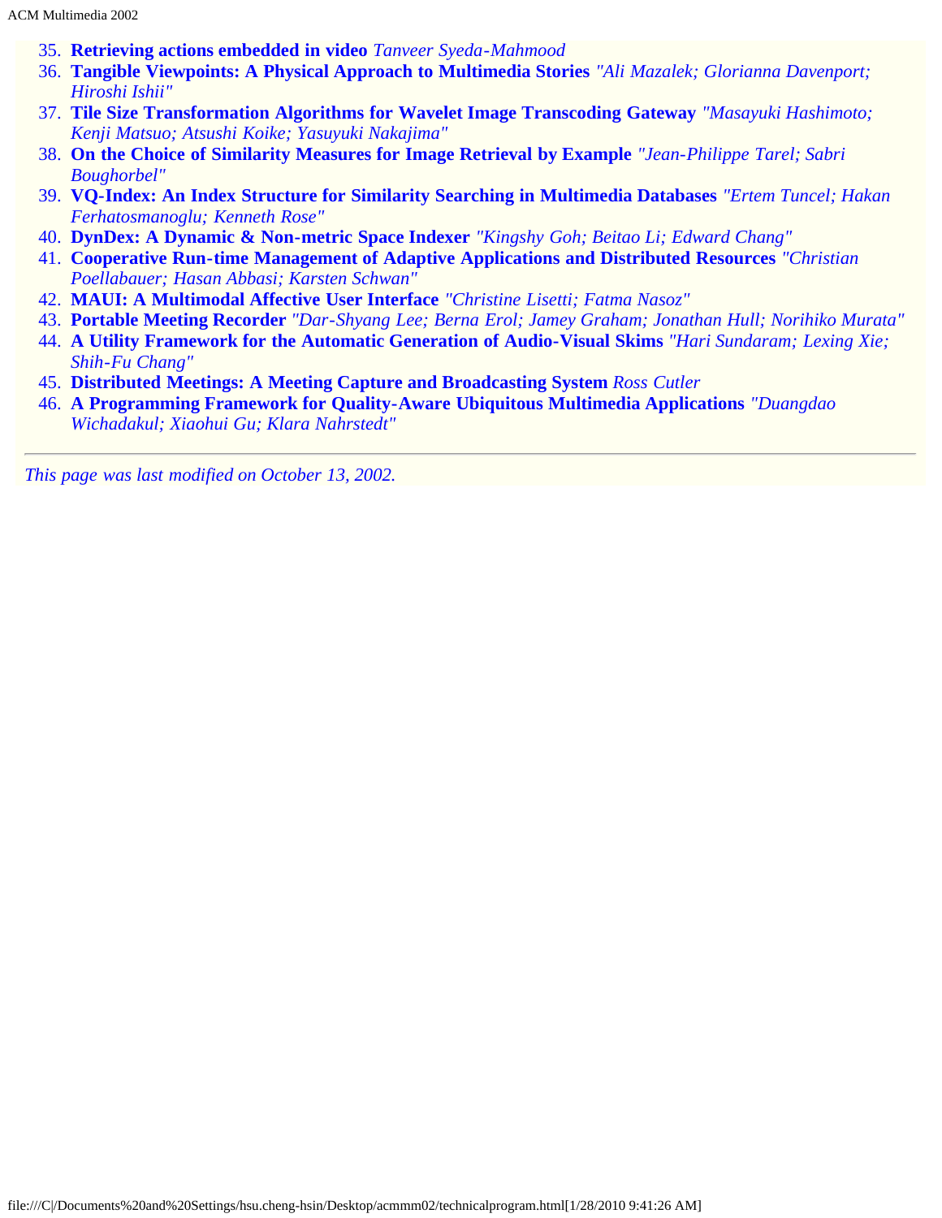35. **Retrieving actions embedded in video** *Tanveer Syeda-Mahmood*
36. **Tangible Viewpoints: A Physical Approach to Multimedia Stories** *"Ali Mazalek; Glorianna Davenport; Hiroshi Ishii"*
37. **Tile Size Transformation Algorithms for Wavelet Image Transcoding Gateway** *"Masayuki Hashimoto; Kenji Matsuo; Atsushi Koike; Yasuyuki Nakajima"*
38. **On the Choice of Similarity Measures for Image Retrieval by Example** *"Jean-Philippe Tarel; Sabri Boughorbel"*
39. **VQ-Index: An Index Structure for Similarity Searching in Multimedia Databases** *"Ertem Tuncel; Hakan Ferhatosmanoglu; Kenneth Rose"*
40. **DynDex: A Dynamic & Non-metric Space Indexer** *"Kingshy Goh; Beitao Li; Edward Chang"*
41. **Cooperative Run-time Management of Adaptive Applications and Distributed Resources** *"Christian Poellabauer; Hasan Abbasi; Karsten Schwan"*
42. **MAUI: A Multimodal Affective User Interface** *"Christine Lisetti; Fatma Nasoz"*
43. **Portable Meeting Recorder** *"Dar-Shyang Lee; Berna Erol; Jamey Graham; Jonathan Hull; Norihiko Murata"*
44. **A Utility Framework for the Automatic Generation of Audio-Visual Skims** *"Hari Sundaram; Lexing Xie; Shih-Fu Chang"*
45. **Distributed Meetings: A Meeting Capture and Broadcasting System** *Ross Cutler*
46. **A Programming Framework for Quality-Aware Ubiquitous Multimedia Applications** *"Duangdao Wichadakul; Xiaohui Gu; Klara Nahrstedt"*

---

*This page was last modified on October 13, 2002.*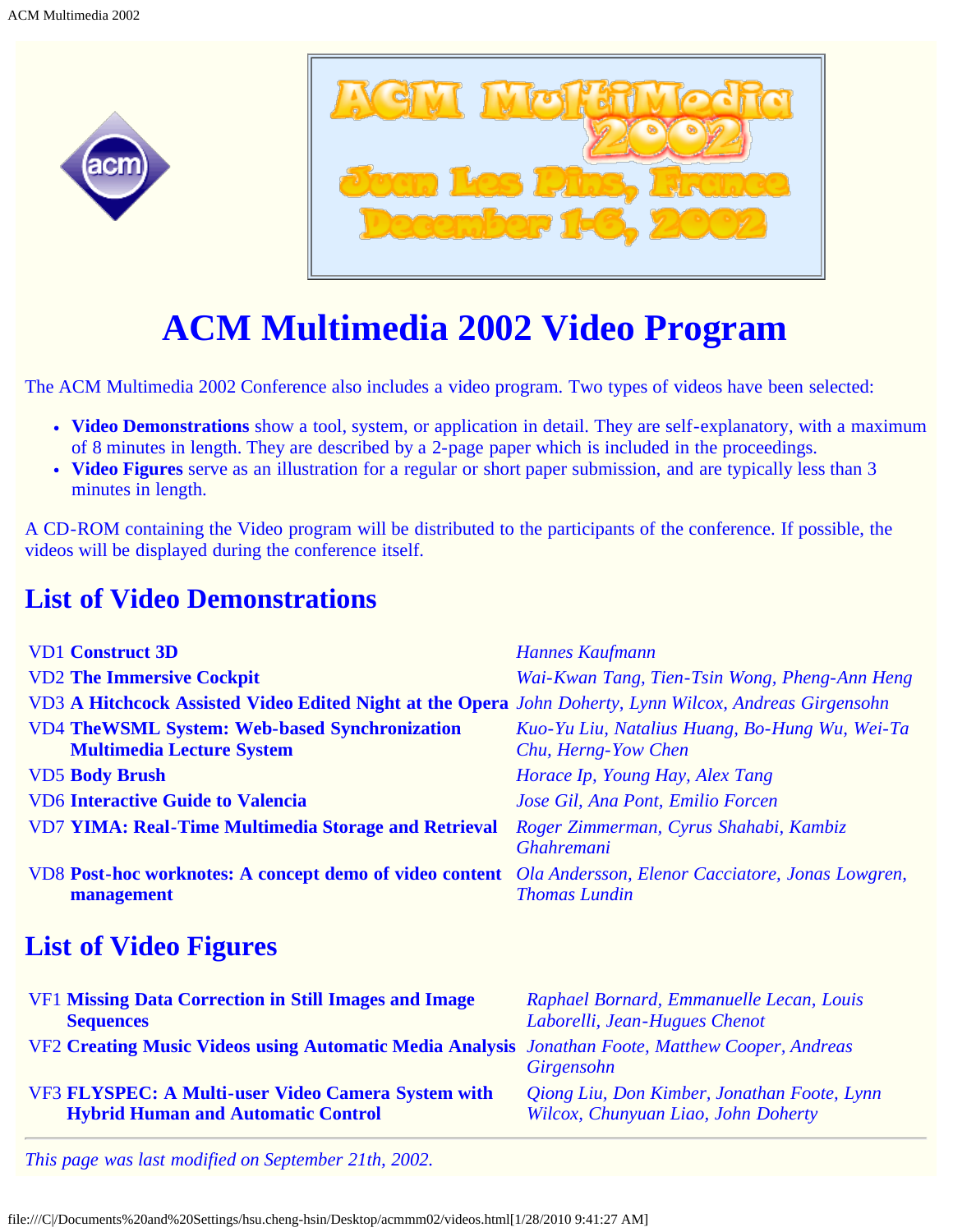# ACM Multimedia 2002 Video Program

The ACM Multimedia 2002 Conference also includes a video program. Two types of videos have been selected:

- **Video Demonstrations** show a tool, system, or application in detail. They are self-explanatory, with a maximum of 8 minutes in length. They are described by a 2-page paper which is included in the proceedings.
- **Video Figures** serve as an illustration for a regular or short paper submission, and are typically less than 3 minutes in length.

A CD-ROM containing the Video program will be distributed to the participants of the conference. If possible, the videos will be displayed during the conference itself.

## List of Video Demonstrations

| | |
|---|---|
| VD1 **Construct 3D** | *Hannes Kaufmann* |
| VD2 **The Immersive Cockpit** | *Wai-Kwan Tang, Tien-Tsin Wong, Pheng-Ann Heng* |
| VD3 **A Hitchcock Assisted Video Edited Night at the Opera** | *John Doherty, Lynn Wilcox, Andreas Girgensohn* |
| VD4 **TheWSML System: Web-based Synchronization Multimedia Lecture System** | *Kuo-Yu Liu, Natalius Huang, Bo-Hung Wu, Wei-Ta Chu, Herng-Yow Chen* |
| VD5 **Body Brush** | *Horace Ip, Young Hay, Alex Tang* |
| VD6 **Interactive Guide to Valencia** | *Jose Gil, Ana Pont, Emilio Forcen* |
| VD7 **YIMA: Real-Time Multimedia Storage and Retrieval** | *Roger Zimmerman, Cyrus Shahabi, Kambiz Ghahremani* |
| VD8 **Post-hoc worknotes: A concept demo of video content management** | *Ola Andersson, Elenor Cacciatore, Jonas Lowgren, Thomas Lundin* |

## List of Video Figures

| | |
|---|---|
| VF1 **Missing Data Correction in Still Images and Image Sequences** | *Raphael Bornard, Emmanuelle Lecan, Louis Laborelli, Jean-Hugues Chenot* |
| VF2 **Creating Music Videos using Automatic Media Analysis** | *Jonathan Foote, Matthew Cooper, Andreas Girgensohn* |
| VF3 **FLYSPEC: A Multi-user Video Camera System with Hybrid Human and Automatic Control** | *Qiong Liu, Don Kimber, Jonathan Foote, Lynn Wilcox, Chunyuan Liao, John Doherty* |

---

*This page was last modified on September 21th, 2002.*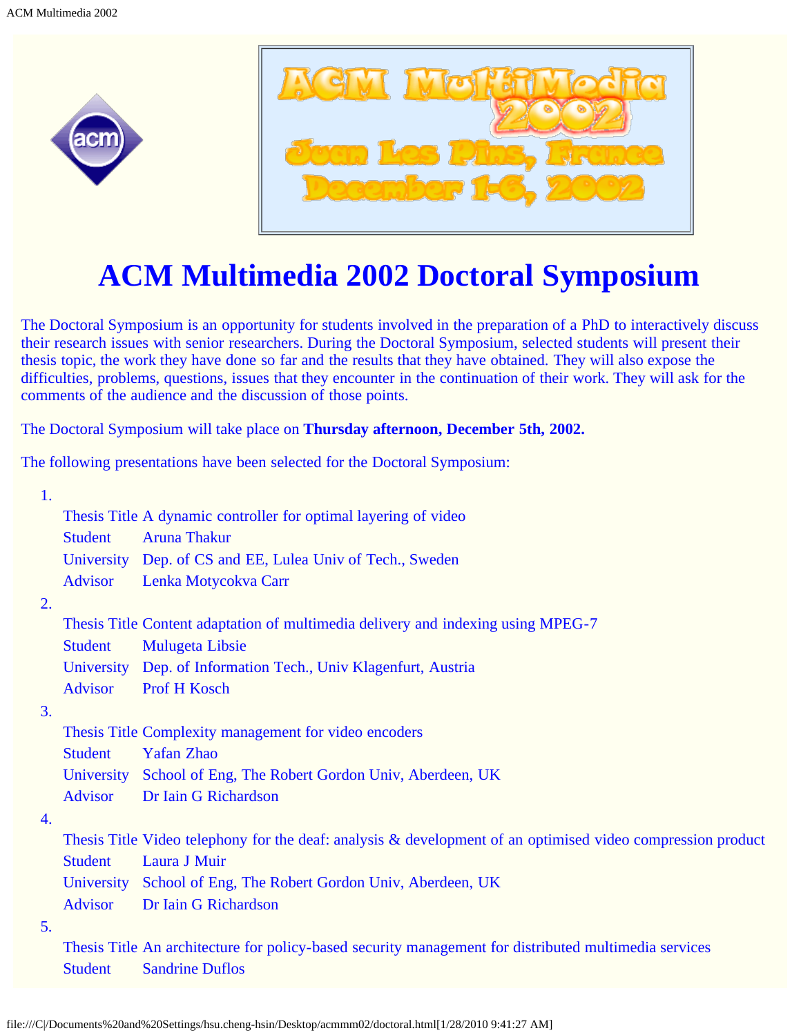# ACM Multimedia 2002 Doctoral Symposium

The Doctoral Symposium is an opportunity for students involved in the preparation of a PhD to interactively discuss their research issues with senior researchers. During the Doctoral Symposium, selected students will present their thesis topic, the work they have done so far and the results that they have obtained. They will also expose the difficulties, problems, questions, issues that they encounter in the continuation of their work. They will ask for the comments of the audience and the discussion of those points.

The Doctoral Symposium will take place on **Thursday afternoon, December 5th, 2002.**

The following presentations have been selected for the Doctoral Symposium:

1. 
   | | |
   |---|---|
   | Thesis Title | A dynamic controller for optimal layering of video |
   | Student | Aruna Thakur |
   | University | Dep. of CS and EE, Lulea Univ of Tech., Sweden |
   | Advisor | Lenka Motycokva Carr |

2. 
   | | |
   |---|---|
   | Thesis Title | Content adaptation of multimedia delivery and indexing using MPEG-7 |
   | Student | Mulugeta Libsie |
   | University | Dep. of Information Tech., Univ Klagenfurt, Austria |
   | Advisor | Prof H Kosch |

3. 
   | | |
   |---|---|
   | Thesis Title | Complexity management for video encoders |
   | Student | Yafan Zhao |
   | University | School of Eng, The Robert Gordon Univ, Aberdeen, UK |
   | Advisor | Dr Iain G Richardson |

4. 
   | | |
   |---|---|
   | Thesis Title | Video telephony for the deaf: analysis & development of an optimised video compression product |
   | Student | Laura J Muir |
   | University | School of Eng, The Robert Gordon Univ, Aberdeen, UK |
   | Advisor | Dr Iain G Richardson |

5. 
   | | |
   |---|---|
   | Thesis Title | An architecture for policy-based security management for distributed multimedia services |
   | Student | Sandrine Duflos |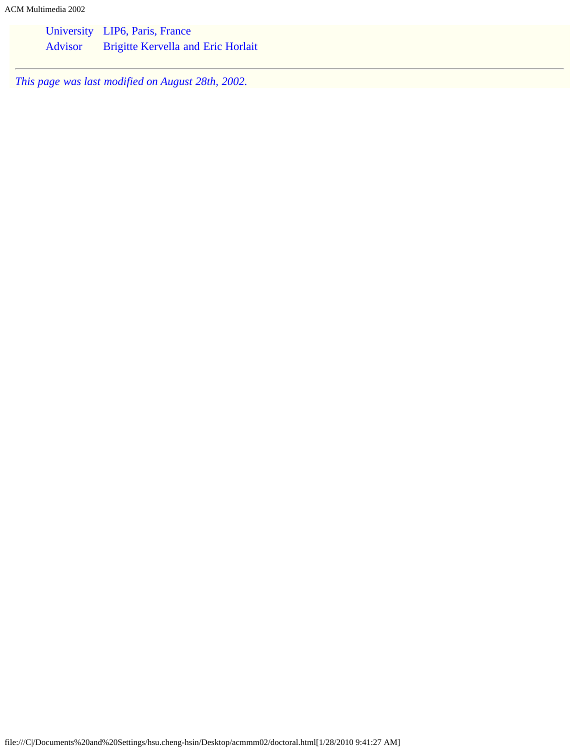| | |
|---|---|
| University | LIP6, Paris, France |
| Advisor | Brigitte Kervella and Eric Horlait |

---

*This page was last modified on August 28th, 2002.*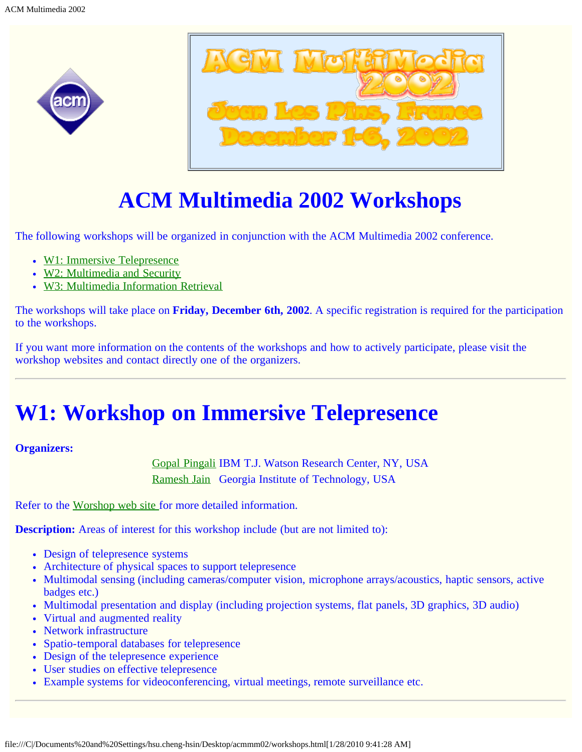# ACM Multimedia 2002 Workshops

The following workshops will be organized in conjunction with the ACM Multimedia 2002 conference.

- W1: Immersive Telepresence
- W2: Multimedia and Security
- W3: Multimedia Information Retrieval

The workshops will take place on **Friday, December 6th, 2002**. A specific registration is required for the participation to the workshops.

If you want more information on the contents of the workshops and how to actively participate, please visit the workshop websites and contact directly one of the organizers.

---

# W1: Workshop on Immersive Telepresence

**Organizers:**

Gopal Pingali IBM T.J. Watson Research Center, NY, USA
Ramesh Jain Georgia Institute of Technology, USA

Refer to the Worshop web site for more detailed information.

**Description:** Areas of interest for this workshop include (but are not limited to):

- Design of telepresence systems
- Architecture of physical spaces to support telepresence
- Multimodal sensing (including cameras/computer vision, microphone arrays/acoustics, haptic sensors, active badges etc.)
- Multimodal presentation and display (including projection systems, flat panels, 3D graphics, 3D audio)
- Virtual and augmented reality
- Network infrastructure
- Spatio-temporal databases for telepresence
- Design of the telepresence experience
- User studies on effective telepresence
- Example systems for videoconferencing, virtual meetings, remote surveillance etc.

---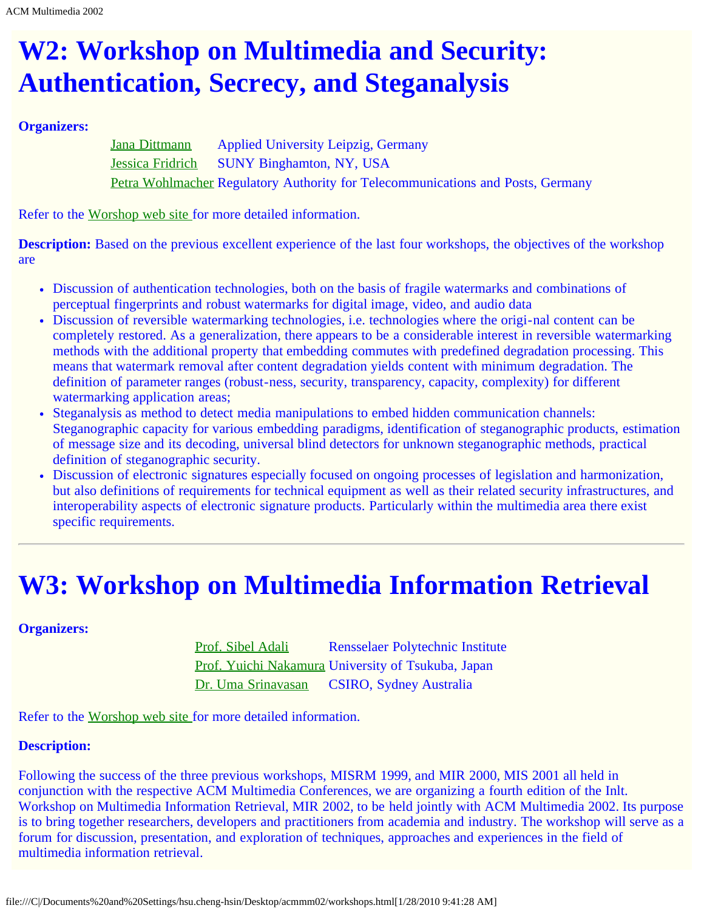# W2: Workshop on Multimedia and Security: Authentication, Secrecy, and Steganalysis

**Organizers:**

| | |
|---|---|
| Jana Dittmann | Applied University Leipzig, Germany |
| Jessica Fridrich | SUNY Binghamton, NY, USA |
| Petra Wohlmacher | Regulatory Authority for Telecommunications and Posts, Germany |

Refer to the Worshop web site for more detailed information.

**Description:** Based on the previous excellent experience of the last four workshops, the objectives of the workshop are

- Discussion of authentication technologies, both on the basis of fragile watermarks and combinations of perceptual fingerprints and robust watermarks for digital image, video, and audio data
- Discussion of reversible watermarking technologies, i.e. technologies where the origi-nal content can be completely restored. As a generalization, there appears to be a considerable interest in reversible watermarking methods with the additional property that embedding commutes with predefined degradation processing. This means that watermark removal after content degradation yields content with minimum degradation. The definition of parameter ranges (robust-ness, security, transparency, capacity, complexity) for different watermarking application areas;
- Steganalysis as method to detect media manipulations to embed hidden communication channels: Steganographic capacity for various embedding paradigms, identification of steganographic products, estimation of message size and its decoding, universal blind detectors for unknown steganographic methods, practical definition of steganographic security.
- Discussion of electronic signatures especially focused on ongoing processes of legislation and harmonization, but also definitions of requirements for technical equipment as well as their related security infrastructures, and interoperability aspects of electronic signature products. Particularly within the multimedia area there exist specific requirements.

---

# W3: Workshop on Multimedia Information Retrieval

**Organizers:**

| | |
|---|---|
| Prof. Sibel Adali | Rensselaer Polytechnic Institute |
| Prof. Yuichi Nakamura | University of Tsukuba, Japan |
| Dr. Uma Srinavasan | CSIRO, Sydney Australia |

Refer to the Worshop web site for more detailed information.

**Description:**

Following the success of the three previous workshops, MISRM 1999, and MIR 2000, MIS 2001 all held in conjunction with the respective ACM Multimedia Conferences, we are organizing a fourth edition of the Inlt. Workshop on Multimedia Information Retrieval, MIR 2002, to be held jointly with ACM Multimedia 2002. Its purpose is to bring together researchers, developers and practitioners from academia and industry. The workshop will serve as a forum for discussion, presentation, and exploration of techniques, approaches and experiences in the field of multimedia information retrieval.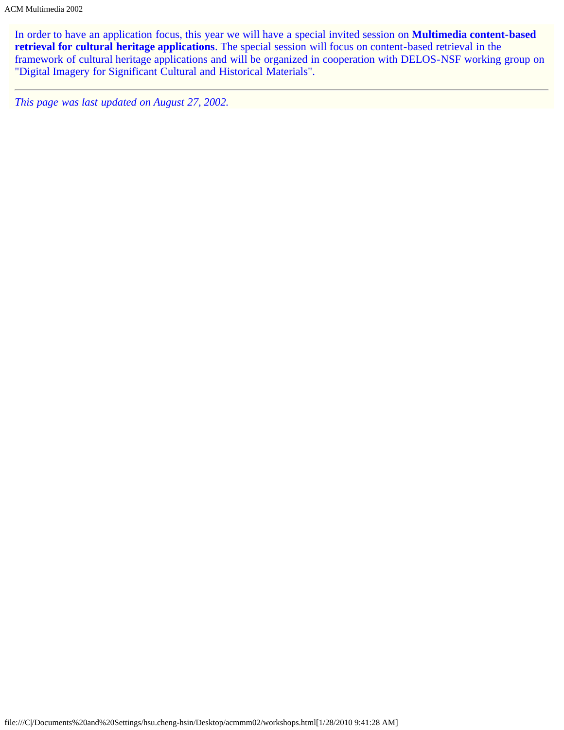In order to have an application focus, this year we will have a special invited session on **Multimedia content-based retrieval for cultural heritage applications**. The special session will focus on content-based retrieval in the framework of cultural heritage applications and will be organized in cooperation with DELOS-NSF working group on "Digital Imagery for Significant Cultural and Historical Materials".

---

*This page was last updated on August 27, 2002.*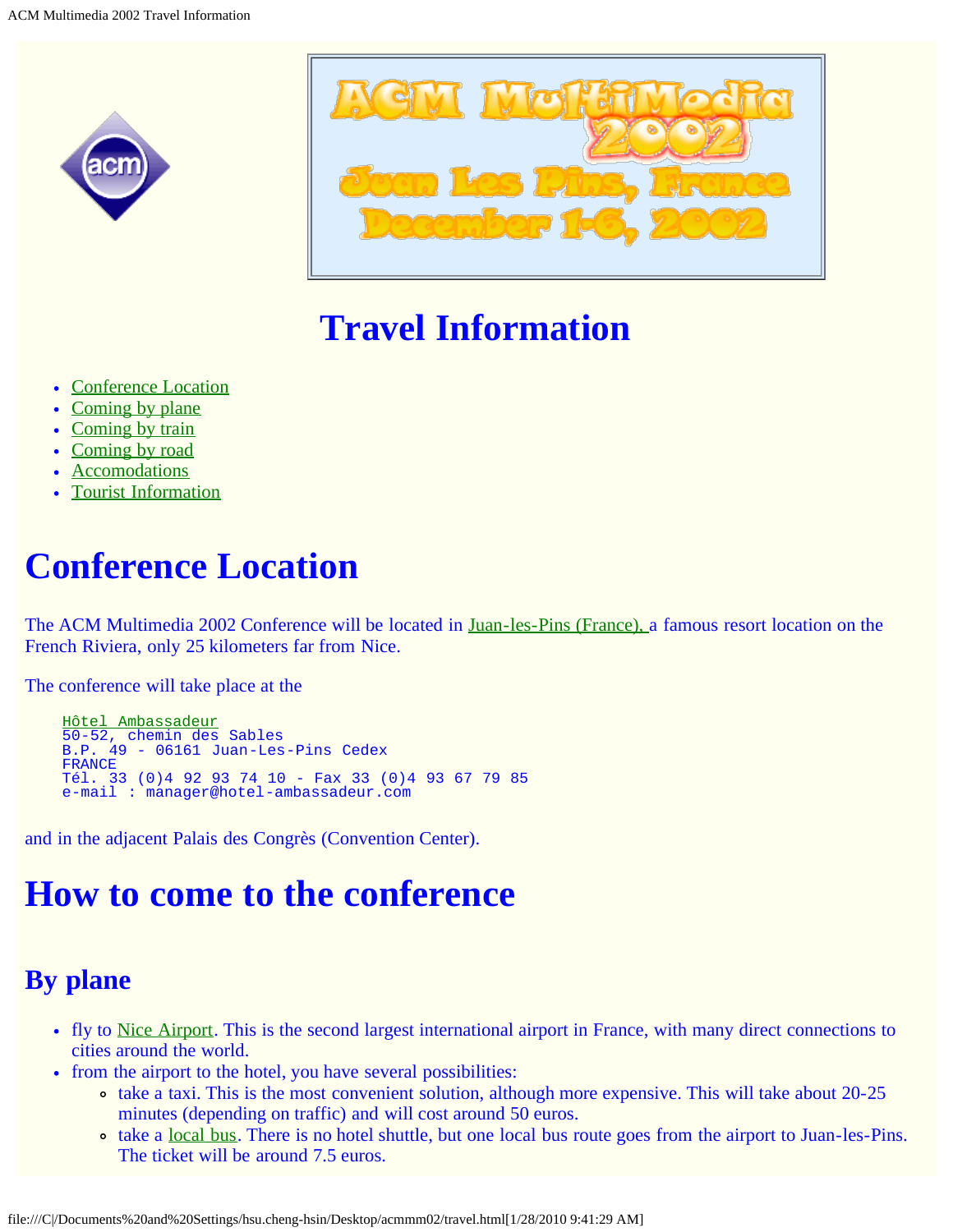# Travel Information

- Conference Location
- Coming by plane
- Coming by train
- Coming by road
- Accomodations
- Tourist Information

# Conference Location

The ACM Multimedia 2002 Conference will be located in Juan-les-Pins (France), a famous resort location on the French Riviera, only 25 kilometers far from Nice.

The conference will take place at the

```
Hôtel Ambassadeur
50-52, chemin des Sables
B.P. 49 - 06161 Juan-Les-Pins Cedex
FRANCE
Tél. 33 (0)4 92 93 74 10 - Fax 33 (0)4 93 67 79 85
e-mail : manager@hotel-ambassadeur.com
```

and in the adjacent Palais des Congrès (Convention Center).

# How to come to the conference

## By plane

- fly to Nice Airport. This is the second largest international airport in France, with many direct connections to cities around the world.
- from the airport to the hotel, you have several possibilities:
  - take a taxi. This is the most convenient solution, although more expensive. This will take about 20-25 minutes (depending on traffic) and will cost around 50 euros.
  - take a local bus. There is no hotel shuttle, but one local bus route goes from the airport to Juan-les-Pins. The ticket will be around 7.5 euros.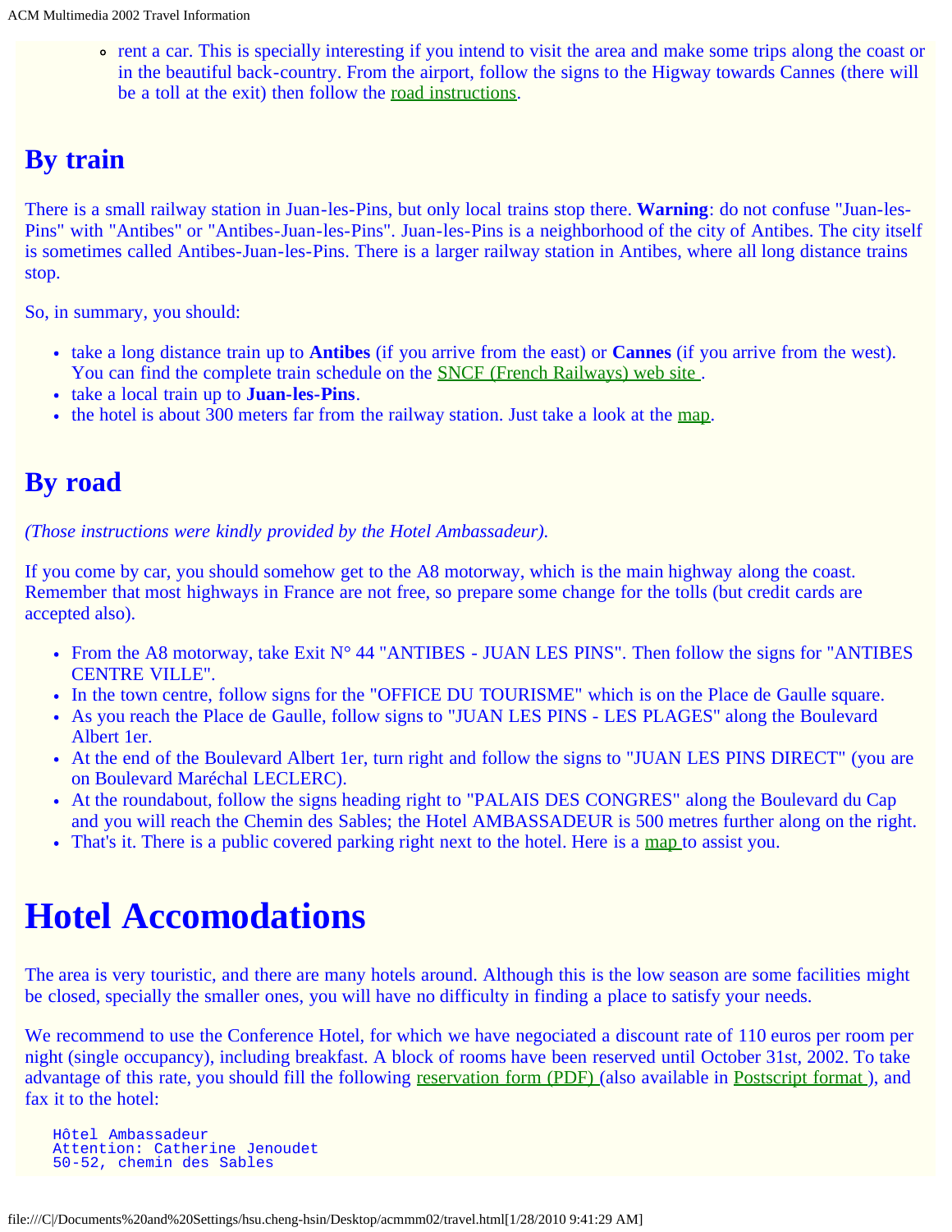- rent a car. This is specially interesting if you intend to visit the area and make some trips along the coast or in the beautiful back-country. From the airport, follow the signs to the Higway towards Cannes (there will be a toll at the exit) then follow the road instructions.

## By train

There is a small railway station in Juan-les-Pins, but only local trains stop there. **Warning**: do not confuse "Juan-les-Pins" with "Antibes" or "Antibes-Juan-les-Pins". Juan-les-Pins is a neighborhood of the city of Antibes. The city itself is sometimes called Antibes-Juan-les-Pins. There is a larger railway station in Antibes, where all long distance trains stop.

So, in summary, you should:

- take a long distance train up to **Antibes** (if you arrive from the east) or **Cannes** (if you arrive from the west). You can find the complete train schedule on the SNCF (French Railways) web site .
- take a local train up to **Juan-les-Pins**.
- the hotel is about 300 meters far from the railway station. Just take a look at the map.

## By road

*(Those instructions were kindly provided by the Hotel Ambassadeur).*

If you come by car, you should somehow get to the A8 motorway, which is the main highway along the coast. Remember that most highways in France are not free, so prepare some change for the tolls (but credit cards are accepted also).

- From the A8 motorway, take Exit N° 44 "ANTIBES - JUAN LES PINS". Then follow the signs for "ANTIBES CENTRE VILLE".
- In the town centre, follow signs for the "OFFICE DU TOURISME" which is on the Place de Gaulle square.
- As you reach the Place de Gaulle, follow signs to "JUAN LES PINS - LES PLAGES" along the Boulevard Albert 1er.
- At the end of the Boulevard Albert 1er, turn right and follow the signs to "JUAN LES PINS DIRECT" (you are on Boulevard Maréchal LECLERC).
- At the roundabout, follow the signs heading right to "PALAIS DES CONGRES" along the Boulevard du Cap and you will reach the Chemin des Sables; the Hotel AMBASSADEUR is 500 metres further along on the right.
- That's it. There is a public covered parking right next to the hotel. Here is a map to assist you.

# Hotel Accomodations

The area is very touristic, and there are many hotels around. Although this is the low season are some facilities might be closed, specially the smaller ones, you will have no difficulty in finding a place to satisfy your needs.

We recommend to use the Conference Hotel, for which we have negociated a discount rate of 110 euros per room per night (single occupancy), including breakfast. A block of rooms have been reserved until October 31st, 2002. To take advantage of this rate, you should fill the following reservation form (PDF) (also available in Postscript format ), and fax it to the hotel:

```
Hôtel Ambassadeur
Attention: Catherine Jenoudet
50-52, chemin des Sables
```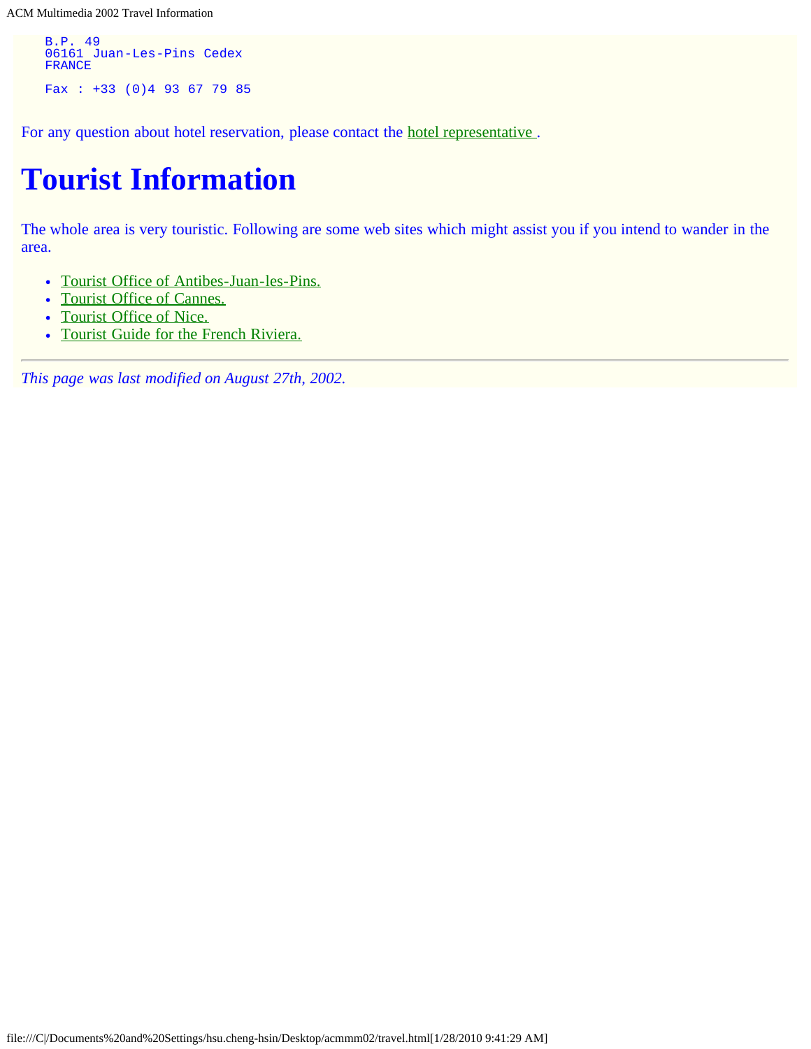```
B.P. 49
06161 Juan-Les-Pins Cedex
FRANCE

Fax : +33 (0)4 93 67 79 85
```

For any question about hotel reservation, please contact the hotel representative .

# Tourist Information

The whole area is very touristic. Following are some web sites which might assist you if you intend to wander in the area.

- Tourist Office of Antibes-Juan-les-Pins.
- Tourist Office of Cannes.
- Tourist Office of Nice.
- Tourist Guide for the French Riviera.

---

*This page was last modified on August 27th, 2002.*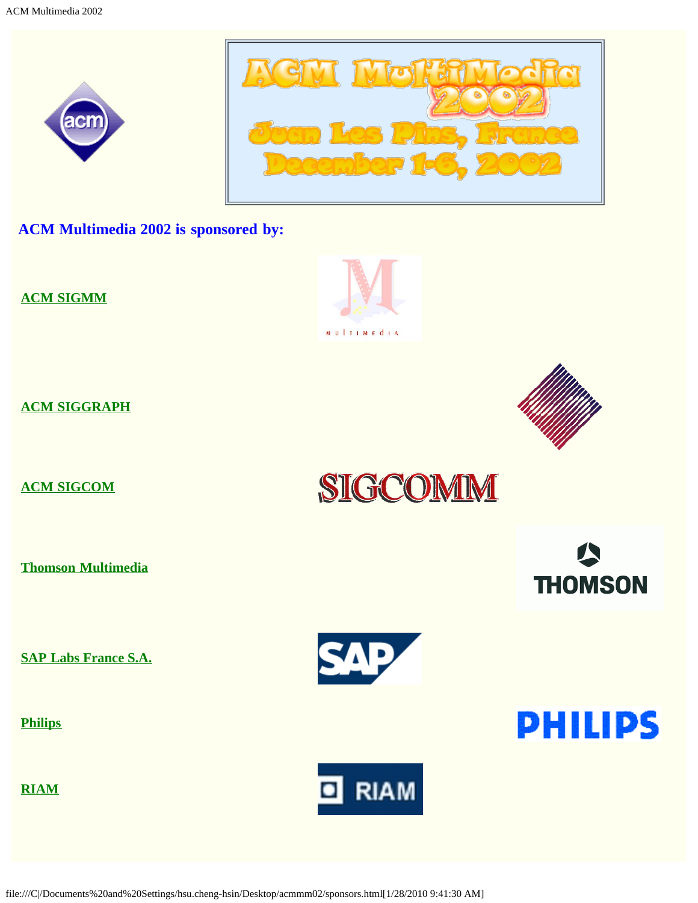ACM MultiMedia 2002
Juan Les Pins, France
December 1-6, 2002

## ACM Multimedia 2002 is sponsored by:

**ACM SIGMM**

**ACM SIGGRAPH**

**ACM SIGCOM**

**Thomson Multimedia**

**SAP Labs France S.A.**

**Philips**

**RIAM**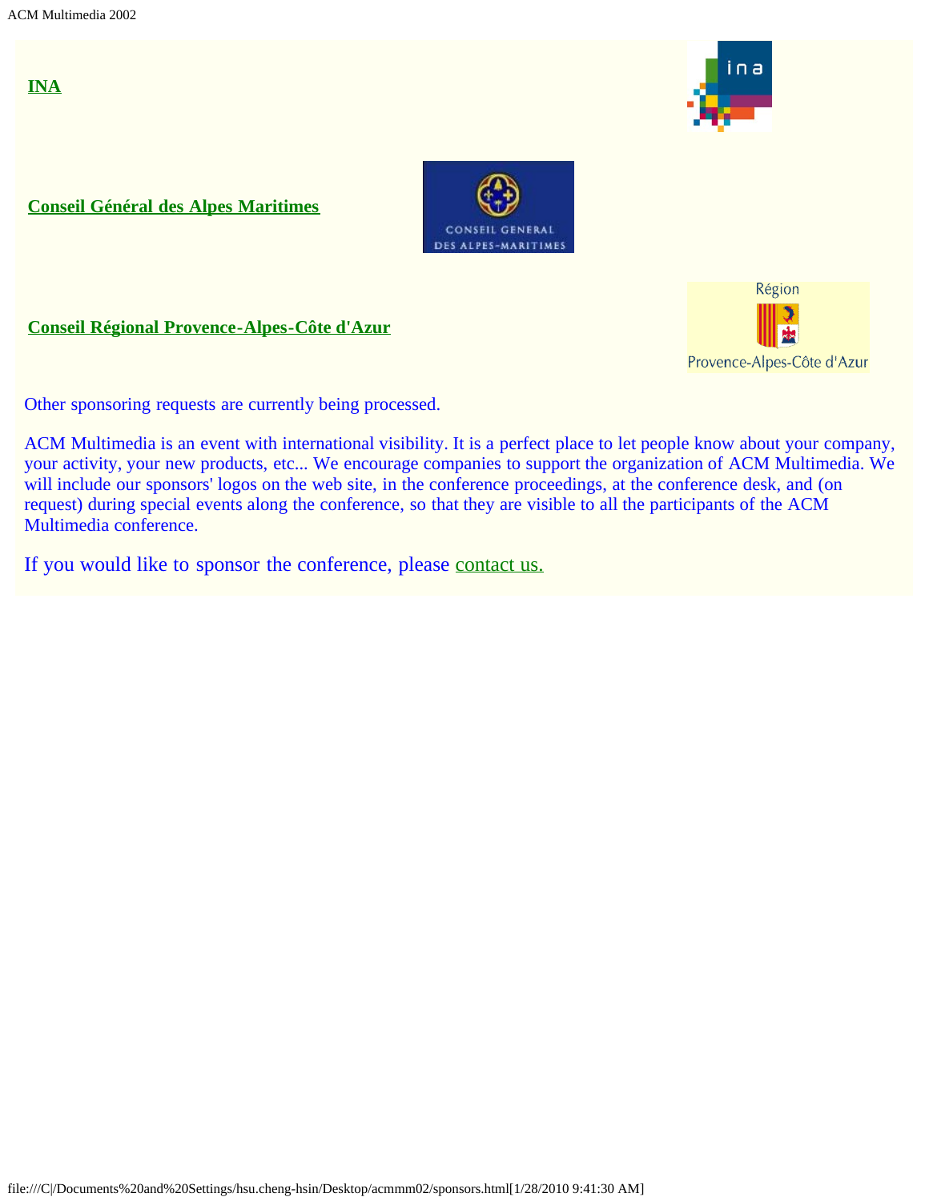**INA**

**Conseil Général des Alpes Maritimes**

**Conseil Régional Provence-Alpes-Côte d'Azur**

Other sponsoring requests are currently being processed.

ACM Multimedia is an event with international visibility. It is a perfect place to let people know about your company, your activity, your new products, etc... We encourage companies to support the organization of ACM Multimedia. We will include our sponsors' logos on the web site, in the conference proceedings, at the conference desk, and (on request) during special events along the conference, so that they are visible to all the participants of the ACM Multimedia conference.

If you would like to sponsor the conference, please contact us.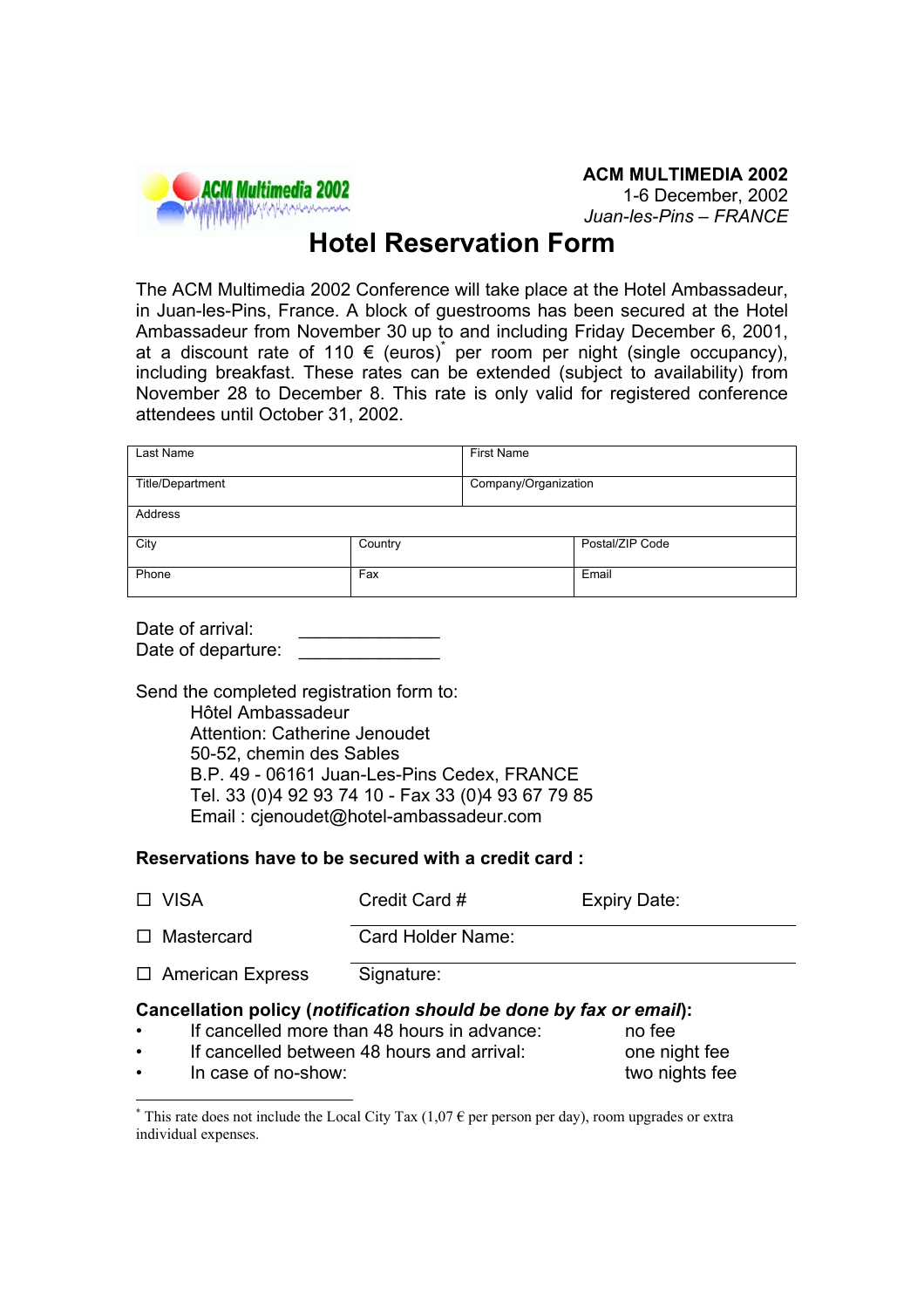**ACM MULTIMEDIA 2002**
1-6 December, 2002
*Juan-les-Pins – FRANCE*

# Hotel Reservation Form

The ACM Multimedia 2002 Conference will take place at the Hotel Ambassadeur, in Juan-les-Pins, France. A block of guestrooms has been secured at the Hotel Ambassadeur from November 30 up to and including Friday December 6, 2001, at a discount rate of 110 € (euros)[*] per room per night (single occupancy), including breakfast. These rates can be extended (subject to availability) from November 28 to December 8. This rate is only valid for registered conference attendees until October 31, 2002.

| Last Name | | First Name |
|---|---|---|
| Title/Department | | Company/Organization |
| Address | | |
| City | Country | Postal/ZIP Code |
| Phone | Fax | Email |

Date of arrival: \_\_\_\_\_\_\_\_\_\_\_\_\_\_
Date of departure: \_\_\_\_\_\_\_\_\_\_\_\_\_\_

Send the completed registration form to:
Hôtel Ambassadeur
Attention: Catherine Jenoudet
50-52, chemin des Sables
B.P. 49 - 06161 Juan-Les-Pins Cedex, FRANCE
Tel. 33 (0)4 92 93 74 10 - Fax 33 (0)4 93 67 79 85
Email : cjenoudet@hotel-ambassadeur.com

**Reservations have to be secured with a credit card :**

| | | |
|---|---|---|
| ☐ VISA | Credit Card # | Expiry Date: |
| ☐ Mastercard | Card Holder Name: | |
| ☐ American Express | Signature: | |

**Cancellation policy (*notification should be done by fax or email*):**

- If cancelled more than 48 hours in advance: no fee
- If cancelled between 48 hours and arrival: one night fee
- In case of no-show: two nights fee

[*] This rate does not include the Local City Tax (1,07 € per person per day), room upgrades or extra individual expenses.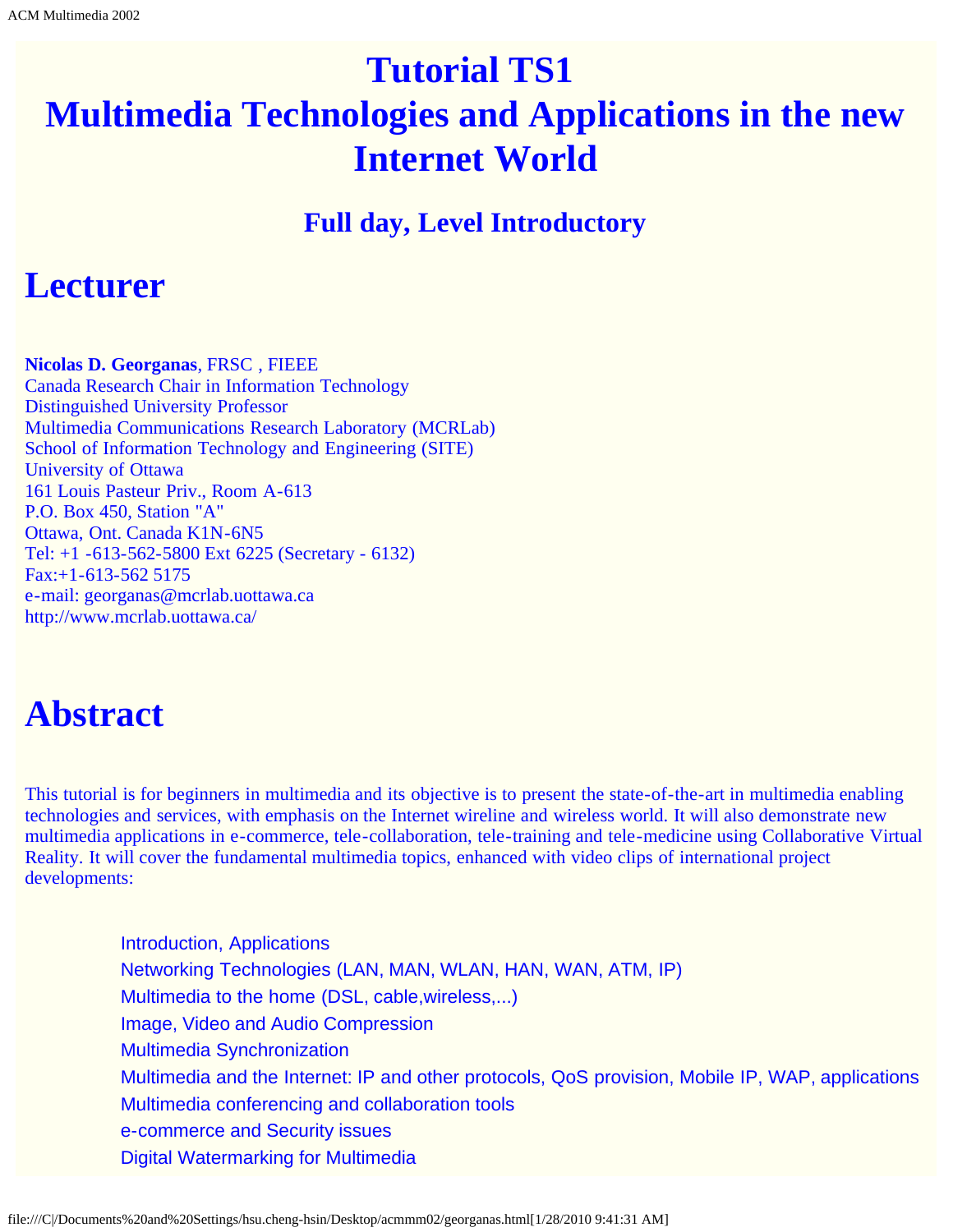# Tutorial TS1
# Multimedia Technologies and Applications in the new Internet World

### Full day, Level Introductory

## Lecturer

**Nicolas D. Georganas**, FRSC , FIEEE
Canada Research Chair in Information Technology
Distinguished University Professor
Multimedia Communications Research Laboratory (MCRLab)
School of Information Technology and Engineering (SITE)
University of Ottawa
161 Louis Pasteur Priv., Room A-613
P.O. Box 450, Station "A"
Ottawa, Ont. Canada K1N-6N5
Tel: +1 -613-562-5800 Ext 6225 (Secretary - 6132)
Fax:+1-613-562 5175
e-mail: georganas@mcrlab.uottawa.ca
http://www.mcrlab.uottawa.ca/

## Abstract

This tutorial is for beginners in multimedia and its objective is to present the state-of-the-art in multimedia enabling technologies and services, with emphasis on the Internet wireline and wireless world. It will also demonstrate new multimedia applications in e-commerce, tele-collaboration, tele-training and tele-medicine using Collaborative Virtual Reality. It will cover the fundamental multimedia topics, enhanced with video clips of international project developments:

- Introduction, Applications
- Networking Technologies (LAN, MAN, WLAN, HAN, WAN, ATM, IP)
- Multimedia to the home (DSL, cable,wireless,...)
- Image, Video and Audio Compression
- Multimedia Synchronization
- Multimedia and the Internet: IP and other protocols, QoS provision, Mobile IP, WAP, applications
- Multimedia conferencing and collaboration tools
- e-commerce and Security issues
- Digital Watermarking for Multimedia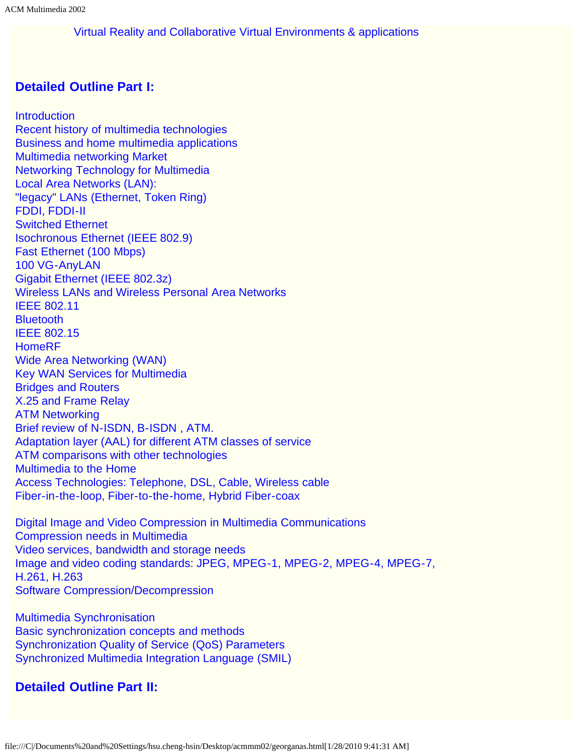Virtual Reality and Collaborative Virtual Environments & applications

## Detailed Outline Part I:

Introduction
Recent history of multimedia technologies
Business and home multimedia applications
Multimedia networking Market
Networking Technology for Multimedia
Local Area Networks (LAN):
"legacy" LANs (Ethernet, Token Ring)
FDDI, FDDI-II
Switched Ethernet
Isochronous Ethernet (IEEE 802.9)
Fast Ethernet (100 Mbps)
100 VG-AnyLAN
Gigabit Ethernet (IEEE 802.3z)
Wireless LANs and Wireless Personal Area Networks
IEEE 802.11
Bluetooth
IEEE 802.15
HomeRF
Wide Area Networking (WAN)
Key WAN Services for Multimedia
Bridges and Routers
X.25 and Frame Relay
ATM Networking
Brief review of N-ISDN, B-ISDN , ATM.
Adaptation layer (AAL) for different ATM classes of service
ATM comparisons with other technologies
Multimedia to the Home
Access Technologies: Telephone, DSL, Cable, Wireless cable
Fiber-in-the-loop, Fiber-to-the-home, Hybrid Fiber-coax

Digital Image and Video Compression in Multimedia Communications
Compression needs in Multimedia
Video services, bandwidth and storage needs
Image and video coding standards: JPEG, MPEG-1, MPEG-2, MPEG-4, MPEG-7, H.261, H.263
Software Compression/Decompression

Multimedia Synchronisation
Basic synchronization concepts and methods
Synchronization Quality of Service (QoS) Parameters
Synchronized Multimedia Integration Language (SMIL)

## Detailed Outline Part II: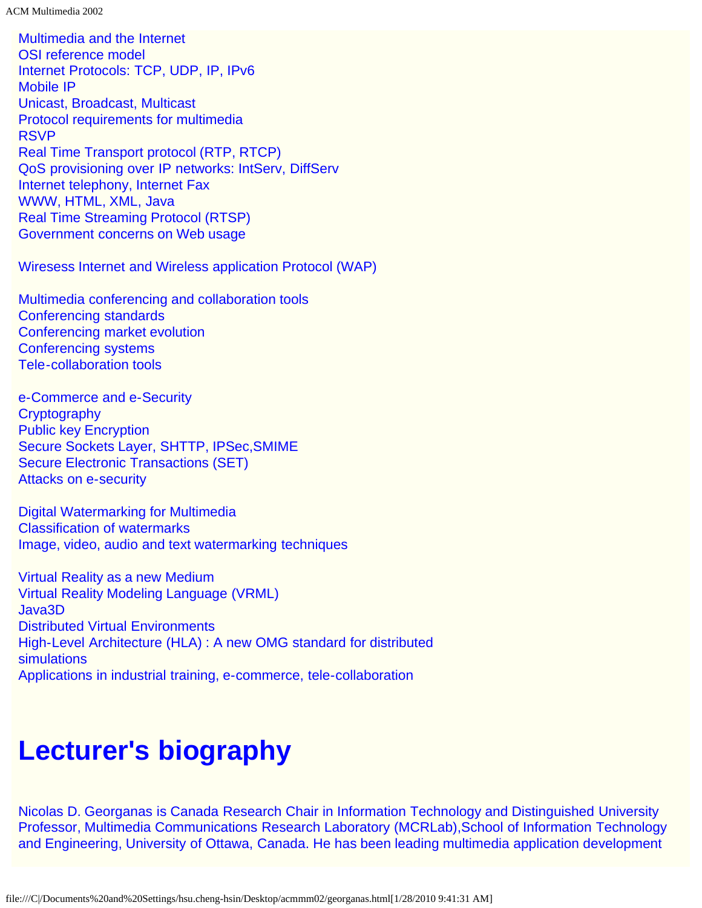Multimedia and the Internet
OSI reference model
Internet Protocols: TCP, UDP, IP, IPv6
Mobile IP
Unicast, Broadcast, Multicast
Protocol requirements for multimedia
RSVP
Real Time Transport protocol (RTP, RTCP)
QoS provisioning over IP networks: IntServ, DiffServ
Internet telephony, Internet Fax
WWW, HTML, XML, Java
Real Time Streaming Protocol (RTSP)
Government concerns on Web usage

Wiresess Internet and Wireless application Protocol (WAP)

Multimedia conferencing and collaboration tools
Conferencing standards
Conferencing market evolution
Conferencing systems
Tele-collaboration tools

e-Commerce and e-Security
Cryptography
Public key Encryption
Secure Sockets Layer, SHTTP, IPSec,SMIME
Secure Electronic Transactions (SET)
Attacks on e-security

Digital Watermarking for Multimedia
Classification of watermarks
Image, video, audio and text watermarking techniques

Virtual Reality as a new Medium
Virtual Reality Modeling Language (VRML)
Java3D
Distributed Virtual Environments
High-Level Architecture (HLA) : A new OMG standard for distributed simulations
Applications in industrial training, e-commerce, tele-collaboration

# Lecturer's biography

Nicolas D. Georganas is Canada Research Chair in Information Technology and Distinguished University Professor, Multimedia Communications Research Laboratory (MCRLab),School of Information Technology and Engineering, University of Ottawa, Canada. He has been leading multimedia application development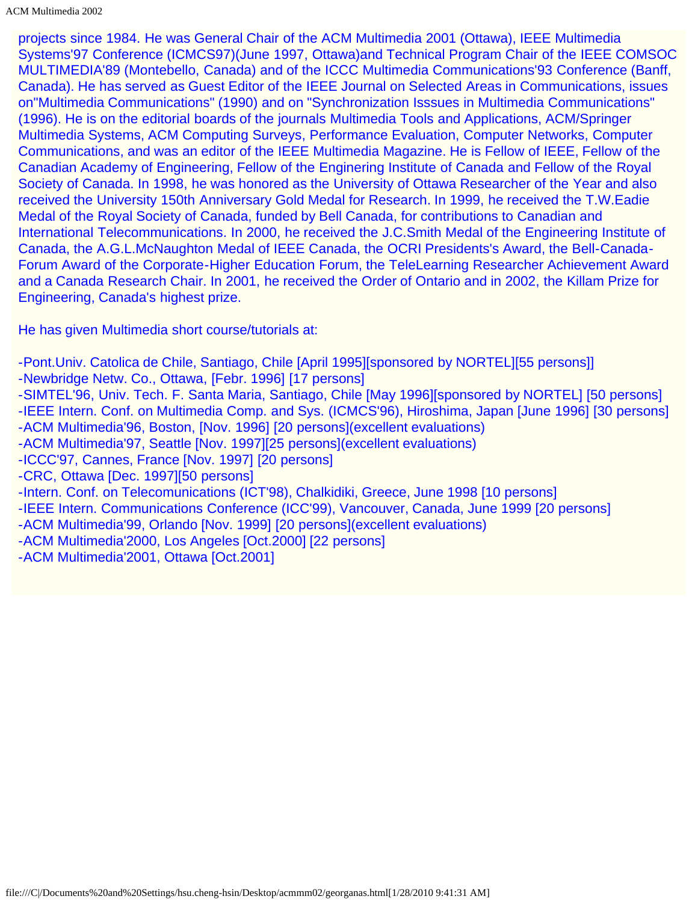projects since 1984. He was General Chair of the ACM Multimedia 2001 (Ottawa), IEEE Multimedia Systems'97 Conference (ICMCS97)(June 1997, Ottawa)and Technical Program Chair of the IEEE COMSOC MULTIMEDIA'89 (Montebello, Canada) and of the ICCC Multimedia Communications'93 Conference (Banff, Canada). He has served as Guest Editor of the IEEE Journal on Selected Areas in Communications, issues on"Multimedia Communications" (1990) and on "Synchronization Isssues in Multimedia Communications" (1996). He is on the editorial boards of the journals Multimedia Tools and Applications, ACM/Springer Multimedia Systems, ACM Computing Surveys, Performance Evaluation, Computer Networks, Computer Communications, and was an editor of the IEEE Multimedia Magazine. He is Fellow of IEEE, Fellow of the Canadian Academy of Engineering, Fellow of the Enginering Institute of Canada and Fellow of the Royal Society of Canada. In 1998, he was honored as the University of Ottawa Researcher of the Year and also received the University 150th Anniversary Gold Medal for Research. In 1999, he received the T.W.Eadie Medal of the Royal Society of Canada, funded by Bell Canada, for contributions to Canadian and International Telecommunications. In 2000, he received the J.C.Smith Medal of the Engineering Institute of Canada, the A.G.L.McNaughton Medal of IEEE Canada, the OCRI Presidents's Award, the Bell-Canada-Forum Award of the Corporate-Higher Education Forum, the TeleLearning Researcher Achievement Award and a Canada Research Chair. In 2001, he received the Order of Ontario and in 2002, the Killam Prize for Engineering, Canada's highest prize.

He has given Multimedia short course/tutorials at:

-Pont.Univ. Catolica de Chile, Santiago, Chile [April 1995][sponsored by NORTEL][55 persons]]
-Newbridge Netw. Co., Ottawa, [Febr. 1996] [17 persons]
-SIMTEL'96, Univ. Tech. F. Santa Maria, Santiago, Chile [May 1996][sponsored by NORTEL] [50 persons]
-IEEE Intern. Conf. on Multimedia Comp. and Sys. (ICMCS'96), Hiroshima, Japan [June 1996] [30 persons]
-ACM Multimedia'96, Boston, [Nov. 1996] [20 persons](excellent evaluations)
-ACM Multimedia'97, Seattle [Nov. 1997][25 persons](excellent evaluations)
-ICCC'97, Cannes, France [Nov. 1997] [20 persons]
-CRC, Ottawa [Dec. 1997][50 persons]
-Intern. Conf. on Telecomunications (ICT'98), Chalkidiki, Greece, June 1998 [10 persons]
-IEEE Intern. Communications Conference (ICC'99), Vancouver, Canada, June 1999 [20 persons]
-ACM Multimedia'99, Orlando [Nov. 1999] [20 persons](excellent evaluations)
-ACM Multimedia'2000, Los Angeles [Oct.2000] [22 persons]
-ACM Multimedia'2001, Ottawa [Oct.2001]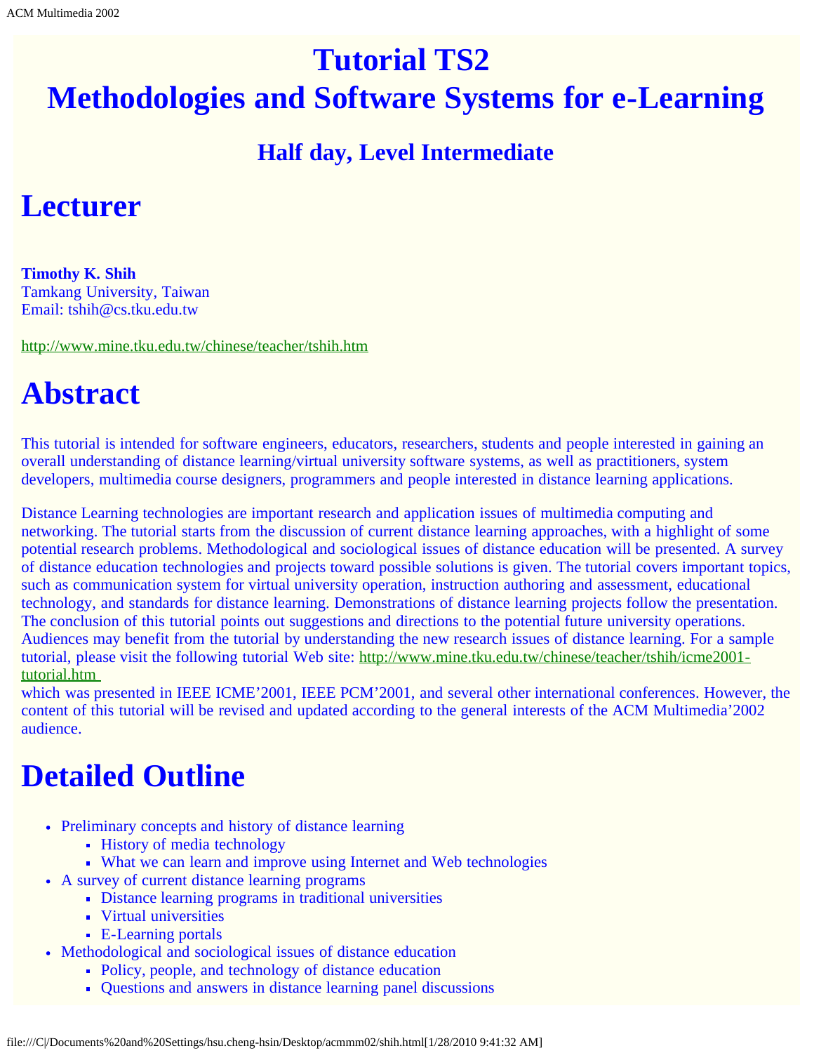# Tutorial TS2
# Methodologies and Software Systems for e-Learning

### Half day, Level Intermediate

# Lecturer

**Timothy K. Shih**
Tamkang University, Taiwan
Email: tshih@cs.tku.edu.tw

http://www.mine.tku.edu.tw/chinese/teacher/tshih.htm

# Abstract

This tutorial is intended for software engineers, educators, researchers, students and people interested in gaining an overall understanding of distance learning/virtual university software systems, as well as practitioners, system developers, multimedia course designers, programmers and people interested in distance learning applications.

Distance Learning technologies are important research and application issues of multimedia computing and networking. The tutorial starts from the discussion of current distance learning approaches, with a highlight of some potential research problems. Methodological and sociological issues of distance education will be presented. A survey of distance education technologies and projects toward possible solutions is given. The tutorial covers important topics, such as communication system for virtual university operation, instruction authoring and assessment, educational technology, and standards for distance learning. Demonstrations of distance learning projects follow the presentation. The conclusion of this tutorial points out suggestions and directions to the potential future university operations. Audiences may benefit from the tutorial by understanding the new research issues of distance learning. For a sample tutorial, please visit the following tutorial Web site: http://www.mine.tku.edu.tw/chinese/teacher/tshih/icme2001-tutorial.htm
which was presented in IEEE ICME'2001, IEEE PCM'2001, and several other international conferences. However, the content of this tutorial will be revised and updated according to the general interests of the ACM Multimedia'2002 audience.

# Detailed Outline

- Preliminary concepts and history of distance learning
  - History of media technology
  - What we can learn and improve using Internet and Web technologies
- A survey of current distance learning programs
  - Distance learning programs in traditional universities
  - Virtual universities
  - E-Learning portals
- Methodological and sociological issues of distance education
  - Policy, people, and technology of distance education
  - Questions and answers in distance learning panel discussions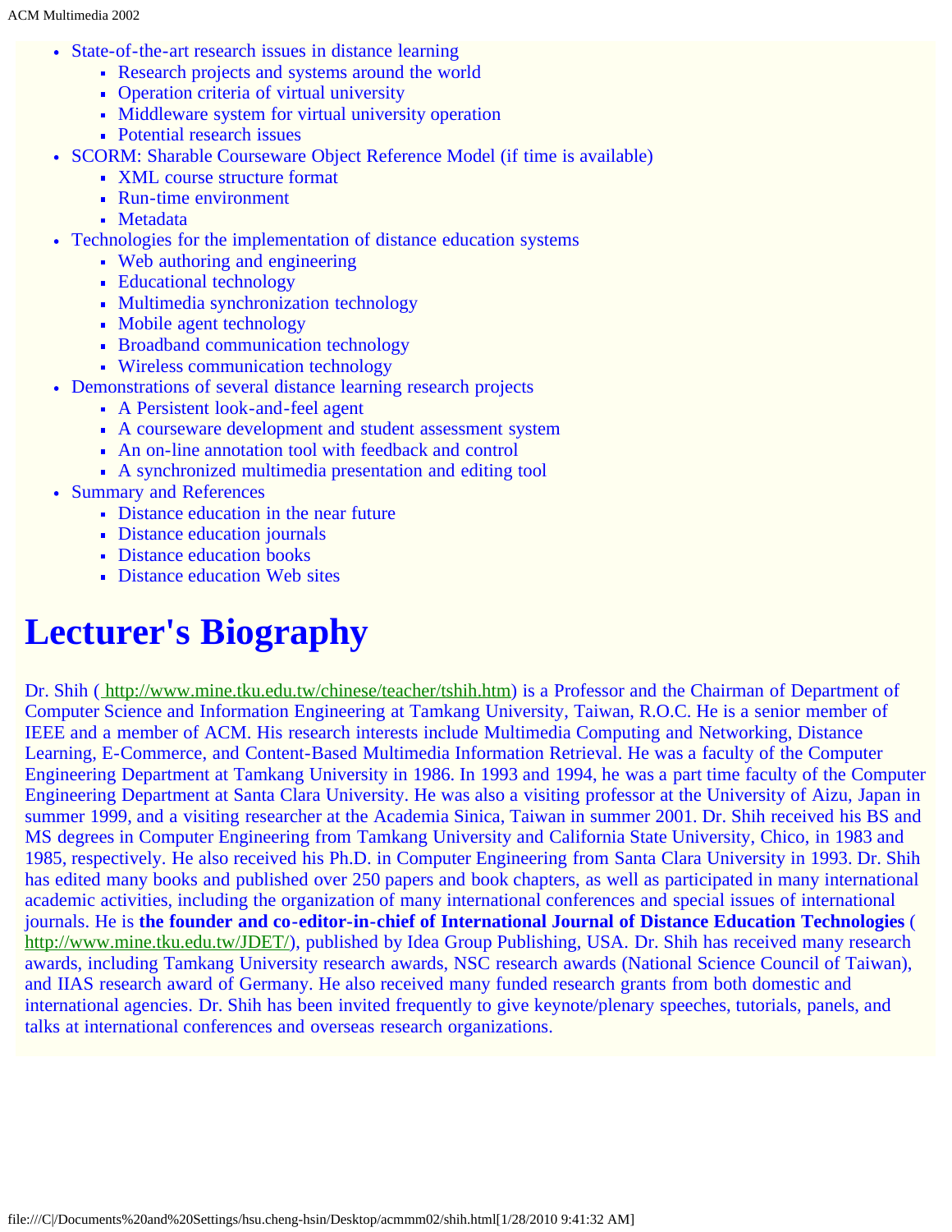- State-of-the-art research issues in distance learning
  - Research projects and systems around the world
  - Operation criteria of virtual university
  - Middleware system for virtual university operation
  - Potential research issues
- SCORM: Sharable Courseware Object Reference Model (if time is available)
  - XML course structure format
  - Run-time environment
  - Metadata
- Technologies for the implementation of distance education systems
  - Web authoring and engineering
  - Educational technology
  - Multimedia synchronization technology
  - Mobile agent technology
  - Broadband communication technology
  - Wireless communication technology
- Demonstrations of several distance learning research projects
  - A Persistent look-and-feel agent
  - A courseware development and student assessment system
  - An on-line annotation tool with feedback and control
  - A synchronized multimedia presentation and editing tool
- Summary and References
  - Distance education in the near future
  - Distance education journals
  - Distance education books
  - Distance education Web sites

# Lecturer's Biography

Dr. Shih ( http://www.mine.tku.edu.tw/chinese/teacher/tshih.htm) is a Professor and the Chairman of Department of Computer Science and Information Engineering at Tamkang University, Taiwan, R.O.C. He is a senior member of IEEE and a member of ACM. His research interests include Multimedia Computing and Networking, Distance Learning, E-Commerce, and Content-Based Multimedia Information Retrieval. He was a faculty of the Computer Engineering Department at Tamkang University in 1986. In 1993 and 1994, he was a part time faculty of the Computer Engineering Department at Santa Clara University. He was also a visiting professor at the University of Aizu, Japan in summer 1999, and a visiting researcher at the Academia Sinica, Taiwan in summer 2001. Dr. Shih received his BS and MS degrees in Computer Engineering from Tamkang University and California State University, Chico, in 1983 and 1985, respectively. He also received his Ph.D. in Computer Engineering from Santa Clara University in 1993. Dr. Shih has edited many books and published over 250 papers and book chapters, as well as participated in many international academic activities, including the organization of many international conferences and special issues of international journals. He is **the founder and co-editor-in-chief of International Journal of Distance Education Technologies** ( http://www.mine.tku.edu.tw/JDET/), published by Idea Group Publishing, USA. Dr. Shih has received many research awards, including Tamkang University research awards, NSC research awards (National Science Council of Taiwan), and IIAS research award of Germany. He also received many funded research grants from both domestic and international agencies. Dr. Shih has been invited frequently to give keynote/plenary speeches, tutorials, panels, and talks at international conferences and overseas research organizations.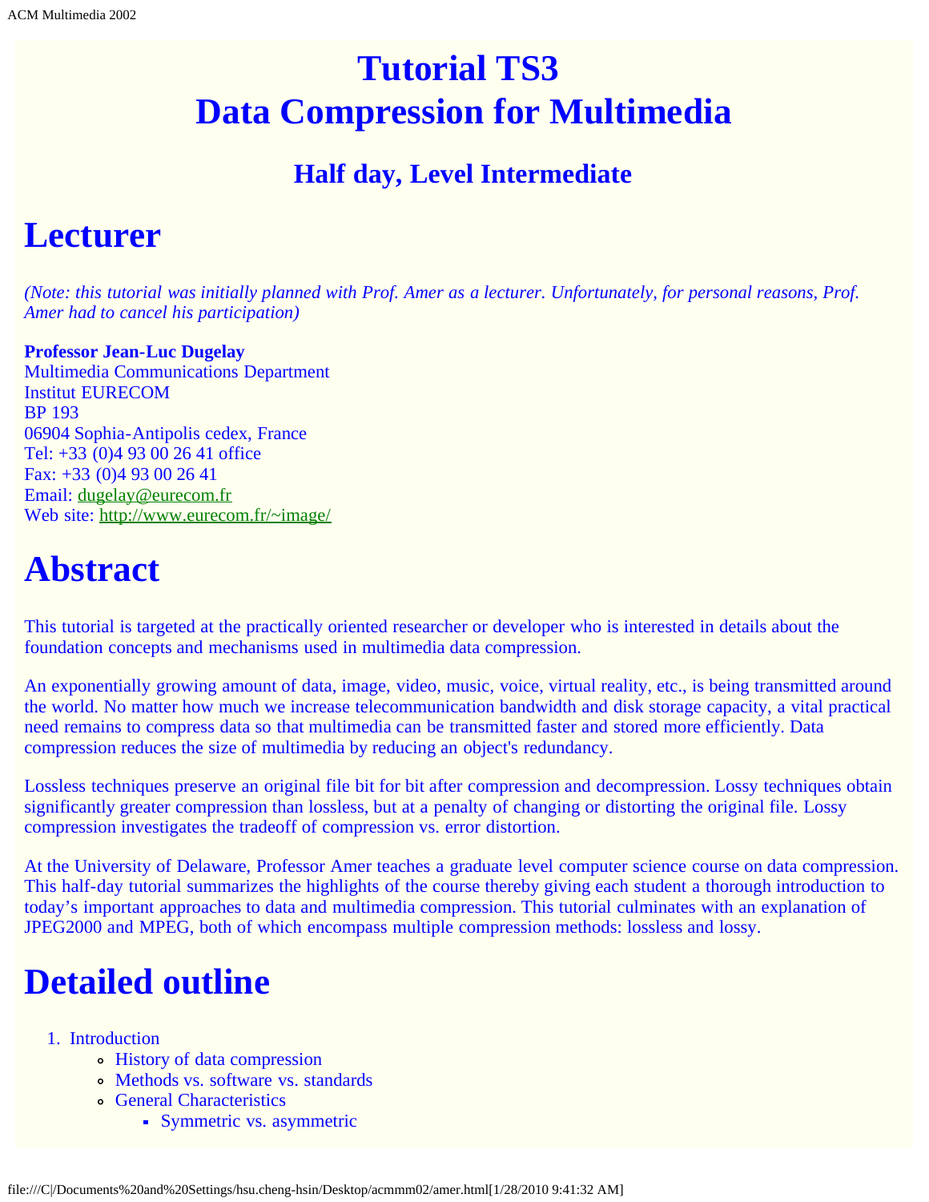# Tutorial TS3
# Data Compression for Multimedia

### Half day, Level Intermediate

# Lecturer

*(Note: this tutorial was initially planned with Prof. Amer as a lecturer. Unfortunately, for personal reasons, Prof. Amer had to cancel his participation)*

**Professor Jean-Luc Dugelay**
Multimedia Communications Department
Institut EURECOM
BP 193
06904 Sophia-Antipolis cedex, France
Tel: +33 (0)4 93 00 26 41 office
Fax: +33 (0)4 93 00 26 41
Email: dugelay@eurecom.fr
Web site: http://www.eurecom.fr/~image/

# Abstract

This tutorial is targeted at the practically oriented researcher or developer who is interested in details about the foundation concepts and mechanisms used in multimedia data compression.

An exponentially growing amount of data, image, video, music, voice, virtual reality, etc., is being transmitted around the world. No matter how much we increase telecommunication bandwidth and disk storage capacity, a vital practical need remains to compress data so that multimedia can be transmitted faster and stored more efficiently. Data compression reduces the size of multimedia by reducing an object's redundancy.

Lossless techniques preserve an original file bit for bit after compression and decompression. Lossy techniques obtain significantly greater compression than lossless, but at a penalty of changing or distorting the original file. Lossy compression investigates the tradeoff of compression vs. error distortion.

At the University of Delaware, Professor Amer teaches a graduate level computer science course on data compression. This half-day tutorial summarizes the highlights of the course thereby giving each student a thorough introduction to today's important approaches to data and multimedia compression. This tutorial culminates with an explanation of JPEG2000 and MPEG, both of which encompass multiple compression methods: lossless and lossy.

# Detailed outline

1. Introduction
   - History of data compression
   - Methods vs. software vs. standards
   - General Characteristics
     - Symmetric vs. asymmetric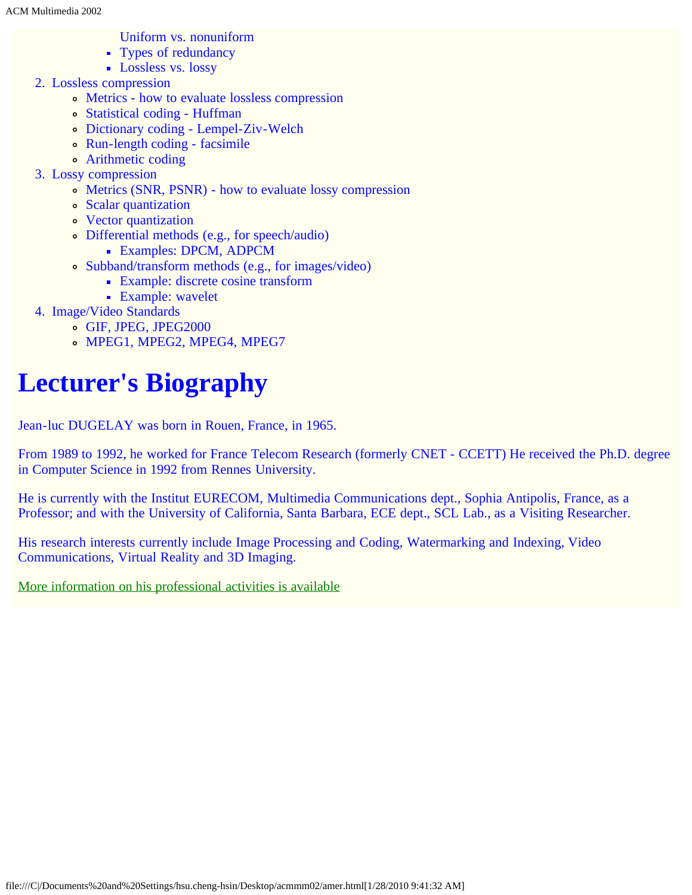- Uniform vs. nonuniform
        - Types of redundancy
        - Lossless vs. lossy
2. Lossless compression
    - Metrics - how to evaluate lossless compression
    - Statistical coding - Huffman
    - Dictionary coding - Lempel-Ziv-Welch
    - Run-length coding - facsimile
    - Arithmetic coding
3. Lossy compression
    - Metrics (SNR, PSNR) - how to evaluate lossy compression
    - Scalar quantization
    - Vector quantization
    - Differential methods (e.g., for speech/audio)
        - Examples: DPCM, ADPCM
    - Subband/transform methods (e.g., for images/video)
        - Example: discrete cosine transform
        - Example: wavelet
4. Image/Video Standards
    - GIF, JPEG, JPEG2000
    - MPEG1, MPEG2, MPEG4, MPEG7

# Lecturer's Biography

Jean-luc DUGELAY was born in Rouen, France, in 1965.

From 1989 to 1992, he worked for France Telecom Research (formerly CNET - CCETT) He received the Ph.D. degree in Computer Science in 1992 from Rennes University.

He is currently with the Institut EURECOM, Multimedia Communications dept., Sophia Antipolis, France, as a Professor; and with the University of California, Santa Barbara, ECE dept., SCL Lab., as a Visiting Researcher.

His research interests currently include Image Processing and Coding, Watermarking and Indexing, Video Communications, Virtual Reality and 3D Imaging.

More information on his professional activities is available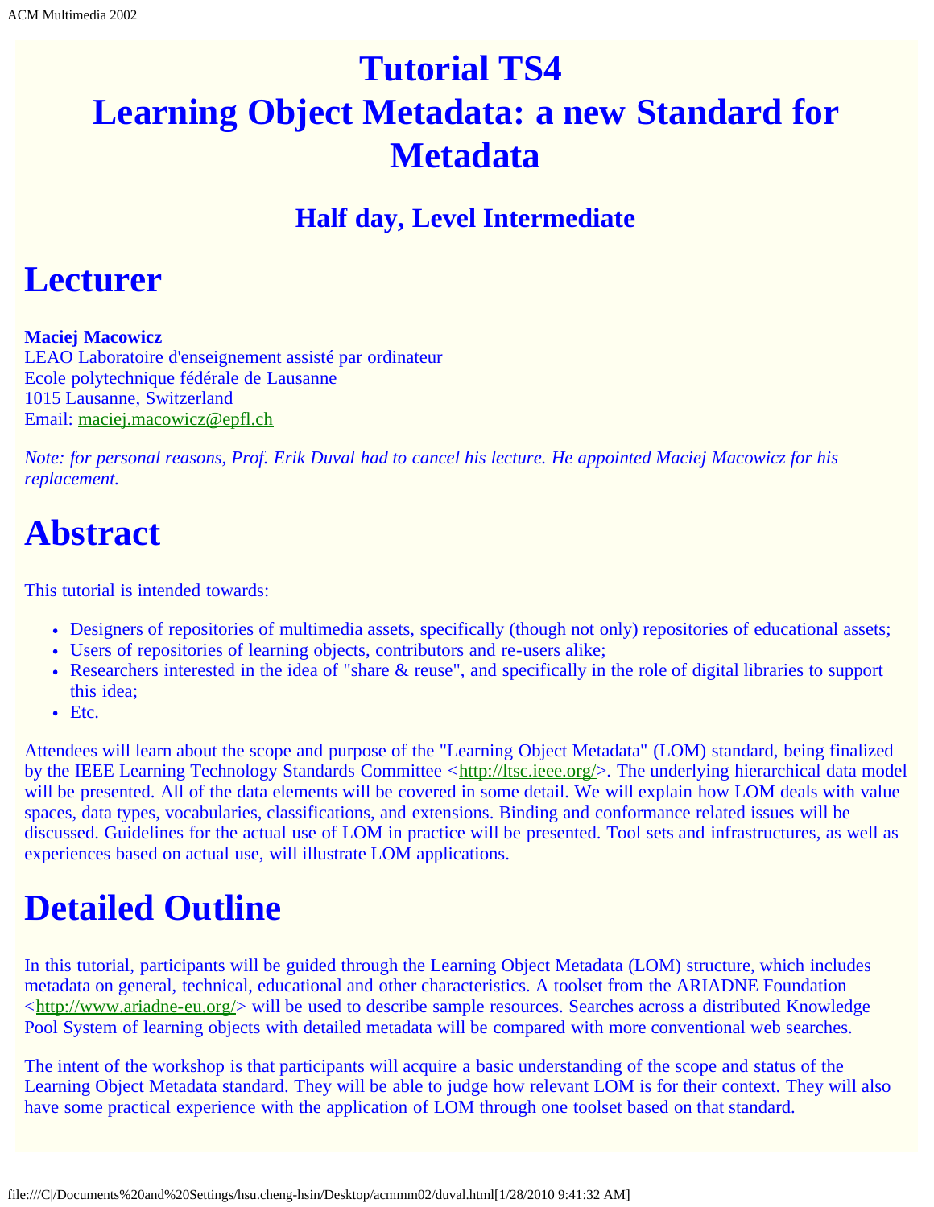# Tutorial TS4
# Learning Object Metadata: a new Standard for Metadata

### Half day, Level Intermediate

# Lecturer

**Maciej Macowicz**
LEAO Laboratoire d'enseignement assisté par ordinateur
Ecole polytechnique fédérale de Lausanne
1015 Lausanne, Switzerland
Email: maciej.macowicz@epfl.ch

*Note: for personal reasons, Prof. Erik Duval had to cancel his lecture. He appointed Maciej Macowicz for his replacement.*

# Abstract

This tutorial is intended towards:

- Designers of repositories of multimedia assets, specifically (though not only) repositories of educational assets;
- Users of repositories of learning objects, contributors and re-users alike;
- Researchers interested in the idea of "share & reuse", and specifically in the role of digital libraries to support this idea;
- Etc.

Attendees will learn about the scope and purpose of the "Learning Object Metadata" (LOM) standard, being finalized by the IEEE Learning Technology Standards Committee <http://ltsc.ieee.org/>. The underlying hierarchical data model will be presented. All of the data elements will be covered in some detail. We will explain how LOM deals with value spaces, data types, vocabularies, classifications, and extensions. Binding and conformance related issues will be discussed. Guidelines for the actual use of LOM in practice will be presented. Tool sets and infrastructures, as well as experiences based on actual use, will illustrate LOM applications.

# Detailed Outline

In this tutorial, participants will be guided through the Learning Object Metadata (LOM) structure, which includes metadata on general, technical, educational and other characteristics. A toolset from the ARIADNE Foundation <http://www.ariadne-eu.org/> will be used to describe sample resources. Searches across a distributed Knowledge Pool System of learning objects with detailed metadata will be compared with more conventional web searches.

The intent of the workshop is that participants will acquire a basic understanding of the scope and status of the Learning Object Metadata standard. They will be able to judge how relevant LOM is for their context. They will also have some practical experience with the application of LOM through one toolset based on that standard.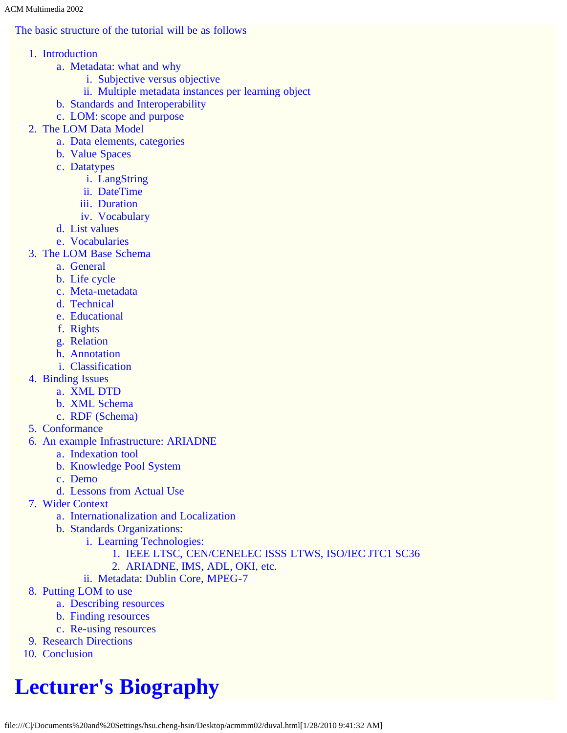The basic structure of the tutorial will be as follows

1. Introduction
   a. Metadata: what and why
      i. Subjective versus objective
      ii. Multiple metadata instances per learning object
   b. Standards and Interoperability
   c. LOM: scope and purpose
2. The LOM Data Model
   a. Data elements, categories
   b. Value Spaces
   c. Datatypes
      i. LangString
      ii. DateTime
      iii. Duration
      iv. Vocabulary
   d. List values
   e. Vocabularies
3. The LOM Base Schema
   a. General
   b. Life cycle
   c. Meta-metadata
   d. Technical
   e. Educational
   f. Rights
   g. Relation
   h. Annotation
   i. Classification
4. Binding Issues
   a. XML DTD
   b. XML Schema
   c. RDF (Schema)
5. Conformance
6. An example Infrastructure: ARIADNE
   a. Indexation tool
   b. Knowledge Pool System
   c. Demo
   d. Lessons from Actual Use
7. Wider Context
   a. Internationalization and Localization
   b. Standards Organizations:
      i. Learning Technologies:
         1. IEEE LTSC, CEN/CENELEC ISSS LTWS, ISO/IEC JTC1 SC36
         2. ARIADNE, IMS, ADL, OKI, etc.
      ii. Metadata: Dublin Core, MPEG-7
8. Putting LOM to use
   a. Describing resources
   b. Finding resources
   c. Re-using resources
9. Research Directions
10. Conclusion

# Lecturer's Biography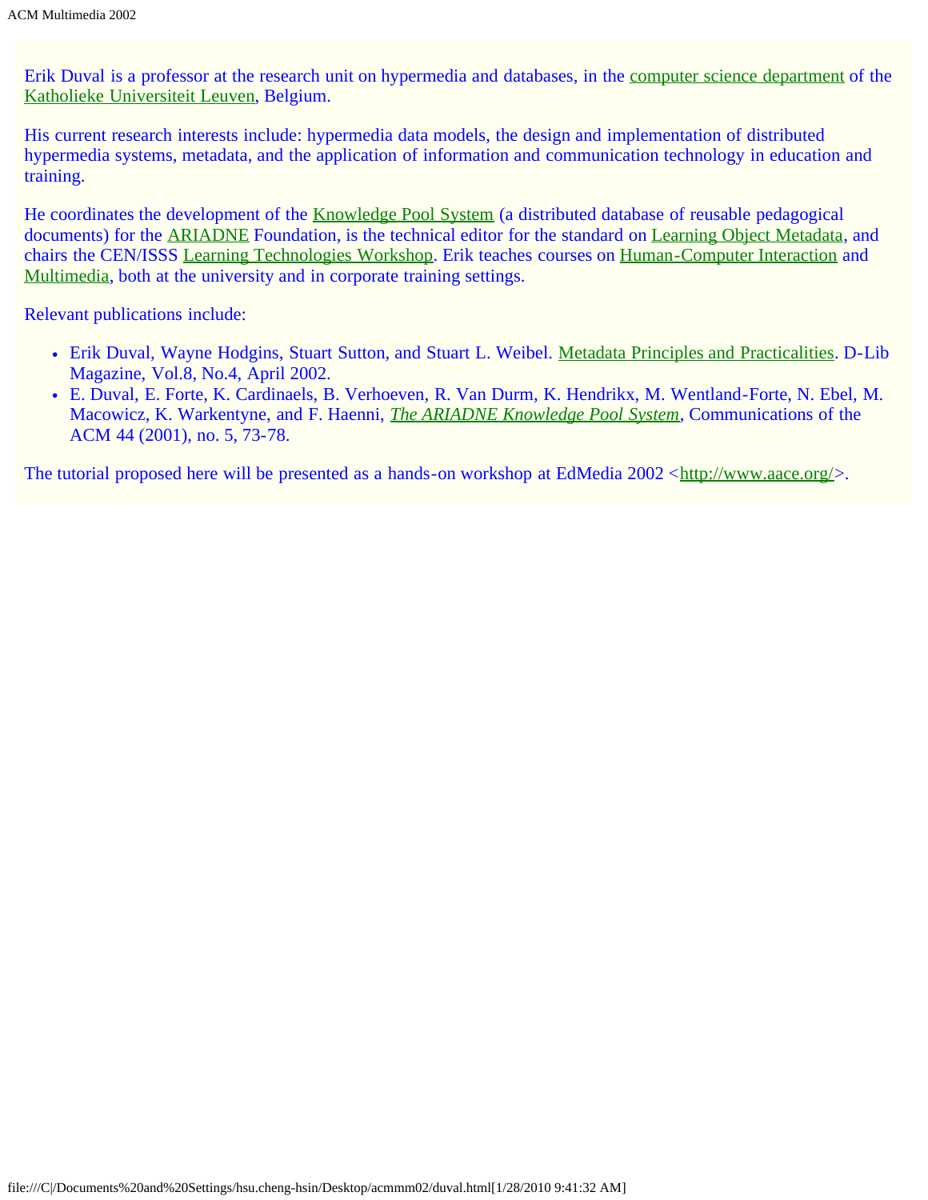Erik Duval is a professor at the research unit on hypermedia and databases, in the computer science department of the Katholieke Universiteit Leuven, Belgium.

His current research interests include: hypermedia data models, the design and implementation of distributed hypermedia systems, metadata, and the application of information and communication technology in education and training.

He coordinates the development of the Knowledge Pool System (a distributed database of reusable pedagogical documents) for the ARIADNE Foundation, is the technical editor for the standard on Learning Object Metadata, and chairs the CEN/ISSS Learning Technologies Workshop. Erik teaches courses on Human-Computer Interaction and Multimedia, both at the university and in corporate training settings.

Relevant publications include:

- Erik Duval, Wayne Hodgins, Stuart Sutton, and Stuart L. Weibel. Metadata Principles and Practicalities. D-Lib Magazine, Vol.8, No.4, April 2002.
- E. Duval, E. Forte, K. Cardinaels, B. Verhoeven, R. Van Durm, K. Hendrikx, M. Wentland-Forte, N. Ebel, M. Macowicz, K. Warkentyne, and F. Haenni, *The ARIADNE Knowledge Pool System*, Communications of the ACM 44 (2001), no. 5, 73-78.

The tutorial proposed here will be presented as a hands-on workshop at EdMedia 2002 <http://www.aace.org/>.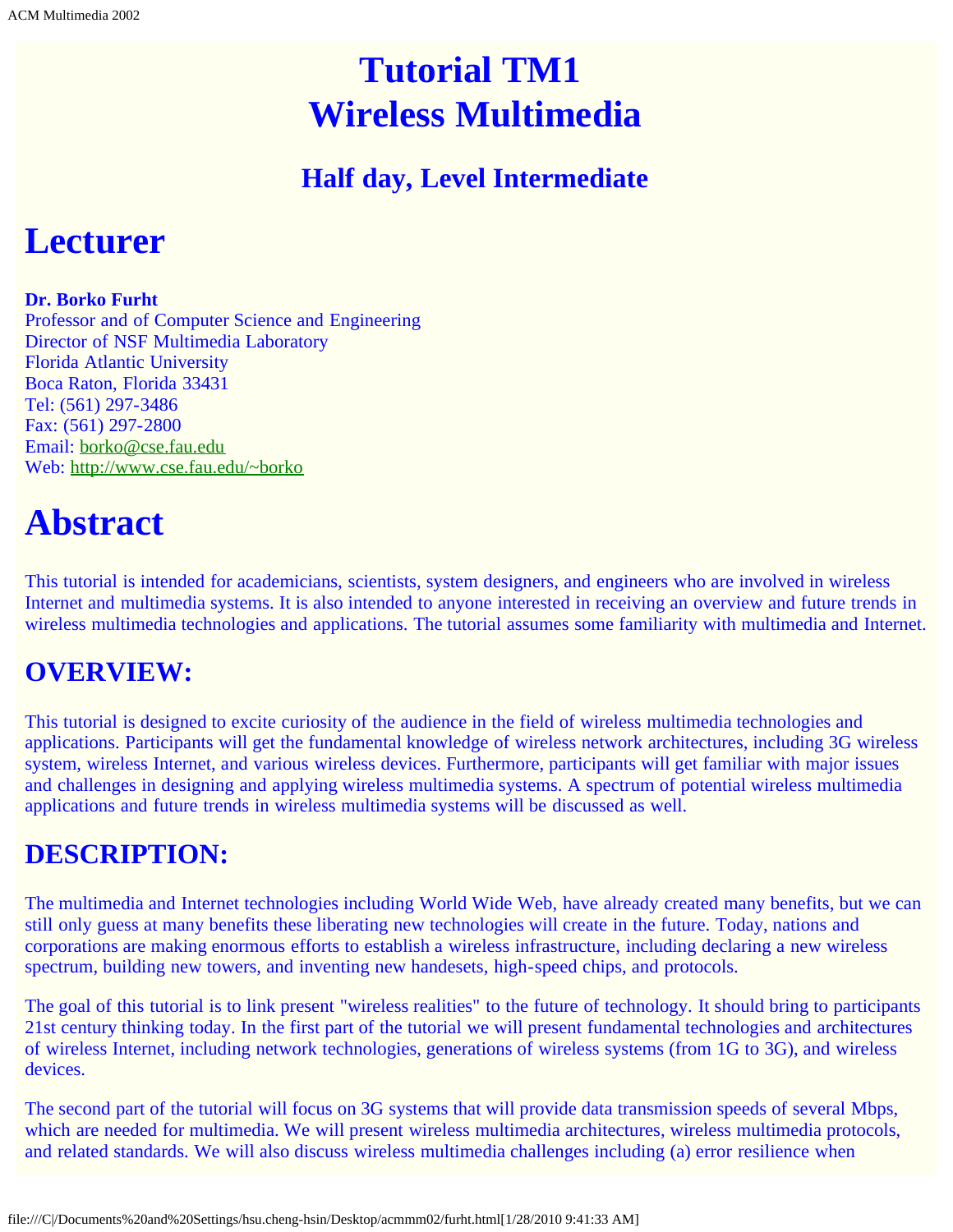# Tutorial TM1
# Wireless Multimedia

## Half day, Level Intermediate

# Lecturer

**Dr. Borko Furht**
Professor and of Computer Science and Engineering
Director of NSF Multimedia Laboratory
Florida Atlantic University
Boca Raton, Florida 33431
Tel: (561) 297-3486
Fax: (561) 297-2800
Email: borko@cse.fau.edu
Web: http://www.cse.fau.edu/~borko

# Abstract

This tutorial is intended for academicians, scientists, system designers, and engineers who are involved in wireless Internet and multimedia systems. It is also intended to anyone interested in receiving an overview and future trends in wireless multimedia technologies and applications. The tutorial assumes some familiarity with multimedia and Internet.

## OVERVIEW:

This tutorial is designed to excite curiosity of the audience in the field of wireless multimedia technologies and applications. Participants will get the fundamental knowledge of wireless network architectures, including 3G wireless system, wireless Internet, and various wireless devices. Furthermore, participants will get familiar with major issues and challenges in designing and applying wireless multimedia systems. A spectrum of potential wireless multimedia applications and future trends in wireless multimedia systems will be discussed as well.

## DESCRIPTION:

The multimedia and Internet technologies including World Wide Web, have already created many benefits, but we can still only guess at many benefits these liberating new technologies will create in the future. Today, nations and corporations are making enormous efforts to establish a wireless infrastructure, including declaring a new wireless spectrum, building new towers, and inventing new handesets, high-speed chips, and protocols.

The goal of this tutorial is to link present "wireless realities" to the future of technology. It should bring to participants 21st century thinking today. In the first part of the tutorial we will present fundamental technologies and architectures of wireless Internet, including network technologies, generations of wireless systems (from 1G to 3G), and wireless devices.

The second part of the tutorial will focus on 3G systems that will provide data transmission speeds of several Mbps, which are needed for multimedia. We will present wireless multimedia architectures, wireless multimedia protocols, and related standards. We will also discuss wireless multimedia challenges including (a) error resilience when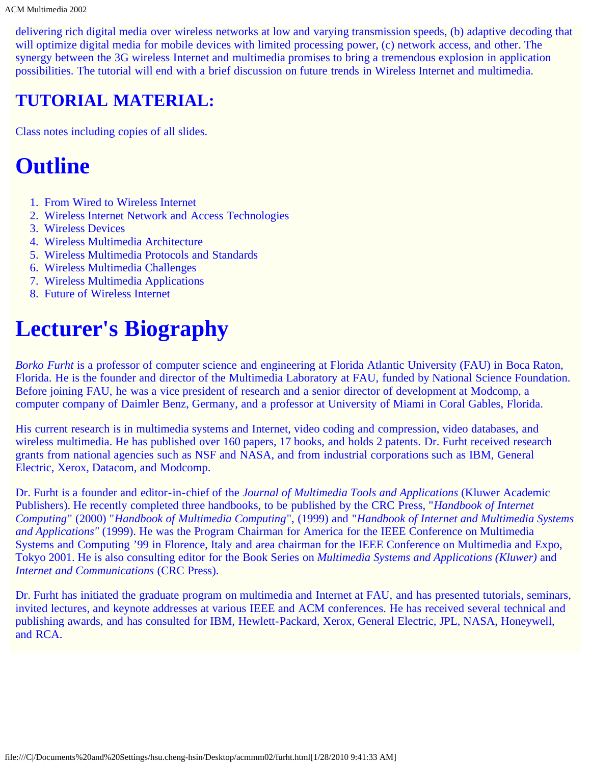delivering rich digital media over wireless networks at low and varying transmission speeds, (b) adaptive decoding that will optimize digital media for mobile devices with limited processing power, (c) network access, and other. The synergy between the 3G wireless Internet and multimedia promises to bring a tremendous explosion in application possibilities. The tutorial will end with a brief discussion on future trends in Wireless Internet and multimedia.

## TUTORIAL MATERIAL:

Class notes including copies of all slides.

# Outline

1. From Wired to Wireless Internet
2. Wireless Internet Network and Access Technologies
3. Wireless Devices
4. Wireless Multimedia Architecture
5. Wireless Multimedia Protocols and Standards
6. Wireless Multimedia Challenges
7. Wireless Multimedia Applications
8. Future of Wireless Internet

# Lecturer's Biography

*Borko Furht* is a professor of computer science and engineering at Florida Atlantic University (FAU) in Boca Raton, Florida. He is the founder and director of the Multimedia Laboratory at FAU, funded by National Science Foundation. Before joining FAU, he was a vice president of research and a senior director of development at Modcomp, a computer company of Daimler Benz, Germany, and a professor at University of Miami in Coral Gables, Florida.

His current research is in multimedia systems and Internet, video coding and compression, video databases, and wireless multimedia. He has published over 160 papers, 17 books, and holds 2 patents. Dr. Furht received research grants from national agencies such as NSF and NASA, and from industrial corporations such as IBM, General Electric, Xerox, Datacom, and Modcomp.

Dr. Furht is a founder and editor-in-chief of the *Journal of Multimedia Tools and Applications* (Kluwer Academic Publishers). He recently completed three handbooks, to be published by the CRC Press, "*Handbook of Internet Computing*" (2000) "*Handbook of Multimedia Computing*", (1999) and "*Handbook of Internet and Multimedia Systems and Applications"* (1999). He was the Program Chairman for America for the IEEE Conference on Multimedia Systems and Computing '99 in Florence, Italy and area chairman for the IEEE Conference on Multimedia and Expo, Tokyo 2001. He is also consulting editor for the Book Series on *Multimedia Systems and Applications (Kluwer)* and *Internet and Communications* (CRC Press).

Dr. Furht has initiated the graduate program on multimedia and Internet at FAU, and has presented tutorials, seminars, invited lectures, and keynote addresses at various IEEE and ACM conferences. He has received several technical and publishing awards, and has consulted for IBM, Hewlett-Packard, Xerox, General Electric, JPL, NASA, Honeywell, and RCA.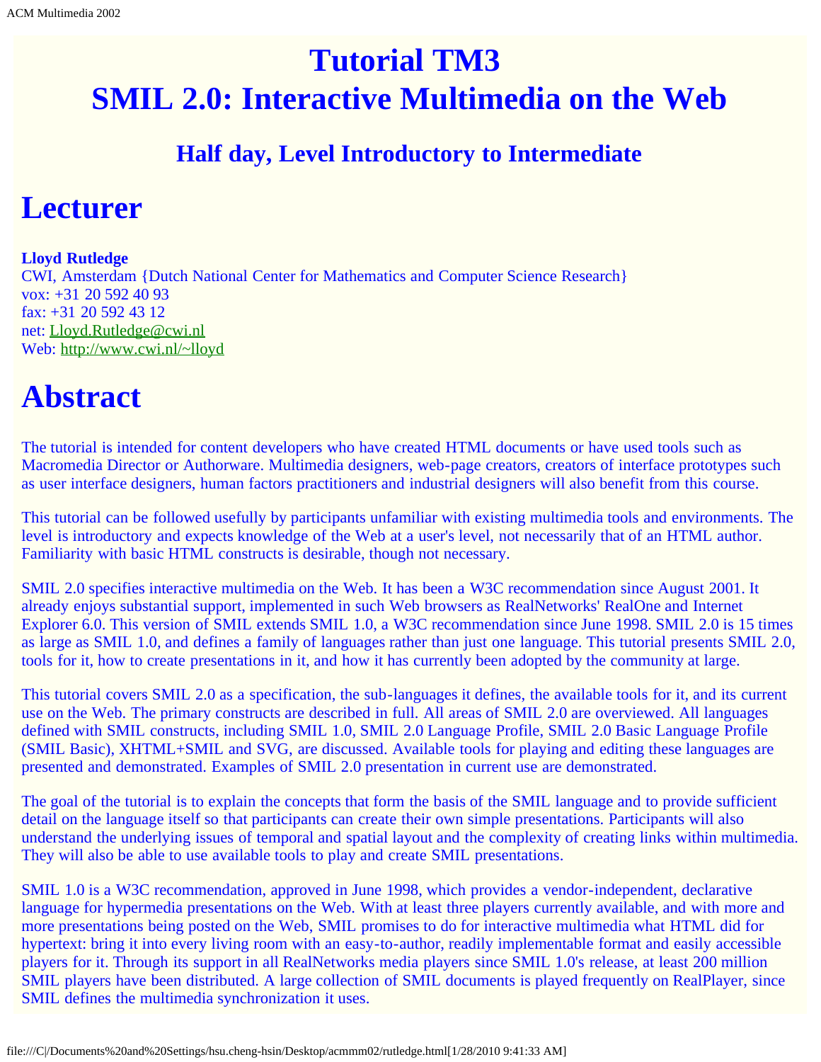# Tutorial TM3
# SMIL 2.0: Interactive Multimedia on the Web

### Half day, Level Introductory to Intermediate

# Lecturer

**Lloyd Rutledge**
CWI, Amsterdam {Dutch National Center for Mathematics and Computer Science Research}
vox: +31 20 592 40 93
fax: +31 20 592 43 12
net: Lloyd.Rutledge@cwi.nl
Web: http://www.cwi.nl/~lloyd

# Abstract

The tutorial is intended for content developers who have created HTML documents or have used tools such as Macromedia Director or Authorware. Multimedia designers, web-page creators, creators of interface prototypes such as user interface designers, human factors practitioners and industrial designers will also benefit from this course.

This tutorial can be followed usefully by participants unfamiliar with existing multimedia tools and environments. The level is introductory and expects knowledge of the Web at a user's level, not necessarily that of an HTML author. Familiarity with basic HTML constructs is desirable, though not necessary.

SMIL 2.0 specifies interactive multimedia on the Web. It has been a W3C recommendation since August 2001. It already enjoys substantial support, implemented in such Web browsers as RealNetworks' RealOne and Internet Explorer 6.0. This version of SMIL extends SMIL 1.0, a W3C recommendation since June 1998. SMIL 2.0 is 15 times as large as SMIL 1.0, and defines a family of languages rather than just one language. This tutorial presents SMIL 2.0, tools for it, how to create presentations in it, and how it has currently been adopted by the community at large.

This tutorial covers SMIL 2.0 as a specification, the sub-languages it defines, the available tools for it, and its current use on the Web. The primary constructs are described in full. All areas of SMIL 2.0 are overviewed. All languages defined with SMIL constructs, including SMIL 1.0, SMIL 2.0 Language Profile, SMIL 2.0 Basic Language Profile (SMIL Basic), XHTML+SMIL and SVG, are discussed. Available tools for playing and editing these languages are presented and demonstrated. Examples of SMIL 2.0 presentation in current use are demonstrated.

The goal of the tutorial is to explain the concepts that form the basis of the SMIL language and to provide sufficient detail on the language itself so that participants can create their own simple presentations. Participants will also understand the underlying issues of temporal and spatial layout and the complexity of creating links within multimedia. They will also be able to use available tools to play and create SMIL presentations.

SMIL 1.0 is a W3C recommendation, approved in June 1998, which provides a vendor-independent, declarative language for hypermedia presentations on the Web. With at least three players currently available, and with more and more presentations being posted on the Web, SMIL promises to do for interactive multimedia what HTML did for hypertext: bring it into every living room with an easy-to-author, readily implementable format and easily accessible players for it. Through its support in all RealNetworks media players since SMIL 1.0's release, at least 200 million SMIL players have been distributed. A large collection of SMIL documents is played frequently on RealPlayer, since SMIL defines the multimedia synchronization it uses.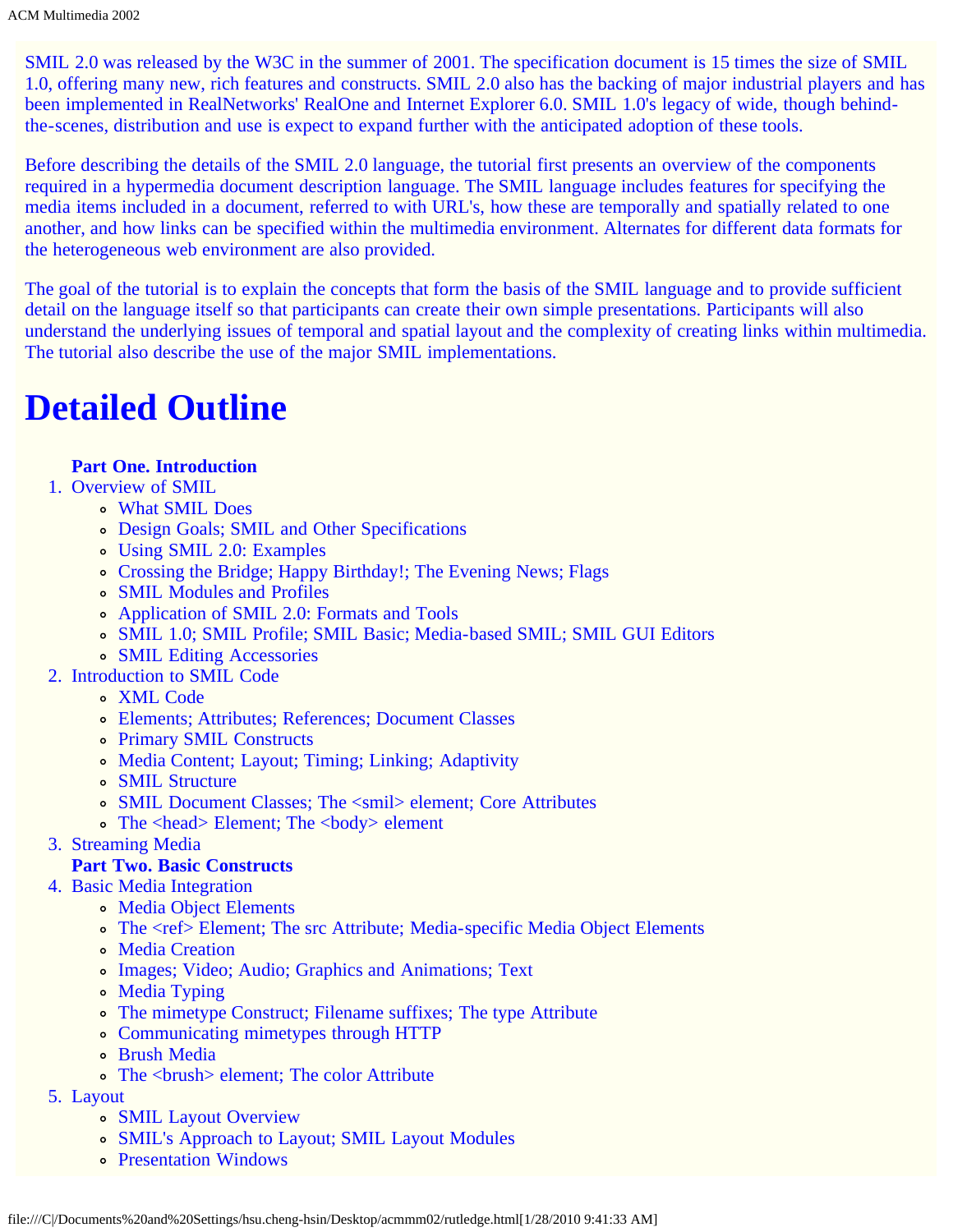SMIL 2.0 was released by the W3C in the summer of 2001. The specification document is 15 times the size of SMIL 1.0, offering many new, rich features and constructs. SMIL 2.0 also has the backing of major industrial players and has been implemented in RealNetworks' RealOne and Internet Explorer 6.0. SMIL 1.0's legacy of wide, though behind-the-scenes, distribution and use is expect to expand further with the anticipated adoption of these tools.

Before describing the details of the SMIL 2.0 language, the tutorial first presents an overview of the components required in a hypermedia document description language. The SMIL language includes features for specifying the media items included in a document, referred to with URL's, how these are temporally and spatially related to one another, and how links can be specified within the multimedia environment. Alternates for different data formats for the heterogeneous web environment are also provided.

The goal of the tutorial is to explain the concepts that form the basis of the SMIL language and to provide sufficient detail on the language itself so that participants can create their own simple presentations. Participants will also understand the underlying issues of temporal and spatial layout and the complexity of creating links within multimedia. The tutorial also describe the use of the major SMIL implementations.

# Detailed Outline

**Part One. Introduction**

1. Overview of SMIL
   - What SMIL Does
   - Design Goals; SMIL and Other Specifications
   - Using SMIL 2.0: Examples
   - Crossing the Bridge; Happy Birthday!; The Evening News; Flags
   - SMIL Modules and Profiles
   - Application of SMIL 2.0: Formats and Tools
   - SMIL 1.0; SMIL Profile; SMIL Basic; Media-based SMIL; SMIL GUI Editors
   - SMIL Editing Accessories
2. Introduction to SMIL Code
   - XML Code
   - Elements; Attributes; References; Document Classes
   - Primary SMIL Constructs
   - Media Content; Layout; Timing; Linking; Adaptivity
   - SMIL Structure
   - SMIL Document Classes; The <smil> element; Core Attributes
   - The <head> Element; The <body> element
3. Streaming Media

**Part Two. Basic Constructs**

4. Basic Media Integration
   - Media Object Elements
   - The <ref> Element; The src Attribute; Media-specific Media Object Elements
   - Media Creation
   - Images; Video; Audio; Graphics and Animations; Text
   - Media Typing
   - The mimetype Construct; Filename suffixes; The type Attribute
   - Communicating mimetypes through HTTP
   - Brush Media
   - The <brush> element; The color Attribute
5. Layout
   - SMIL Layout Overview
   - SMIL's Approach to Layout; SMIL Layout Modules
   - Presentation Windows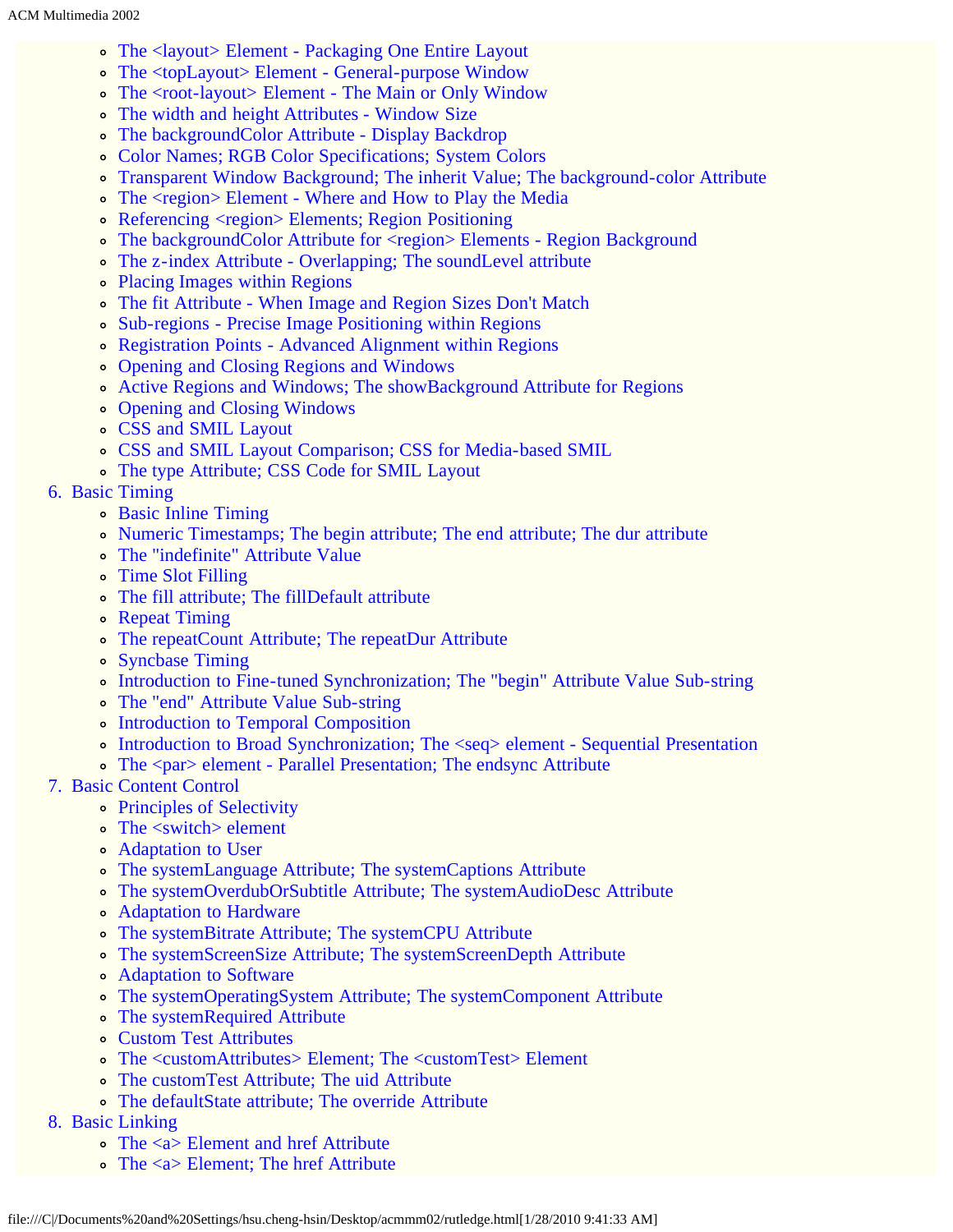- The <layout> Element - Packaging One Entire Layout
- The <topLayout> Element - General-purpose Window
- The <root-layout> Element - The Main or Only Window
- The width and height Attributes - Window Size
- The backgroundColor Attribute - Display Backdrop
- Color Names; RGB Color Specifications; System Colors
- Transparent Window Background; The inherit Value; The background-color Attribute
- The <region> Element - Where and How to Play the Media
- Referencing <region> Elements; Region Positioning
- The backgroundColor Attribute for <region> Elements - Region Background
- The z-index Attribute - Overlapping; The soundLevel attribute
- Placing Images within Regions
- The fit Attribute - When Image and Region Sizes Don't Match
- Sub-regions - Precise Image Positioning within Regions
- Registration Points - Advanced Alignment within Regions
- Opening and Closing Regions and Windows
- Active Regions and Windows; The showBackground Attribute for Regions
- Opening and Closing Windows
- CSS and SMIL Layout
- CSS and SMIL Layout Comparison; CSS for Media-based SMIL
- The type Attribute; CSS Code for SMIL Layout

6. Basic Timing
   - Basic Inline Timing
   - Numeric Timestamps; The begin attribute; The end attribute; The dur attribute
   - The "indefinite" Attribute Value
   - Time Slot Filling
   - The fill attribute; The fillDefault attribute
   - Repeat Timing
   - The repeatCount Attribute; The repeatDur Attribute
   - Syncbase Timing
   - Introduction to Fine-tuned Synchronization; The "begin" Attribute Value Sub-string
   - The "end" Attribute Value Sub-string
   - Introduction to Temporal Composition
   - Introduction to Broad Synchronization; The <seq> element - Sequential Presentation
   - The <par> element - Parallel Presentation; The endsync Attribute
7. Basic Content Control
   - Principles of Selectivity
   - The <switch> element
   - Adaptation to User
   - The systemLanguage Attribute; The systemCaptions Attribute
   - The systemOverdubOrSubtitle Attribute; The systemAudioDesc Attribute
   - Adaptation to Hardware
   - The systemBitrate Attribute; The systemCPU Attribute
   - The systemScreenSize Attribute; The systemScreenDepth Attribute
   - Adaptation to Software
   - The systemOperatingSystem Attribute; The systemComponent Attribute
   - The systemRequired Attribute
   - Custom Test Attributes
   - The <customAttributes> Element; The <customTest> Element
   - The customTest Attribute; The uid Attribute
   - The defaultState attribute; The override Attribute
8. Basic Linking
   - The <a> Element and href Attribute
   - The <a> Element; The href Attribute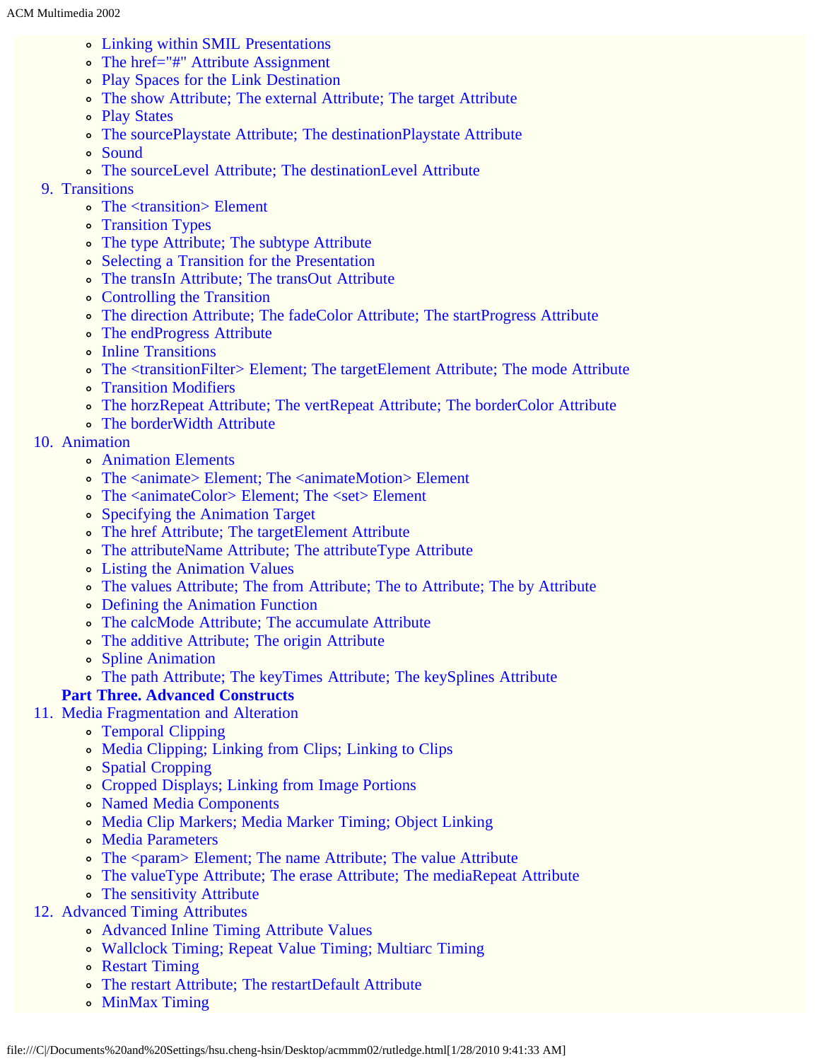- Linking within SMIL Presentations
- The href="#" Attribute Assignment
- Play Spaces for the Link Destination
- The show Attribute; The external Attribute; The target Attribute
- Play States
- The sourcePlaystate Attribute; The destinationPlaystate Attribute
- Sound
- The sourceLevel Attribute; The destinationLevel Attribute

9. Transitions
    - The <transition> Element
    - Transition Types
    - The type Attribute; The subtype Attribute
    - Selecting a Transition for the Presentation
    - The transIn Attribute; The transOut Attribute
    - Controlling the Transition
    - The direction Attribute; The fadeColor Attribute; The startProgress Attribute
    - The endProgress Attribute
    - Inline Transitions
    - The <transitionFilter> Element; The targetElement Attribute; The mode Attribute
    - Transition Modifiers
    - The horzRepeat Attribute; The vertRepeat Attribute; The borderColor Attribute
    - The borderWidth Attribute
10. Animation
    - Animation Elements
    - The <animate> Element; The <animateMotion> Element
    - The <animateColor> Element; The <set> Element
    - Specifying the Animation Target
    - The href Attribute; The targetElement Attribute
    - The attributeName Attribute; The attributeType Attribute
    - Listing the Animation Values
    - The values Attribute; The from Attribute; The to Attribute; The by Attribute
    - Defining the Animation Function
    - The calcMode Attribute; The accumulate Attribute
    - The additive Attribute; The origin Attribute
    - Spline Animation
    - The path Attribute; The keyTimes Attribute; The keySplines Attribute

**Part Three. Advanced Constructs**

11. Media Fragmentation and Alteration
    - Temporal Clipping
    - Media Clipping; Linking from Clips; Linking to Clips
    - Spatial Cropping
    - Cropped Displays; Linking from Image Portions
    - Named Media Components
    - Media Clip Markers; Media Marker Timing; Object Linking
    - Media Parameters
    - The <param> Element; The name Attribute; The value Attribute
    - The valueType Attribute; The erase Attribute; The mediaRepeat Attribute
    - The sensitivity Attribute
12. Advanced Timing Attributes
    - Advanced Inline Timing Attribute Values
    - Wallclock Timing; Repeat Value Timing; Multiarc Timing
    - Restart Timing
    - The restart Attribute; The restartDefault Attribute
    - MinMax Timing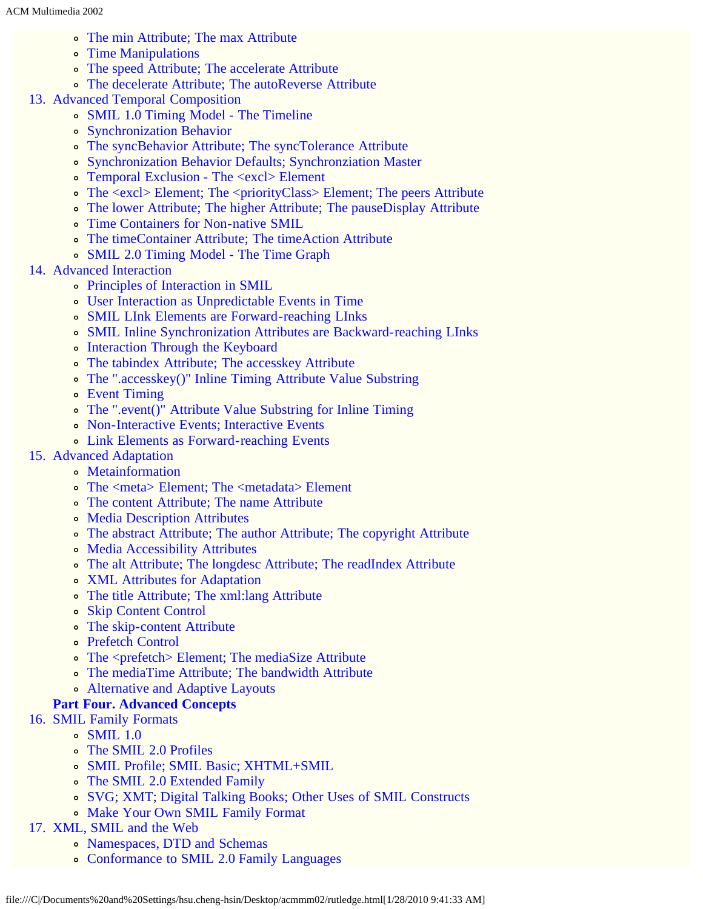- The min Attribute; The max Attribute
- Time Manipulations
- The speed Attribute; The accelerate Attribute
- The decelerate Attribute; The autoReverse Attribute

13. Advanced Temporal Composition
    - SMIL 1.0 Timing Model - The Timeline
    - Synchronization Behavior
    - The syncBehavior Attribute; The syncTolerance Attribute
    - Synchronization Behavior Defaults; Synchronziation Master
    - Temporal Exclusion - The <excl> Element
    - The <excl> Element; The <priorityClass> Element; The peers Attribute
    - The lower Attribute; The higher Attribute; The pauseDisplay Attribute
    - Time Containers for Non-native SMIL
    - The timeContainer Attribute; The timeAction Attribute
    - SMIL 2.0 Timing Model - The Time Graph
14. Advanced Interaction
    - Principles of Interaction in SMIL
    - User Interaction as Unpredictable Events in Time
    - SMIL LInk Elements are Forward-reaching LInks
    - SMIL Inline Synchronization Attributes are Backward-reaching LInks
    - Interaction Through the Keyboard
    - The tabindex Attribute; The accesskey Attribute
    - The ".accesskey()" Inline Timing Attribute Value Substring
    - Event Timing
    - The ".event()" Attribute Value Substring for Inline Timing
    - Non-Interactive Events; Interactive Events
    - Link Elements as Forward-reaching Events
15. Advanced Adaptation
    - Metainformation
    - The <meta> Element; The <metadata> Element
    - The content Attribute; The name Attribute
    - Media Description Attributes
    - The abstract Attribute; The author Attribute; The copyright Attribute
    - Media Accessibility Attributes
    - The alt Attribute; The longdesc Attribute; The readIndex Attribute
    - XML Attributes for Adaptation
    - The title Attribute; The xml:lang Attribute
    - Skip Content Control
    - The skip-content Attribute
    - Prefetch Control
    - The <prefetch> Element; The mediaSize Attribute
    - The mediaTime Attribute; The bandwidth Attribute
    - Alternative and Adaptive Layouts

**Part Four. Advanced Concepts**

16. SMIL Family Formats
    - SMIL 1.0
    - The SMIL 2.0 Profiles
    - SMIL Profile; SMIL Basic; XHTML+SMIL
    - The SMIL 2.0 Extended Family
    - SVG; XMT; Digital Talking Books; Other Uses of SMIL Constructs
    - Make Your Own SMIL Family Format
17. XML, SMIL and the Web
    - Namespaces, DTD and Schemas
    - Conformance to SMIL 2.0 Family Languages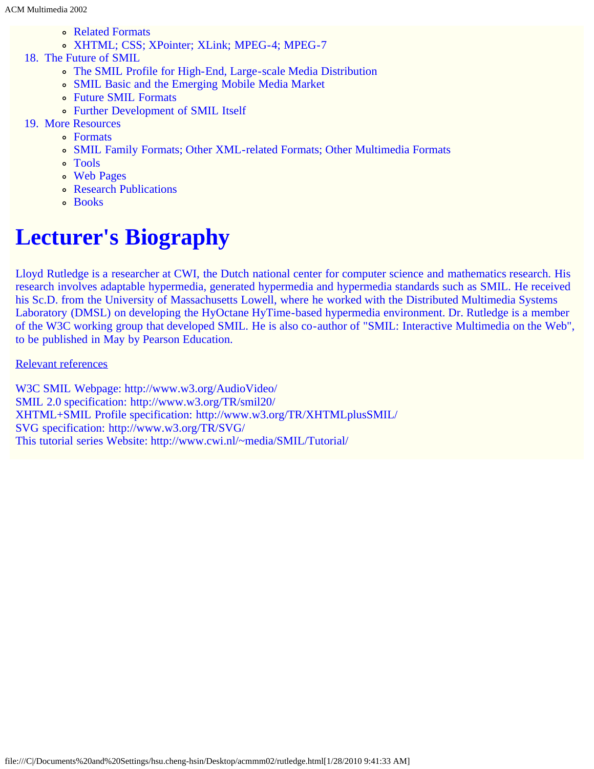- Related Formats
    - XHTML; CSS; XPointer; XLink; MPEG-4; MPEG-7
18. The Future of SMIL
    - The SMIL Profile for High-End, Large-scale Media Distribution
    - SMIL Basic and the Emerging Mobile Media Market
    - Future SMIL Formats
    - Further Development of SMIL Itself
19. More Resources
    - Formats
    - SMIL Family Formats; Other XML-related Formats; Other Multimedia Formats
    - Tools
    - Web Pages
    - Research Publications
    - Books

# Lecturer's Biography

Lloyd Rutledge is a researcher at CWI, the Dutch national center for computer science and mathematics research. His research involves adaptable hypermedia, generated hypermedia and hypermedia standards such as SMIL. He received his Sc.D. from the University of Massachusetts Lowell, where he worked with the Distributed Multimedia Systems Laboratory (DMSL) on developing the HyOctane HyTime-based hypermedia environment. Dr. Rutledge is a member of the W3C working group that developed SMIL. He is also co-author of "SMIL: Interactive Multimedia on the Web", to be published in May by Pearson Education.

Relevant references

W3C SMIL Webpage: http://www.w3.org/AudioVideo/
SMIL 2.0 specification: http://www.w3.org/TR/smil20/
XHTML+SMIL Profile specification: http://www.w3.org/TR/XHTMLplusSMIL/
SVG specification: http://www.w3.org/TR/SVG/
This tutorial series Website: http://www.cwi.nl/~media/SMIL/Tutorial/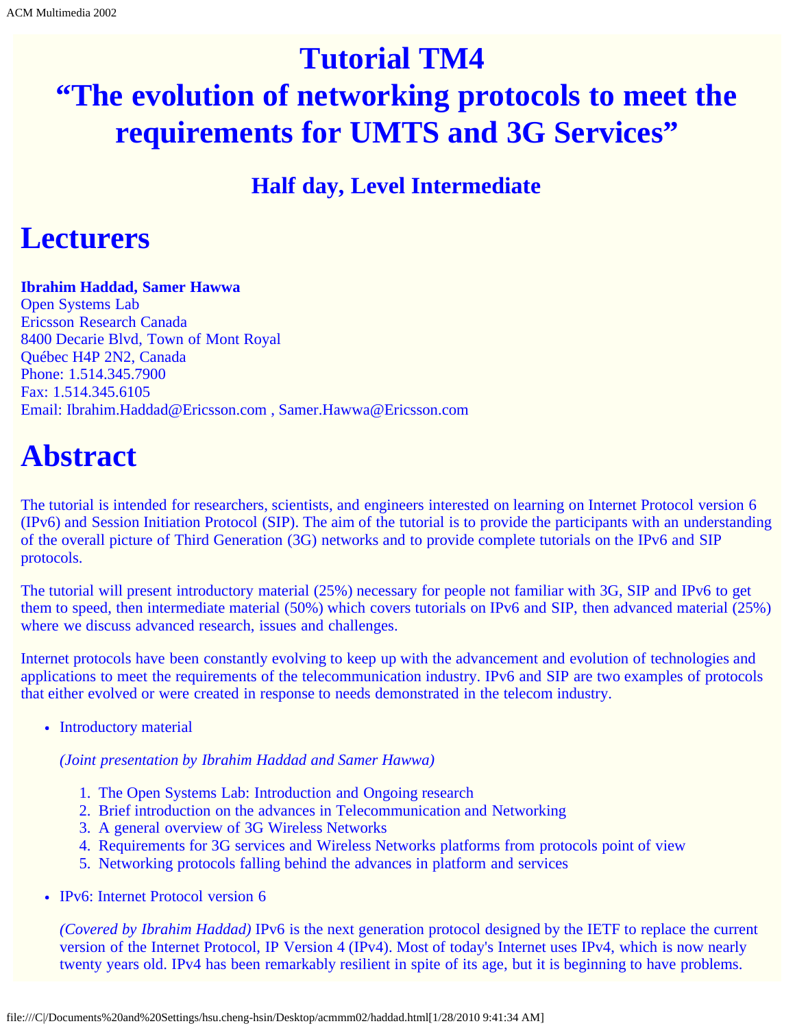# Tutorial TM4
# "The evolution of networking protocols to meet the requirements for UMTS and 3G Services"

### Half day, Level Intermediate

# Lecturers

**Ibrahim Haddad, Samer Hawwa**
Open Systems Lab
Ericsson Research Canada
8400 Decarie Blvd, Town of Mont Royal
Québec H4P 2N2, Canada
Phone: 1.514.345.7900
Fax: 1.514.345.6105
Email: Ibrahim.Haddad@Ericsson.com , Samer.Hawwa@Ericsson.com

# Abstract

The tutorial is intended for researchers, scientists, and engineers interested on learning on Internet Protocol version 6 (IPv6) and Session Initiation Protocol (SIP). The aim of the tutorial is to provide the participants with an understanding of the overall picture of Third Generation (3G) networks and to provide complete tutorials on the IPv6 and SIP protocols.

The tutorial will present introductory material (25%) necessary for people not familiar with 3G, SIP and IPv6 to get them to speed, then intermediate material (50%) which covers tutorials on IPv6 and SIP, then advanced material (25%) where we discuss advanced research, issues and challenges.

Internet protocols have been constantly evolving to keep up with the advancement and evolution of technologies and applications to meet the requirements of the telecommunication industry. IPv6 and SIP are two examples of protocols that either evolved or were created in response to needs demonstrated in the telecom industry.

- Introductory material

  *(Joint presentation by Ibrahim Haddad and Samer Hawwa)*

  1. The Open Systems Lab: Introduction and Ongoing research
  2. Brief introduction on the advances in Telecommunication and Networking
  3. A general overview of 3G Wireless Networks
  4. Requirements for 3G services and Wireless Networks platforms from protocols point of view
  5. Networking protocols falling behind the advances in platform and services

- IPv6: Internet Protocol version 6

  *(Covered by Ibrahim Haddad)* IPv6 is the next generation protocol designed by the IETF to replace the current version of the Internet Protocol, IP Version 4 (IPv4). Most of today's Internet uses IPv4, which is now nearly twenty years old. IPv4 has been remarkably resilient in spite of its age, but it is beginning to have problems.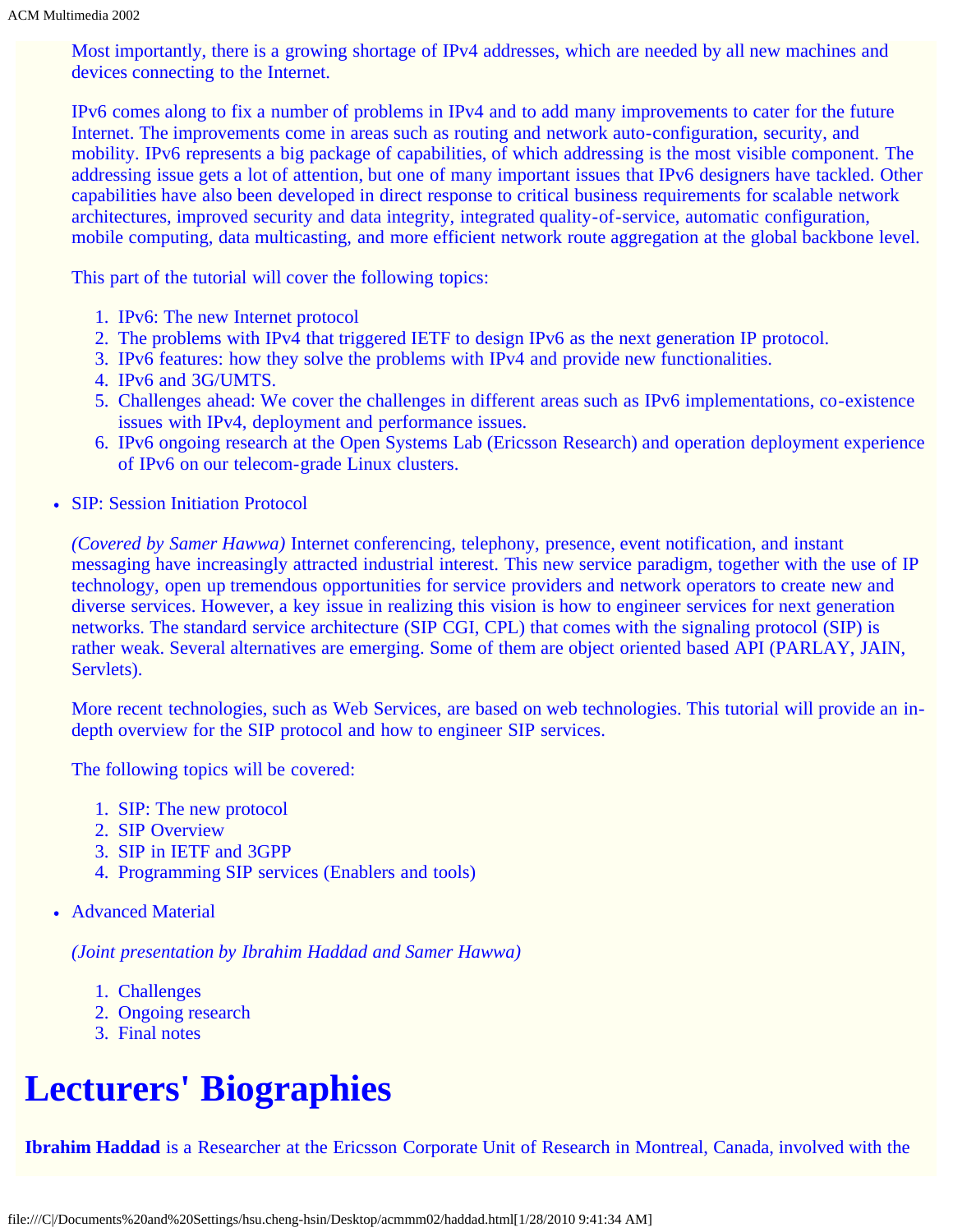Most importantly, there is a growing shortage of IPv4 addresses, which are needed by all new machines and devices connecting to the Internet.

IPv6 comes along to fix a number of problems in IPv4 and to add many improvements to cater for the future Internet. The improvements come in areas such as routing and network auto-configuration, security, and mobility. IPv6 represents a big package of capabilities, of which addressing is the most visible component. The addressing issue gets a lot of attention, but one of many important issues that IPv6 designers have tackled. Other capabilities have also been developed in direct response to critical business requirements for scalable network architectures, improved security and data integrity, integrated quality-of-service, automatic configuration, mobile computing, data multicasting, and more efficient network route aggregation at the global backbone level.

This part of the tutorial will cover the following topics:

1. IPv6: The new Internet protocol
2. The problems with IPv4 that triggered IETF to design IPv6 as the next generation IP protocol.
3. IPv6 features: how they solve the problems with IPv4 and provide new functionalities.
4. IPv6 and 3G/UMTS.
5. Challenges ahead: We cover the challenges in different areas such as IPv6 implementations, co-existence issues with IPv4, deployment and performance issues.
6. IPv6 ongoing research at the Open Systems Lab (Ericsson Research) and operation deployment experience of IPv6 on our telecom-grade Linux clusters.

- SIP: Session Initiation Protocol

  *(Covered by Samer Hawwa)* Internet conferencing, telephony, presence, event notification, and instant messaging have increasingly attracted industrial interest. This new service paradigm, together with the use of IP technology, open up tremendous opportunities for service providers and network operators to create new and diverse services. However, a key issue in realizing this vision is how to engineer services for next generation networks. The standard service architecture (SIP CGI, CPL) that comes with the signaling protocol (SIP) is rather weak. Several alternatives are emerging. Some of them are object oriented based API (PARLAY, JAIN, Servlets).

  More recent technologies, such as Web Services, are based on web technologies. This tutorial will provide an in-depth overview for the SIP protocol and how to engineer SIP services.

  The following topics will be covered:

  1. SIP: The new protocol
  2. SIP Overview
  3. SIP in IETF and 3GPP
  4. Programming SIP services (Enablers and tools)

- Advanced Material

  *(Joint presentation by Ibrahim Haddad and Samer Hawwa)*

  1. Challenges
  2. Ongoing research
  3. Final notes

# Lecturers' Biographies

**Ibrahim Haddad** is a Researcher at the Ericsson Corporate Unit of Research in Montreal, Canada, involved with the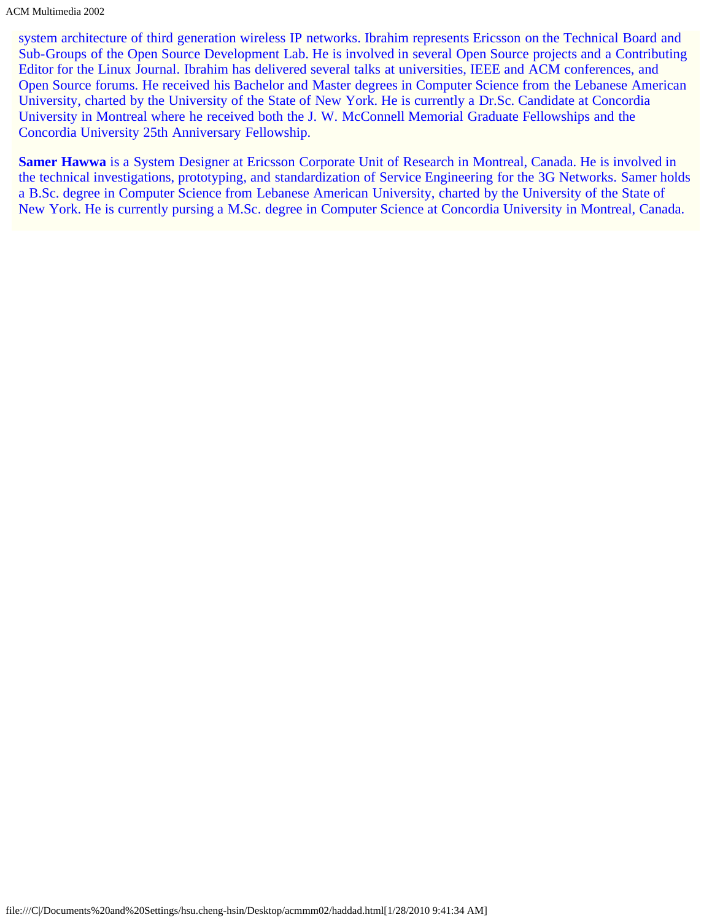system architecture of third generation wireless IP networks. Ibrahim represents Ericsson on the Technical Board and Sub-Groups of the Open Source Development Lab. He is involved in several Open Source projects and a Contributing Editor for the Linux Journal. Ibrahim has delivered several talks at universities, IEEE and ACM conferences, and Open Source forums. He received his Bachelor and Master degrees in Computer Science from the Lebanese American University, charted by the University of the State of New York. He is currently a Dr.Sc. Candidate at Concordia University in Montreal where he received both the J. W. McConnell Memorial Graduate Fellowships and the Concordia University 25th Anniversary Fellowship.

**Samer Hawwa** is a System Designer at Ericsson Corporate Unit of Research in Montreal, Canada. He is involved in the technical investigations, prototyping, and standardization of Service Engineering for the 3G Networks. Samer holds a B.Sc. degree in Computer Science from Lebanese American University, charted by the University of the State of New York. He is currently pursing a M.Sc. degree in Computer Science at Concordia University in Montreal, Canada.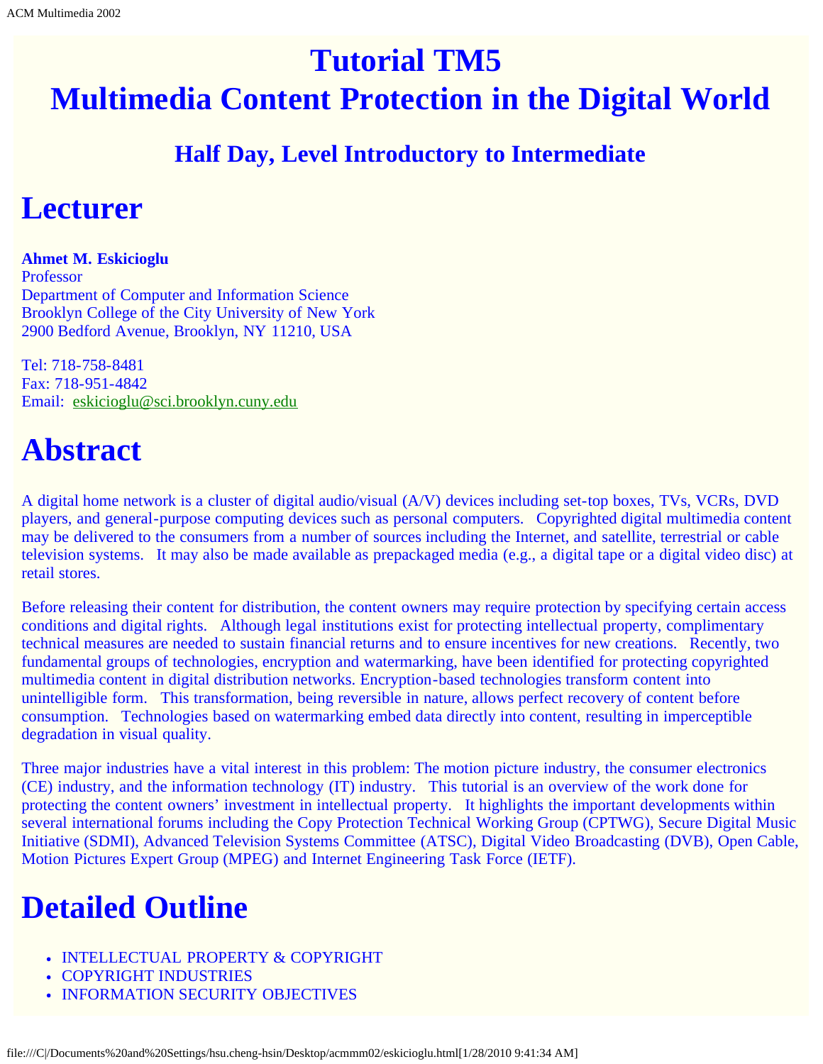# Tutorial TM5
# Multimedia Content Protection in the Digital World

### Half Day, Level Introductory to Intermediate

# Lecturer

**Ahmet M. Eskicioglu**
Professor
Department of Computer and Information Science
Brooklyn College of the City University of New York
2900 Bedford Avenue, Brooklyn, NY 11210, USA

Tel: 718-758-8481
Fax: 718-951-4842
Email: eskicioglu@sci.brooklyn.cuny.edu

# Abstract

A digital home network is a cluster of digital audio/visual (A/V) devices including set-top boxes, TVs, VCRs, DVD players, and general-purpose computing devices such as personal computers. Copyrighted digital multimedia content may be delivered to the consumers from a number of sources including the Internet, and satellite, terrestrial or cable television systems. It may also be made available as prepackaged media (e.g., a digital tape or a digital video disc) at retail stores.

Before releasing their content for distribution, the content owners may require protection by specifying certain access conditions and digital rights. Although legal institutions exist for protecting intellectual property, complimentary technical measures are needed to sustain financial returns and to ensure incentives for new creations. Recently, two fundamental groups of technologies, encryption and watermarking, have been identified for protecting copyrighted multimedia content in digital distribution networks. Encryption-based technologies transform content into unintelligible form. This transformation, being reversible in nature, allows perfect recovery of content before consumption. Technologies based on watermarking embed data directly into content, resulting in imperceptible degradation in visual quality.

Three major industries have a vital interest in this problem: The motion picture industry, the consumer electronics (CE) industry, and the information technology (IT) industry. This tutorial is an overview of the work done for protecting the content owners' investment in intellectual property. It highlights the important developments within several international forums including the Copy Protection Technical Working Group (CPTWG), Secure Digital Music Initiative (SDMI), Advanced Television Systems Committee (ATSC), Digital Video Broadcasting (DVB), Open Cable, Motion Pictures Expert Group (MPEG) and Internet Engineering Task Force (IETF).

# Detailed Outline

- INTELLECTUAL PROPERTY & COPYRIGHT
- COPYRIGHT INDUSTRIES
- INFORMATION SECURITY OBJECTIVES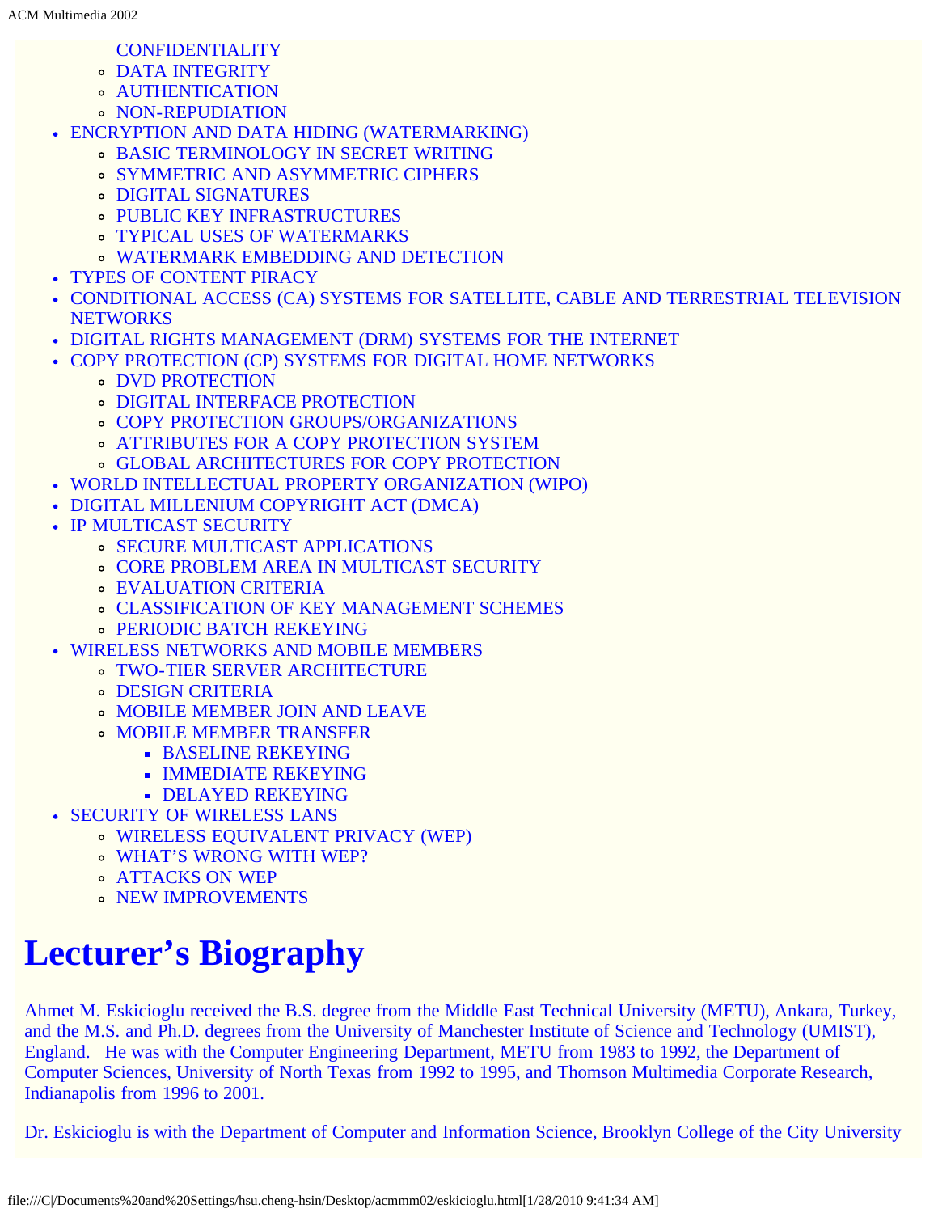- CONFIDENTIALITY
    - DATA INTEGRITY
    - AUTHENTICATION
    - NON-REPUDIATION
- ENCRYPTION AND DATA HIDING (WATERMARKING)
    - BASIC TERMINOLOGY IN SECRET WRITING
    - SYMMETRIC AND ASYMMETRIC CIPHERS
    - DIGITAL SIGNATURES
    - PUBLIC KEY INFRASTRUCTURES
    - TYPICAL USES OF WATERMARKS
    - WATERMARK EMBEDDING AND DETECTION
- TYPES OF CONTENT PIRACY
- CONDITIONAL ACCESS (CA) SYSTEMS FOR SATELLITE, CABLE AND TERRESTRIAL TELEVISION NETWORKS
- DIGITAL RIGHTS MANAGEMENT (DRM) SYSTEMS FOR THE INTERNET
- COPY PROTECTION (CP) SYSTEMS FOR DIGITAL HOME NETWORKS
    - DVD PROTECTION
    - DIGITAL INTERFACE PROTECTION
    - COPY PROTECTION GROUPS/ORGANIZATIONS
    - ATTRIBUTES FOR A COPY PROTECTION SYSTEM
    - GLOBAL ARCHITECTURES FOR COPY PROTECTION
- WORLD INTELLECTUAL PROPERTY ORGANIZATION (WIPO)
- DIGITAL MILLENIUM COPYRIGHT ACT (DMCA)
- IP MULTICAST SECURITY
    - SECURE MULTICAST APPLICATIONS
    - CORE PROBLEM AREA IN MULTICAST SECURITY
    - EVALUATION CRITERIA
    - CLASSIFICATION OF KEY MANAGEMENT SCHEMES
    - PERIODIC BATCH REKEYING
- WIRELESS NETWORKS AND MOBILE MEMBERS
    - TWO-TIER SERVER ARCHITECTURE
    - DESIGN CRITERIA
    - MOBILE MEMBER JOIN AND LEAVE
    - MOBILE MEMBER TRANSFER
        - BASELINE REKEYING
        - IMMEDIATE REKEYING
        - DELAYED REKEYING
- SECURITY OF WIRELESS LANS
    - WIRELESS EQUIVALENT PRIVACY (WEP)
    - WHAT'S WRONG WITH WEP?
    - ATTACKS ON WEP
    - NEW IMPROVEMENTS

# Lecturer's Biography

Ahmet M. Eskicioglu received the B.S. degree from the Middle East Technical University (METU), Ankara, Turkey, and the M.S. and Ph.D. degrees from the University of Manchester Institute of Science and Technology (UMIST), England. He was with the Computer Engineering Department, METU from 1983 to 1992, the Department of Computer Sciences, University of North Texas from 1992 to 1995, and Thomson Multimedia Corporate Research, Indianapolis from 1996 to 2001.

Dr. Eskicioglu is with the Department of Computer and Information Science, Brooklyn College of the City University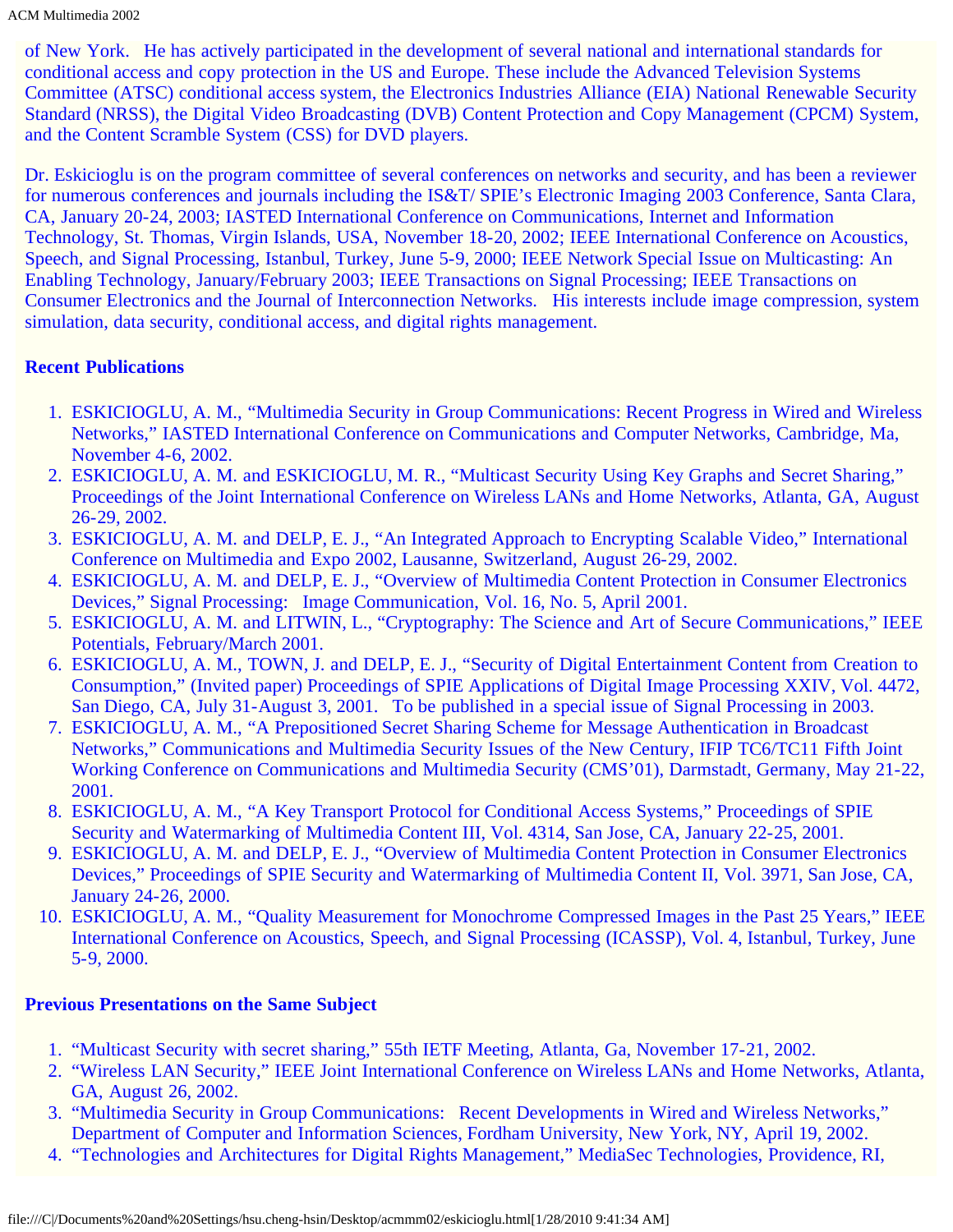of New York. He has actively participated in the development of several national and international standards for conditional access and copy protection in the US and Europe. These include the Advanced Television Systems Committee (ATSC) conditional access system, the Electronics Industries Alliance (EIA) National Renewable Security Standard (NRSS), the Digital Video Broadcasting (DVB) Content Protection and Copy Management (CPCM) System, and the Content Scramble System (CSS) for DVD players.

Dr. Eskicioglu is on the program committee of several conferences on networks and security, and has been a reviewer for numerous conferences and journals including the IS&T/ SPIE's Electronic Imaging 2003 Conference, Santa Clara, CA, January 20-24, 2003; IASTED International Conference on Communications, Internet and Information Technology, St. Thomas, Virgin Islands, USA, November 18-20, 2002; IEEE International Conference on Acoustics, Speech, and Signal Processing, Istanbul, Turkey, June 5-9, 2000; IEEE Network Special Issue on Multicasting: An Enabling Technology, January/February 2003; IEEE Transactions on Signal Processing; IEEE Transactions on Consumer Electronics and the Journal of Interconnection Networks. His interests include image compression, system simulation, data security, conditional access, and digital rights management.

**Recent Publications**

1. ESKICIOGLU, A. M., "Multimedia Security in Group Communications: Recent Progress in Wired and Wireless Networks," IASTED International Conference on Communications and Computer Networks, Cambridge, Ma, November 4-6, 2002.
2. ESKICIOGLU, A. M. and ESKICIOGLU, M. R., "Multicast Security Using Key Graphs and Secret Sharing," Proceedings of the Joint International Conference on Wireless LANs and Home Networks, Atlanta, GA, August 26-29, 2002.
3. ESKICIOGLU, A. M. and DELP, E. J., "An Integrated Approach to Encrypting Scalable Video," International Conference on Multimedia and Expo 2002, Lausanne, Switzerland, August 26-29, 2002.
4. ESKICIOGLU, A. M. and DELP, E. J., "Overview of Multimedia Content Protection in Consumer Electronics Devices," Signal Processing: Image Communication, Vol. 16, No. 5, April 2001.
5. ESKICIOGLU, A. M. and LITWIN, L., "Cryptography: The Science and Art of Secure Communications," IEEE Potentials, February/March 2001.
6. ESKICIOGLU, A. M., TOWN, J. and DELP, E. J., "Security of Digital Entertainment Content from Creation to Consumption," (Invited paper) Proceedings of SPIE Applications of Digital Image Processing XXIV, Vol. 4472, San Diego, CA, July 31-August 3, 2001. To be published in a special issue of Signal Processing in 2003.
7. ESKICIOGLU, A. M., "A Prepositioned Secret Sharing Scheme for Message Authentication in Broadcast Networks," Communications and Multimedia Security Issues of the New Century, IFIP TC6/TC11 Fifth Joint Working Conference on Communications and Multimedia Security (CMS'01), Darmstadt, Germany, May 21-22, 2001.
8. ESKICIOGLU, A. M., "A Key Transport Protocol for Conditional Access Systems," Proceedings of SPIE Security and Watermarking of Multimedia Content III, Vol. 4314, San Jose, CA, January 22-25, 2001.
9. ESKICIOGLU, A. M. and DELP, E. J., "Overview of Multimedia Content Protection in Consumer Electronics Devices," Proceedings of SPIE Security and Watermarking of Multimedia Content II, Vol. 3971, San Jose, CA, January 24-26, 2000.
10. ESKICIOGLU, A. M., "Quality Measurement for Monochrome Compressed Images in the Past 25 Years," IEEE International Conference on Acoustics, Speech, and Signal Processing (ICASSP), Vol. 4, Istanbul, Turkey, June 5-9, 2000.

**Previous Presentations on the Same Subject**

1. "Multicast Security with secret sharing," 55th IETF Meeting, Atlanta, Ga, November 17-21, 2002.
2. "Wireless LAN Security," IEEE Joint International Conference on Wireless LANs and Home Networks, Atlanta, GA, August 26, 2002.
3. "Multimedia Security in Group Communications: Recent Developments in Wired and Wireless Networks," Department of Computer and Information Sciences, Fordham University, New York, NY, April 19, 2002.
4. "Technologies and Architectures for Digital Rights Management," MediaSec Technologies, Providence, RI,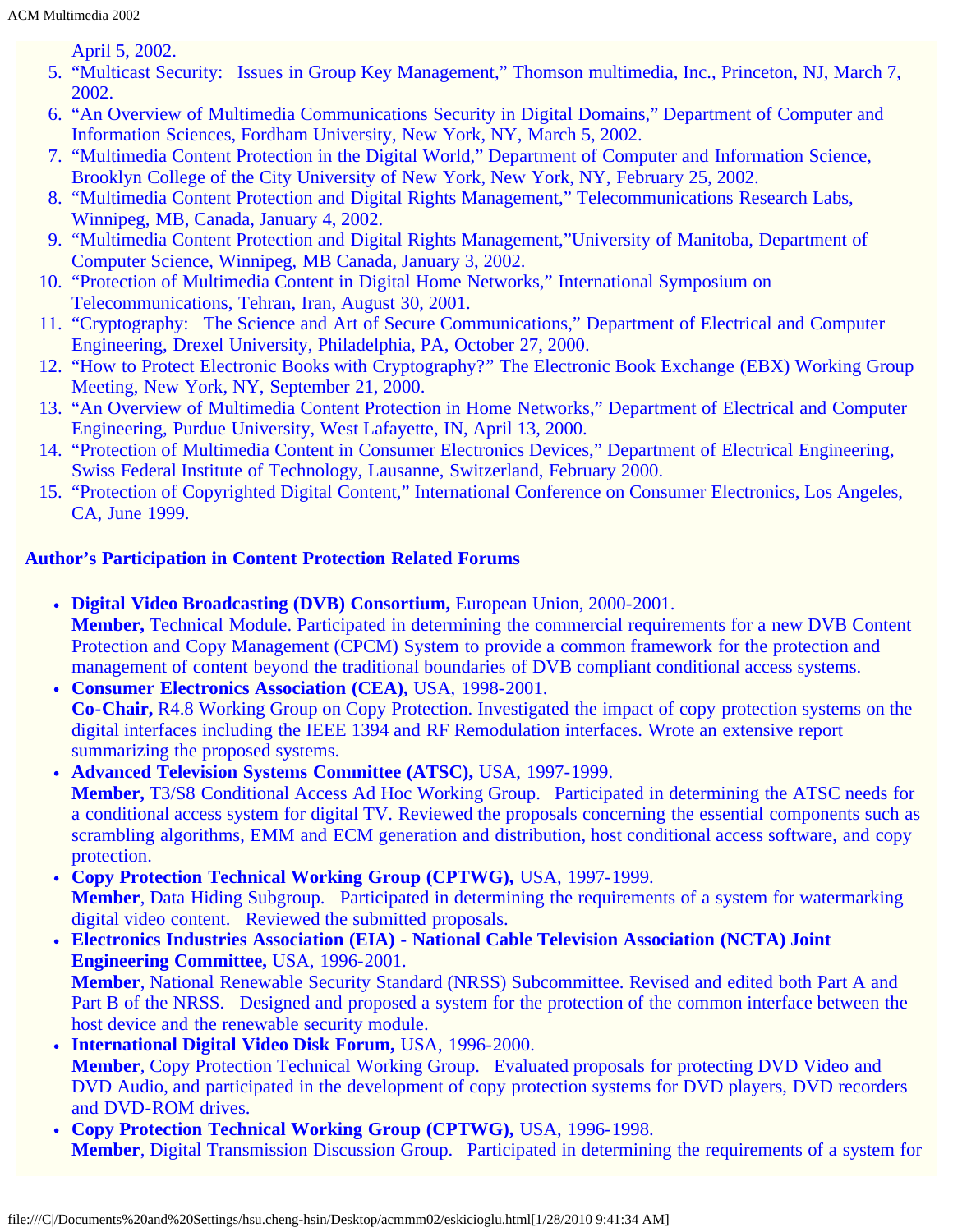April 5, 2002.

5. "Multicast Security:  Issues in Group Key Management," Thomson multimedia, Inc., Princeton, NJ, March 7, 2002.
6. "An Overview of Multimedia Communications Security in Digital Domains," Department of Computer and Information Sciences, Fordham University, New York, NY, March 5, 2002.
7. "Multimedia Content Protection in the Digital World," Department of Computer and Information Science, Brooklyn College of the City University of New York, New York, NY, February 25, 2002.
8. "Multimedia Content Protection and Digital Rights Management," Telecommunications Research Labs, Winnipeg, MB, Canada, January 4, 2002.
9. "Multimedia Content Protection and Digital Rights Management,"University of Manitoba, Department of Computer Science, Winnipeg, MB Canada, January 3, 2002.
10. "Protection of Multimedia Content in Digital Home Networks," International Symposium on Telecommunications, Tehran, Iran, August 30, 2001.
11. "Cryptography:  The Science and Art of Secure Communications," Department of Electrical and Computer Engineering, Drexel University, Philadelphia, PA, October 27, 2000.
12. "How to Protect Electronic Books with Cryptography?" The Electronic Book Exchange (EBX) Working Group Meeting, New York, NY, September 21, 2000.
13. "An Overview of Multimedia Content Protection in Home Networks," Department of Electrical and Computer Engineering, Purdue University, West Lafayette, IN, April 13, 2000.
14. "Protection of Multimedia Content in Consumer Electronics Devices," Department of Electrical Engineering, Swiss Federal Institute of Technology, Lausanne, Switzerland, February 2000.
15. "Protection of Copyrighted Digital Content," International Conference on Consumer Electronics, Los Angeles, CA, June 1999.

**Author's Participation in Content Protection Related Forums**

- **Digital Video Broadcasting (DVB) Consortium,** European Union, 2000-2001.
  **Member,** Technical Module. Participated in determining the commercial requirements for a new DVB Content Protection and Copy Management (CPCM) System to provide a common framework for the protection and management of content beyond the traditional boundaries of DVB compliant conditional access systems.
- **Consumer Electronics Association (CEA),** USA, 1998-2001.
  **Co-Chair,** R4.8 Working Group on Copy Protection. Investigated the impact of copy protection systems on the digital interfaces including the IEEE 1394 and RF Remodulation interfaces. Wrote an extensive report summarizing the proposed systems.
- **Advanced Television Systems Committee (ATSC),** USA, 1997-1999.
  **Member,** T3/S8 Conditional Access Ad Hoc Working Group.  Participated in determining the ATSC needs for a conditional access system for digital TV. Reviewed the proposals concerning the essential components such as scrambling algorithms, EMM and ECM generation and distribution, host conditional access software, and copy protection.
- **Copy Protection Technical Working Group (CPTWG),** USA, 1997-1999.
  **Member**, Data Hiding Subgroup.  Participated in determining the requirements of a system for watermarking digital video content.  Reviewed the submitted proposals.
- **Electronics Industries Association (EIA) - National Cable Television Association (NCTA) Joint Engineering Committee,** USA, 1996-2001.
  **Member**, National Renewable Security Standard (NRSS) Subcommittee. Revised and edited both Part A and Part B of the NRSS.  Designed and proposed a system for the protection of the common interface between the host device and the renewable security module.
- **International Digital Video Disk Forum,** USA, 1996-2000.
  **Member**, Copy Protection Technical Working Group.  Evaluated proposals for protecting DVD Video and DVD Audio, and participated in the development of copy protection systems for DVD players, DVD recorders and DVD-ROM drives.
- **Copy Protection Technical Working Group (CPTWG),** USA, 1996-1998.
  **Member**, Digital Transmission Discussion Group.  Participated in determining the requirements of a system for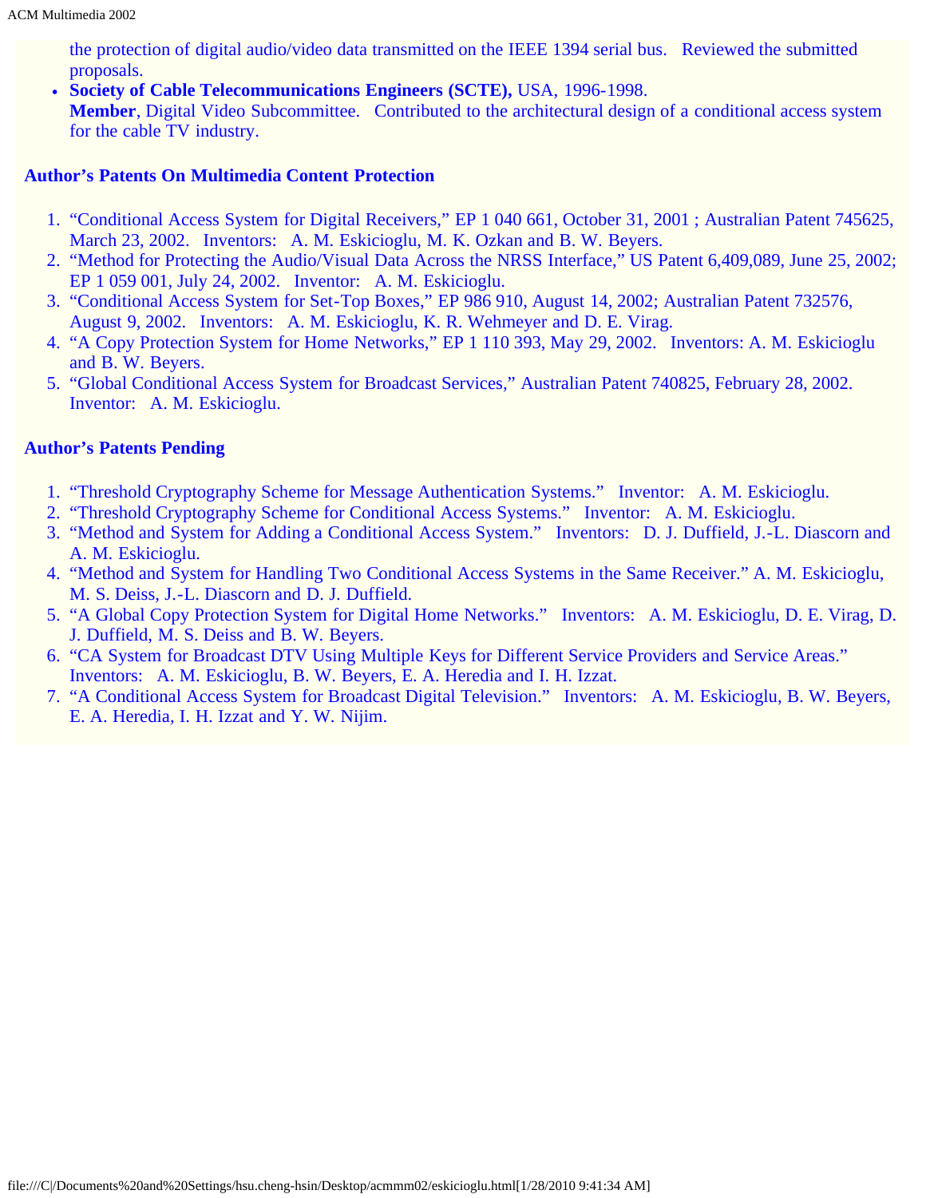the protection of digital audio/video data transmitted on the IEEE 1394 serial bus. Reviewed the submitted proposals.

- **Society of Cable Telecommunications Engineers (SCTE),** USA, 1996-1998.
  **Member**, Digital Video Subcommittee. Contributed to the architectural design of a conditional access system for the cable TV industry.

### Author's Patents On Multimedia Content Protection

1. "Conditional Access System for Digital Receivers," EP 1 040 661, October 31, 2001 ; Australian Patent 745625, March 23, 2002. Inventors: A. M. Eskicioglu, M. K. Ozkan and B. W. Beyers.
2. "Method for Protecting the Audio/Visual Data Across the NRSS Interface," US Patent 6,409,089, June 25, 2002; EP 1 059 001, July 24, 2002. Inventor: A. M. Eskicioglu.
3. "Conditional Access System for Set-Top Boxes," EP 986 910, August 14, 2002; Australian Patent 732576, August 9, 2002. Inventors: A. M. Eskicioglu, K. R. Wehmeyer and D. E. Virag.
4. "A Copy Protection System for Home Networks," EP 1 110 393, May 29, 2002. Inventors: A. M. Eskicioglu and B. W. Beyers.
5. "Global Conditional Access System for Broadcast Services," Australian Patent 740825, February 28, 2002. Inventor: A. M. Eskicioglu.

### Author's Patents Pending

1. "Threshold Cryptography Scheme for Message Authentication Systems." Inventor: A. M. Eskicioglu.
2. "Threshold Cryptography Scheme for Conditional Access Systems." Inventor: A. M. Eskicioglu.
3. "Method and System for Adding a Conditional Access System." Inventors: D. J. Duffield, J.-L. Diascorn and A. M. Eskicioglu.
4. "Method and System for Handling Two Conditional Access Systems in the Same Receiver." A. M. Eskicioglu, M. S. Deiss, J.-L. Diascorn and D. J. Duffield.
5. "A Global Copy Protection System for Digital Home Networks." Inventors: A. M. Eskicioglu, D. E. Virag, D. J. Duffield, M. S. Deiss and B. W. Beyers.
6. "CA System for Broadcast DTV Using Multiple Keys for Different Service Providers and Service Areas." Inventors: A. M. Eskicioglu, B. W. Beyers, E. A. Heredia and I. H. Izzat.
7. "A Conditional Access System for Broadcast Digital Television." Inventors: A. M. Eskicioglu, B. W. Beyers, E. A. Heredia, I. H. Izzat and Y. W. Nijim.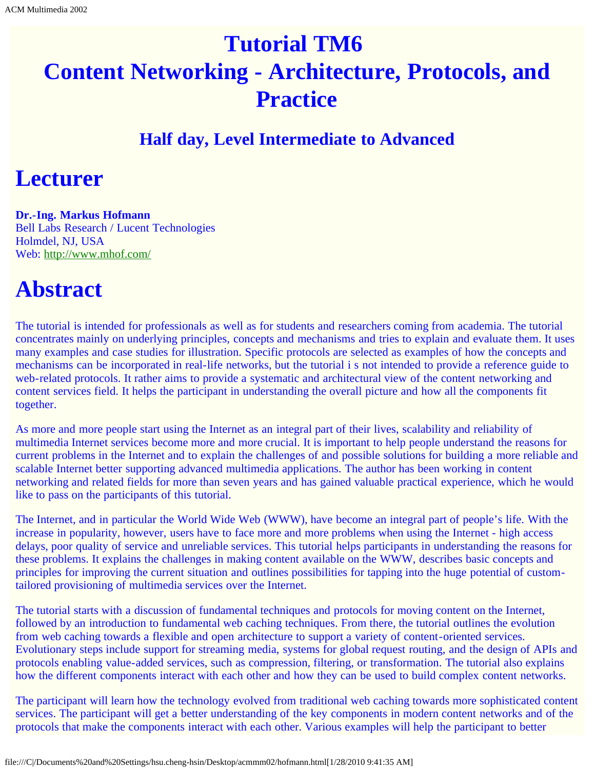# Tutorial TM6
# Content Networking - Architecture, Protocols, and Practice

### Half day, Level Intermediate to Advanced

# Lecturer

**Dr.-Ing. Markus Hofmann**
Bell Labs Research / Lucent Technologies
Holmdel, NJ, USA
Web: http://www.mhof.com/

# Abstract

The tutorial is intended for professionals as well as for students and researchers coming from academia. The tutorial concentrates mainly on underlying principles, concepts and mechanisms and tries to explain and evaluate them. It uses many examples and case studies for illustration. Specific protocols are selected as examples of how the concepts and mechanisms can be incorporated in real-life networks, but the tutorial i s not intended to provide a reference guide to web-related protocols. It rather aims to provide a systematic and architectural view of the content networking and content services field. It helps the participant in understanding the overall picture and how all the components fit together.

As more and more people start using the Internet as an integral part of their lives, scalability and reliability of multimedia Internet services become more and more crucial. It is important to help people understand the reasons for current problems in the Internet and to explain the challenges of and possible solutions for building a more reliable and scalable Internet better supporting advanced multimedia applications. The author has been working in content networking and related fields for more than seven years and has gained valuable practical experience, which he would like to pass on the participants of this tutorial.

The Internet, and in particular the World Wide Web (WWW), have become an integral part of people's life. With the increase in popularity, however, users have to face more and more problems when using the Internet - high access delays, poor quality of service and unreliable services. This tutorial helps participants in understanding the reasons for these problems. It explains the challenges in making content available on the WWW, describes basic concepts and principles for improving the current situation and outlines possibilities for tapping into the huge potential of custom-tailored provisioning of multimedia services over the Internet.

The tutorial starts with a discussion of fundamental techniques and protocols for moving content on the Internet, followed by an introduction to fundamental web caching techniques. From there, the tutorial outlines the evolution from web caching towards a flexible and open architecture to support a variety of content-oriented services. Evolutionary steps include support for streaming media, systems for global request routing, and the design of APIs and protocols enabling value-added services, such as compression, filtering, or transformation. The tutorial also explains how the different components interact with each other and how they can be used to build complex content networks.

The participant will learn how the technology evolved from traditional web caching towards more sophisticated content services. The participant will get a better understanding of the key components in modern content networks and of the protocols that make the components interact with each other. Various examples will help the participant to better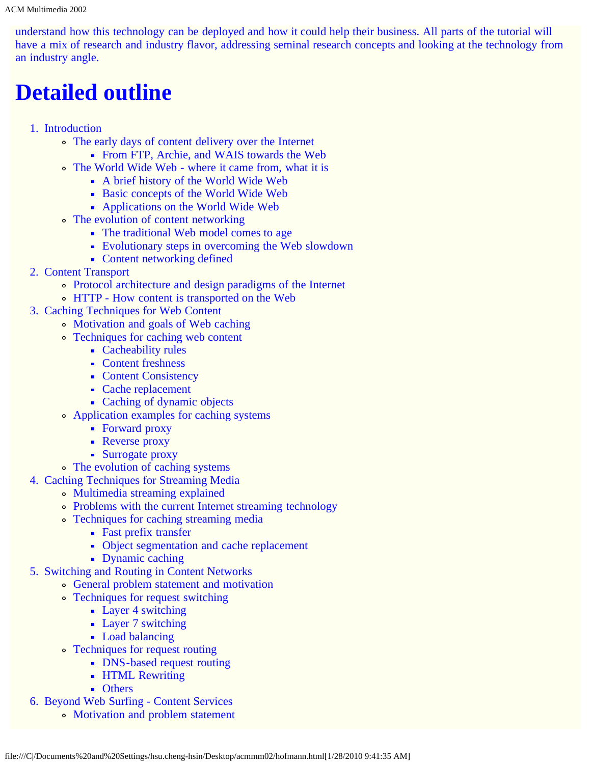understand how this technology can be deployed and how it could help their business. All parts of the tutorial will have a mix of research and industry flavor, addressing seminal research concepts and looking at the technology from an industry angle.

# Detailed outline

1. Introduction
   - The early days of content delivery over the Internet
     - From FTP, Archie, and WAIS towards the Web
   - The World Wide Web - where it came from, what it is
     - A brief history of the World Wide Web
     - Basic concepts of the World Wide Web
     - Applications on the World Wide Web
   - The evolution of content networking
     - The traditional Web model comes to age
     - Evolutionary steps in overcoming the Web slowdown
     - Content networking defined
2. Content Transport
   - Protocol architecture and design paradigms of the Internet
   - HTTP - How content is transported on the Web
3. Caching Techniques for Web Content
   - Motivation and goals of Web caching
   - Techniques for caching web content
     - Cacheability rules
     - Content freshness
     - Content Consistency
     - Cache replacement
     - Caching of dynamic objects
   - Application examples for caching systems
     - Forward proxy
     - Reverse proxy
     - Surrogate proxy
   - The evolution of caching systems
4. Caching Techniques for Streaming Media
   - Multimedia streaming explained
   - Problems with the current Internet streaming technology
   - Techniques for caching streaming media
     - Fast prefix transfer
     - Object segmentation and cache replacement
     - Dynamic caching
5. Switching and Routing in Content Networks
   - General problem statement and motivation
   - Techniques for request switching
     - Layer 4 switching
     - Layer 7 switching
     - Load balancing
   - Techniques for request routing
     - DNS-based request routing
     - HTML Rewriting
     - Others
6. Beyond Web Surfing - Content Services
   - Motivation and problem statement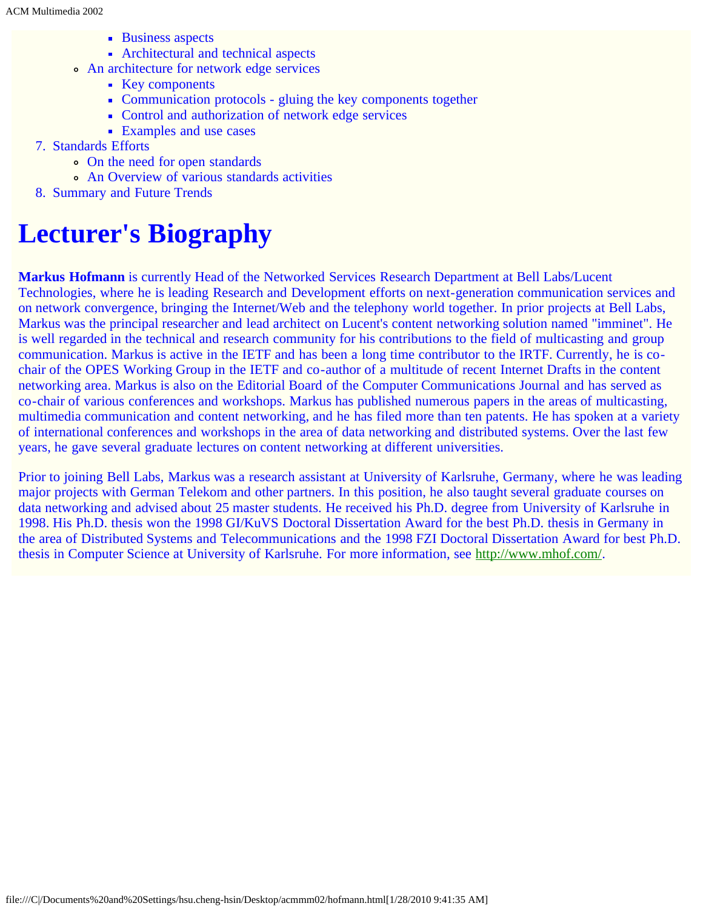- Business aspects
        - Architectural and technical aspects
    - An architecture for network edge services
        - Key components
        - Communication protocols - gluing the key components together
        - Control and authorization of network edge services
        - Examples and use cases
7. Standards Efforts
    - On the need for open standards
    - An Overview of various standards activities
8. Summary and Future Trends

# Lecturer's Biography

**Markus Hofmann** is currently Head of the Networked Services Research Department at Bell Labs/Lucent Technologies, where he is leading Research and Development efforts on next-generation communication services and on network convergence, bringing the Internet/Web and the telephony world together. In prior projects at Bell Labs, Markus was the principal researcher and lead architect on Lucent's content networking solution named "imminet". He is well regarded in the technical and research community for his contributions to the field of multicasting and group communication. Markus is active in the IETF and has been a long time contributor to the IRTF. Currently, he is co-chair of the OPES Working Group in the IETF and co-author of a multitude of recent Internet Drafts in the content networking area. Markus is also on the Editorial Board of the Computer Communications Journal and has served as co-chair of various conferences and workshops. Markus has published numerous papers in the areas of multicasting, multimedia communication and content networking, and he has filed more than ten patents. He has spoken at a variety of international conferences and workshops in the area of data networking and distributed systems. Over the last few years, he gave several graduate lectures on content networking at different universities.

Prior to joining Bell Labs, Markus was a research assistant at University of Karlsruhe, Germany, where he was leading major projects with German Telekom and other partners. In this position, he also taught several graduate courses on data networking and advised about 25 master students. He received his Ph.D. degree from University of Karlsruhe in 1998. His Ph.D. thesis won the 1998 GI/KuVS Doctoral Dissertation Award for the best Ph.D. thesis in Germany in the area of Distributed Systems and Telecommunications and the 1998 FZI Doctoral Dissertation Award for best Ph.D. thesis in Computer Science at University of Karlsruhe. For more information, see http://www.mhof.com/.